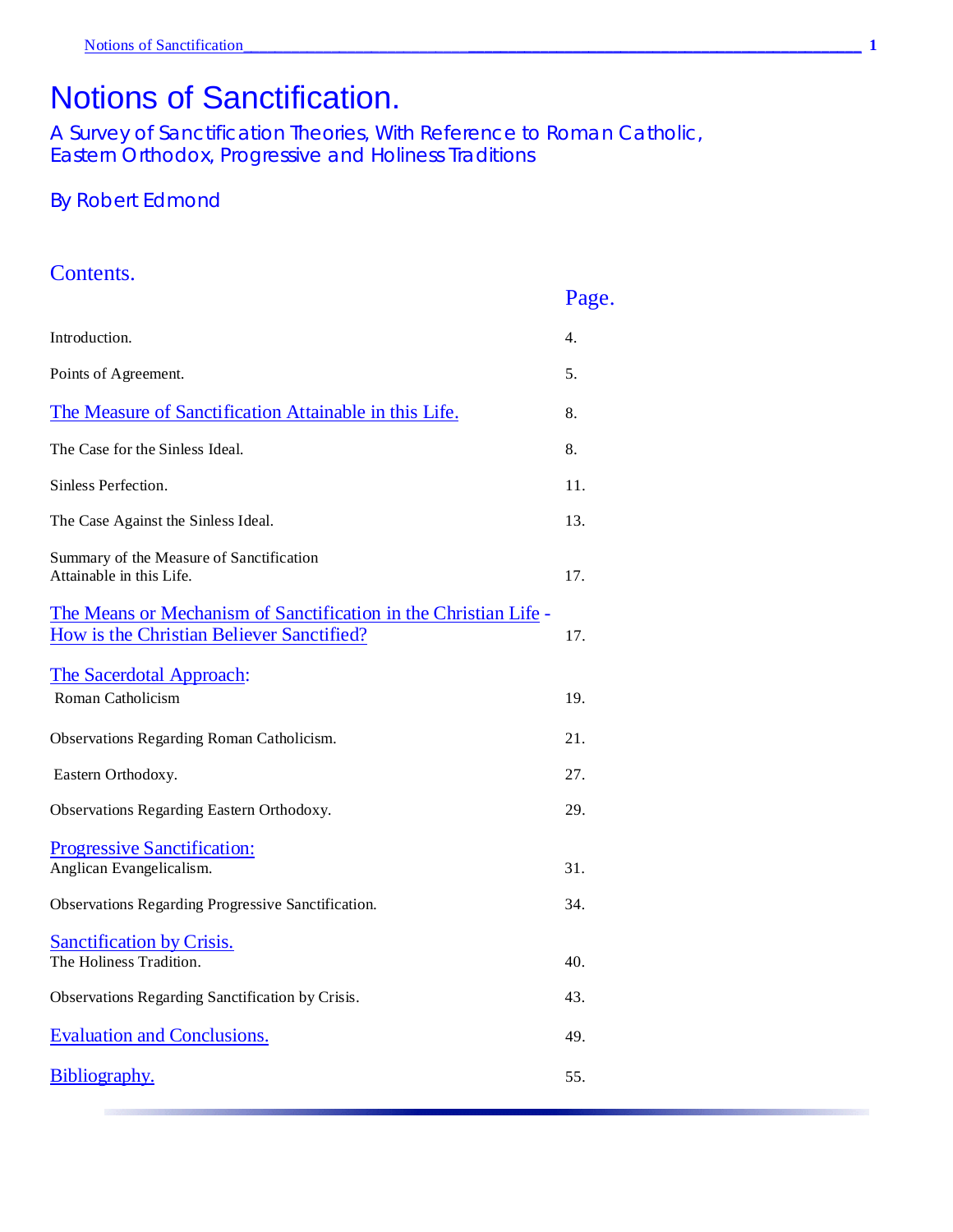# Notions of Sanctification.

A Survey of Sanctification Theories, With Reference to Roman Catholic, Eastern Orthodox, Progressive and Holiness Traditions

By Robert Edmond

## Contents.

| | Page. |
|---|---|
| Introduction. | 4. |
| Points of Agreement. | 5. |
| The Measure of Sanctification Attainable in this Life. | 8. |
| The Case for the Sinless Ideal. | 8. |
| Sinless Perfection. | 11. |
| The Case Against the Sinless Ideal. | 13. |
| Summary of the Measure of Sanctification Attainable in this Life. | 17. |
| The Means or Mechanism of Sanctification in the Christian Life - How is the Christian Believer Sanctified? | 17. |
| The Sacerdotal Approach: Roman Catholicism | 19. |
| Observations Regarding Roman Catholicism. | 21. |
| Eastern Orthodoxy. | 27. |
| Observations Regarding Eastern Orthodoxy. | 29. |
| Progressive Sanctification: Anglican Evangelicalism. | 31. |
| Observations Regarding Progressive Sanctification. | 34. |
| Sanctification by Crisis. The Holiness Tradition. | 40. |
| Observations Regarding Sanctification by Crisis. | 43. |
| Evaluation and Conclusions. | 49. |
| Bibliography. | 55. |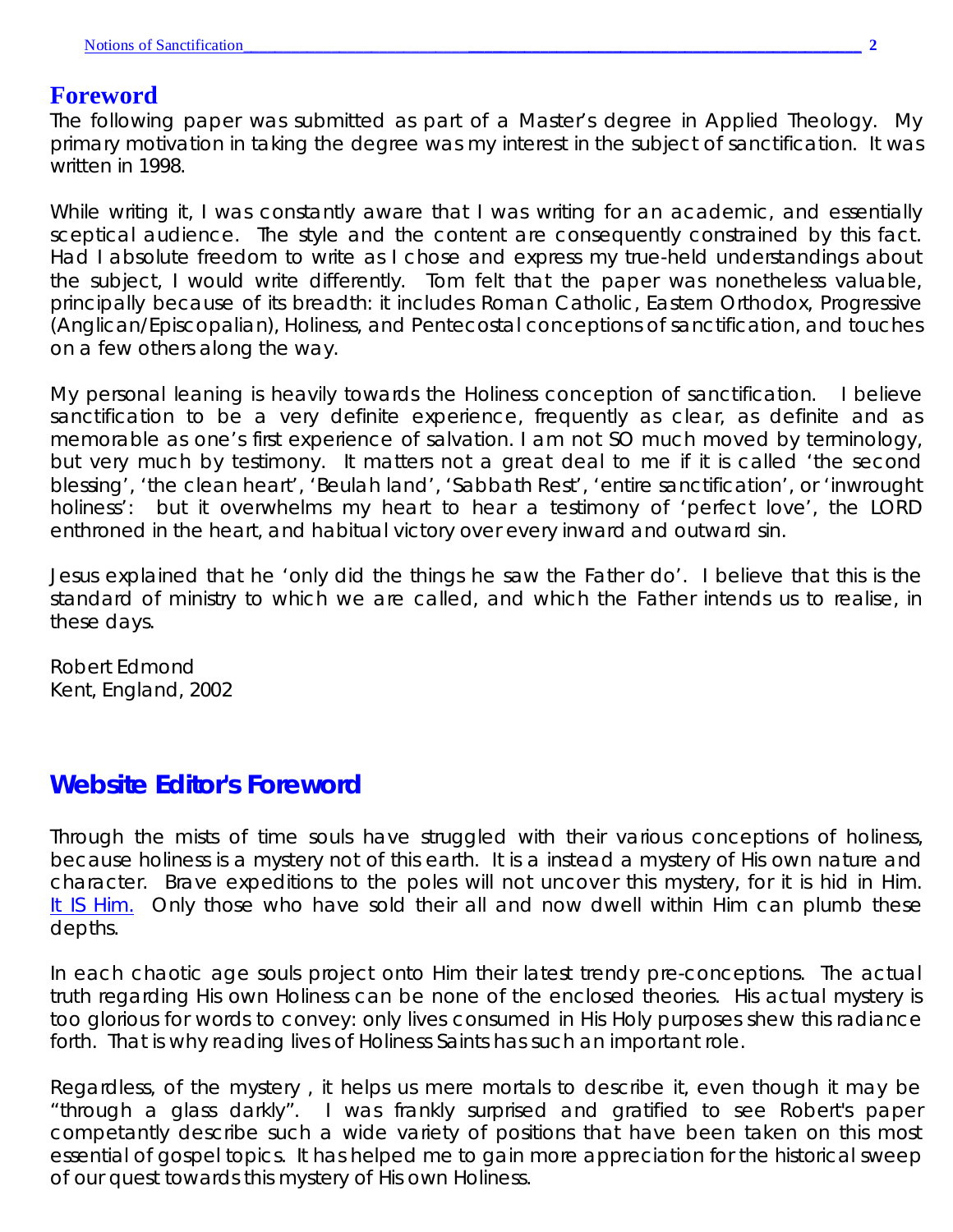## Foreword

The following paper was submitted as part of a Master's degree in Applied Theology. My primary motivation in taking the degree was my interest in the subject of sanctification. It was written in 1998.

While writing it, I was constantly aware that I was writing for an academic, and essentially sceptical audience. The style and the content are consequently constrained by this fact. Had I absolute freedom to write as I chose and express my true-held understandings about the subject, I would write differently. Tom felt that the paper was nonetheless valuable, principally because of its breadth: it includes Roman Catholic, Eastern Orthodox, Progressive (Anglican/Episcopalian), Holiness, and Pentecostal conceptions of sanctification, and touches on a few others along the way.

My personal leaning is heavily towards the Holiness conception of sanctification. I believe sanctification to be a very definite experience, frequently as clear, as definite and as memorable as one's first experience of salvation. I am not SO much moved by terminology, but very much by testimony. It matters not a great deal to me if it is called 'the second blessing', 'the clean heart', 'Beulah land', 'Sabbath Rest', 'entire sanctification', or 'inwrought holiness': but it overwhelms my heart to hear a testimony of 'perfect love', the LORD enthroned in the heart, and habitual victory over every inward and outward sin.

Jesus explained that he 'only did the things he saw the Father do'. I believe that this is the standard of ministry to which we are called, and which the Father intends us to realise, in these days.

Robert Edmond
Kent, England, 2002

## Website Editor's Foreword

Through the mists of time souls have struggled with their various conceptions of holiness, because holiness is a mystery not of this earth. It is a instead a mystery of His own nature and character. Brave expeditions to the poles will not uncover this mystery, for it is hid in Him. It IS Him. Only those who have sold their all and now dwell within Him can plumb these depths.

In each chaotic age souls project onto Him their latest trendy pre-conceptions. The actual truth regarding His own Holiness can be none of the enclosed theories. His actual mystery is too glorious for words to convey: only lives consumed in His Holy purposes shew this radiance forth. That is why reading lives of Holiness Saints has such an important role.

Regardless, of the mystery , it helps us mere mortals to describe it, even though it may be "through a glass darkly". I was frankly surprised and gratified to see Robert's paper competantly describe such a wide variety of positions that have been taken on this most essential of gospel topics. It has helped me to gain more appreciation for the historical sweep of our quest towards this mystery of His own Holiness.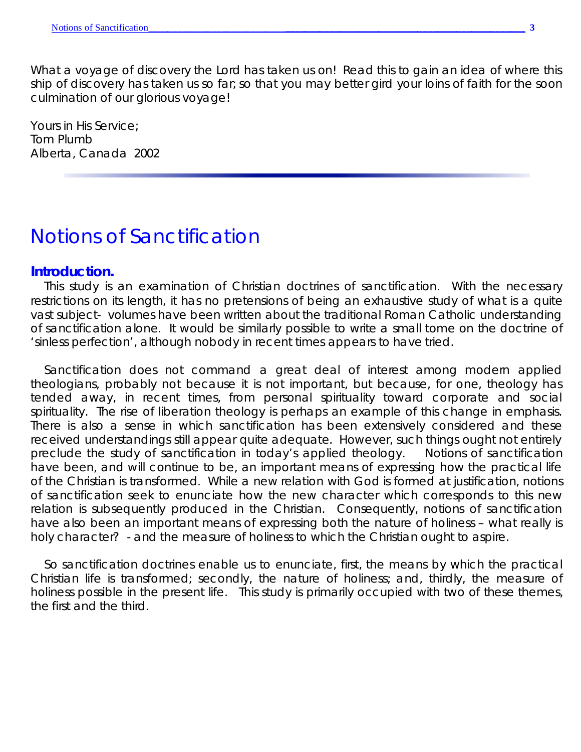What a voyage of discovery the Lord has taken us on! Read this to gain an idea of where this ship of discovery has taken us so far; so that you may better gird your loins of faith for the soon culmination of our glorious voyage!

Yours in His Service;
Tom Plumb
Alberta, Canada 2002

# Notions of Sanctification

## Introduction.

This study is an examination of Christian doctrines of sanctification. With the necessary restrictions on its length, it has no pretensions of being an exhaustive study of what is a quite vast subject- volumes have been written about the traditional Roman Catholic understanding of sanctification alone. It would be similarly possible to write a small tome on the doctrine of 'sinless perfection', although nobody in recent times appears to have tried.

Sanctification does not command a great deal of interest among modern applied theologians, probably not because it is not important, but because, for one, theology has tended away, in recent times, from personal spirituality toward corporate and social spirituality. The rise of liberation theology is perhaps an example of this change in emphasis. There is also a sense in which sanctification has been extensively considered and these received understandings still appear quite adequate. However, such things ought not entirely preclude the study of sanctification in today's applied theology. Notions of sanctification have been, and will continue to be, an important means of expressing how the practical life of the Christian is transformed. While a new relation with God is formed at justification, notions of sanctification seek to enunciate how the new character which corresponds to this new relation is subsequently produced in the Christian. Consequently, notions of sanctification have also been an important means of expressing both the nature of holiness – what really is holy character? - and the measure of holiness to which the Christian ought to aspire.

So sanctification doctrines enable us to enunciate, first, the means by which the practical Christian life is transformed; secondly, the nature of holiness; and, thirdly, the measure of holiness possible in the present life. This study is primarily occupied with two of these themes, the first and the third.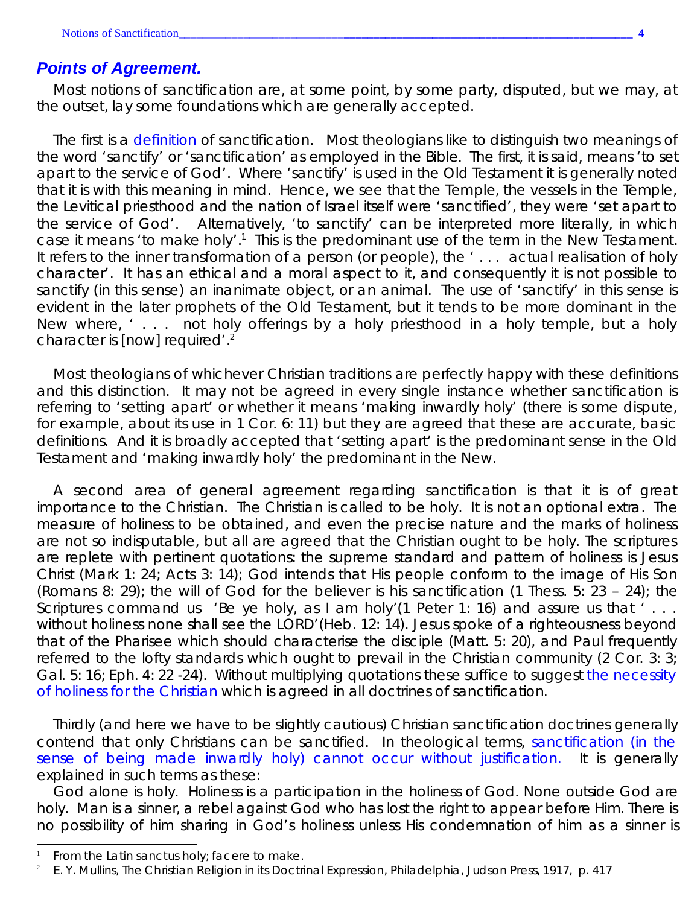### *Points of Agreement.*

Most notions of sanctification are, at some point, by some party, disputed, but we may, at the outset, lay some foundations which are generally accepted.

The first is a definition of sanctification. Most theologians like to distinguish two meanings of the word 'sanctify' or 'sanctification' as employed in the Bible. The first, it is said, means 'to set apart to the service of God'. Where 'sanctify' is used in the Old Testament it is generally noted that it is with this meaning in mind. Hence, we see that the Temple, the vessels in the Temple, the Levitical priesthood and the nation of Israel itself were 'sanctified', they were 'set apart to the service of God'. Alternatively, 'to sanctify' can be interpreted more literally, in which case it means 'to make holy'.[1] This is the predominant use of the term in the New Testament. It refers to the inner transformation of a person (or people), the ' . . . actual realisation of holy character'. It has an ethical and a moral aspect to it, and consequently it is not possible to sanctify (in this sense) an inanimate object, or an animal. The use of 'sanctify' in this sense is evident in the later prophets of the Old Testament, but it tends to be more dominant in the New where, ' . . . not holy offerings by a holy priesthood in a holy temple, but a holy character is [now] required'.[2]

Most theologians of whichever Christian traditions are perfectly happy with these definitions and this distinction. It may not be agreed in every single instance whether sanctification is referring to 'setting apart' or whether it means 'making inwardly holy' (there is some dispute, for example, about its use in 1 Cor. 6: 11) but they are agreed that these are accurate, basic definitions. And it is broadly accepted that 'setting apart' is the predominant sense in the Old Testament and 'making inwardly holy' the predominant in the New.

A second area of general agreement regarding sanctification is that it is of great importance to the Christian. The Christian is called to be holy. It is not an optional extra. The measure of holiness to be obtained, and even the precise nature and the marks of holiness are not so indisputable, but all are agreed that the Christian ought to be holy. The scriptures are replete with pertinent quotations: the supreme standard and pattern of holiness is Jesus Christ (Mark 1: 24; Acts 3: 14); God intends that His people conform to the image of His Son (Romans 8: 29); the will of God for the believer is his sanctification (1 Thess. 5: 23 – 24); the Scriptures command us 'Be ye holy, as I am holy'(1 Peter 1: 16) and assure us that ' . . . without holiness none shall see the LORD'(Heb. 12: 14). Jesus spoke of a righteousness beyond that of the Pharisee which should characterise the disciple (Matt. 5: 20), and Paul frequently referred to the lofty standards which ought to prevail in the Christian community (2 Cor. 3: 3; Gal. 5: 16; Eph. 4: 22 -24). Without multiplying quotations these suffice to suggest the necessity of holiness for the Christian which is agreed in all doctrines of sanctification.

Thirdly (and here we have to be slightly cautious) Christian sanctification doctrines generally contend that only Christians can be sanctified. In theological terms, sanctification (in the sense of being made inwardly holy) cannot occur without justification. It is generally explained in such terms as these:

God alone is holy. Holiness is a participation in the holiness of God. None outside God are holy. Man is a sinner, a rebel against God who has lost the right to appear before Him. There is no possibility of him sharing in God's holiness unless His condemnation of him as a sinner is

---

[1] From the Latin *sanctus* holy; *facere* to make.

[2] E. Y. Mullins, *The Christian Religion in its Doctrinal Expression*, Philadelphia, Judson Press, 1917, p. 417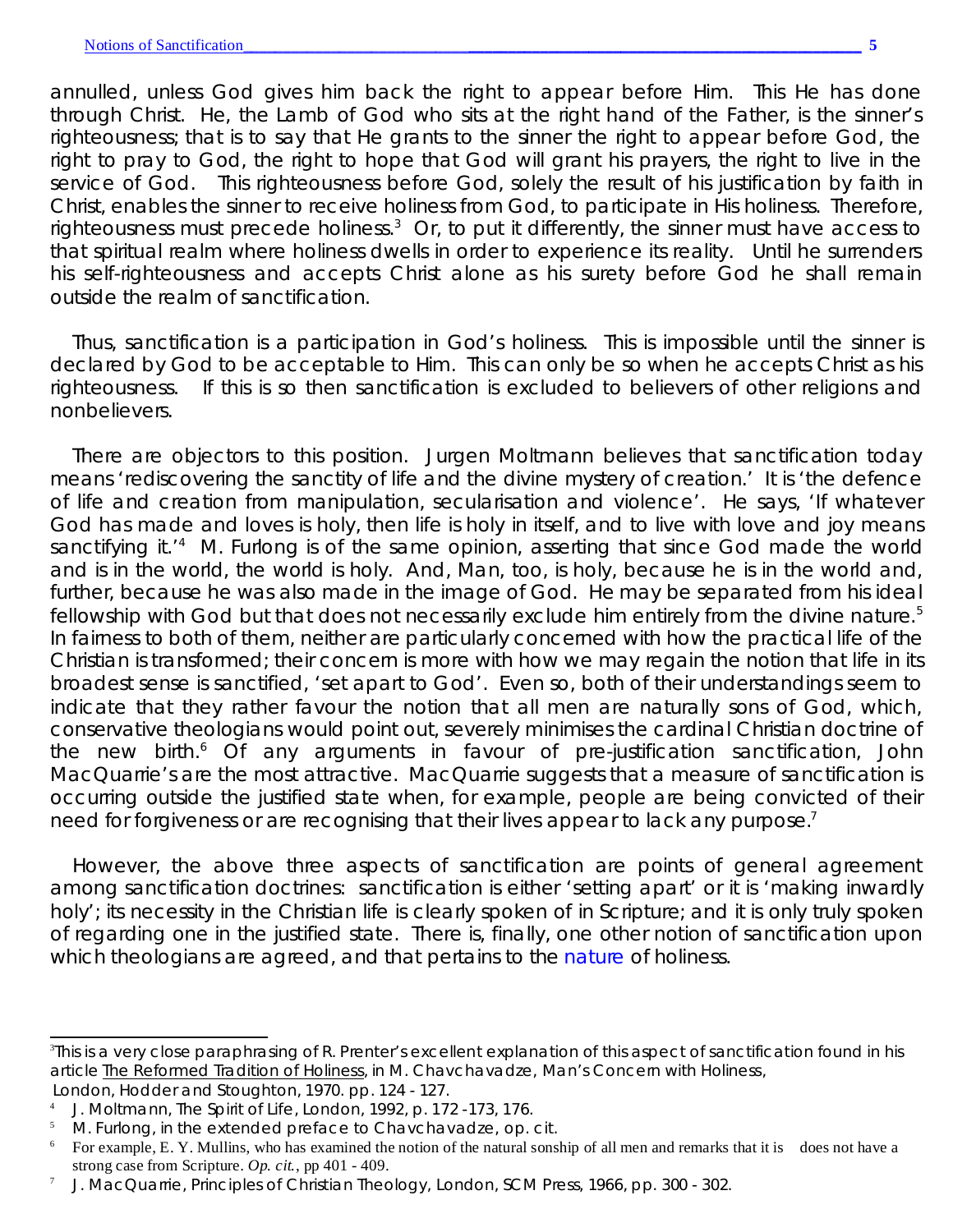annulled, unless God gives him back the right to appear before Him. This He has done through Christ. He, the Lamb of God who sits at the right hand of the Father, is the sinner's righteousness; that is to say that He grants to the sinner the right to appear before God, the right to pray to God, the right to hope that God will grant his prayers, the right to live in the service of God. This righteousness before God, solely the result of his justification by faith in Christ, enables the sinner to receive holiness from God, to participate in His holiness. Therefore, righteousness must precede holiness.[3] Or, to put it differently, the sinner must have access to that spiritual realm where holiness dwells in order to experience its reality. Until he surrenders his self-righteousness and accepts Christ alone as his surety before God he shall remain outside the realm of sanctification.

Thus, sanctification is a participation in God's holiness. This is impossible until the sinner is declared by God to be acceptable to Him. This can only be so when he accepts Christ as his righteousness. If this is so then sanctification is excluded to believers of other religions and nonbelievers.

There are objectors to this position. Jurgen Moltmann believes that sanctification today means 'rediscovering the sanctity of life and the divine mystery of creation.' It is 'the defence of life and creation from manipulation, secularisation and violence'. He says, 'If whatever God has made and loves is holy, then life is holy in itself, and to live with love and joy means sanctifying it.'[4] M. Furlong is of the same opinion, asserting that since God made the world and is in the world, the world is holy. And, Man, too, is holy, because he is in the world and, further, because he was also made in the image of God. He may be separated from his ideal fellowship with God but that does not necessarily exclude him entirely from the divine nature.[5] In fairness to both of them, neither are particularly concerned with how the practical life of the Christian is transformed; their concern is more with how we may regain the notion that life in its broadest sense is sanctified, 'set apart to God'. Even so, both of their understandings seem to indicate that they rather favour the notion that all men are naturally sons of God, which, conservative theologians would point out, severely minimises the cardinal Christian doctrine of the new birth.[6] Of any arguments in favour of pre-justification sanctification, John MacQuarrie's are the most attractive. MacQuarrie suggests that a measure of sanctification is occurring outside the justified state when, for example, people are being convicted of their need for forgiveness or are recognising that their lives appear to lack any purpose.[7]

However, the above three aspects of sanctification are points of general agreement among sanctification doctrines: sanctification is either 'setting apart' or it is 'making inwardly holy'; its necessity in the Christian life is clearly spoken of in Scripture; and it is only truly spoken of regarding one in the justified state. There is, finally, one other notion of sanctification upon which theologians are agreed, and that pertains to the nature of holiness.

---

[3] This is a very close paraphrasing of R. Prenter's excellent explanation of this aspect of sanctification found in his article The Reformed Tradition of Holiness, in M. Chavchavadze, Man's Concern with Holiness, London, Hodder and Stoughton, 1970. pp. 124 - 127.

[4] J. Moltmann, The Spirit of Life, London, 1992, p. 172 -173, 176.

[5] M. Furlong, in the extended preface to Chavchavadze, op. cit.

[6] For example, E. Y. Mullins, who has examined the notion of the natural sonship of all men and remarks that it is does not have a strong case from Scripture. *Op. cit.*, pp 401 - 409.

[7] J. MacQuarrie, Principles of Christian Theology, London, SCM Press, 1966, pp. 300 - 302.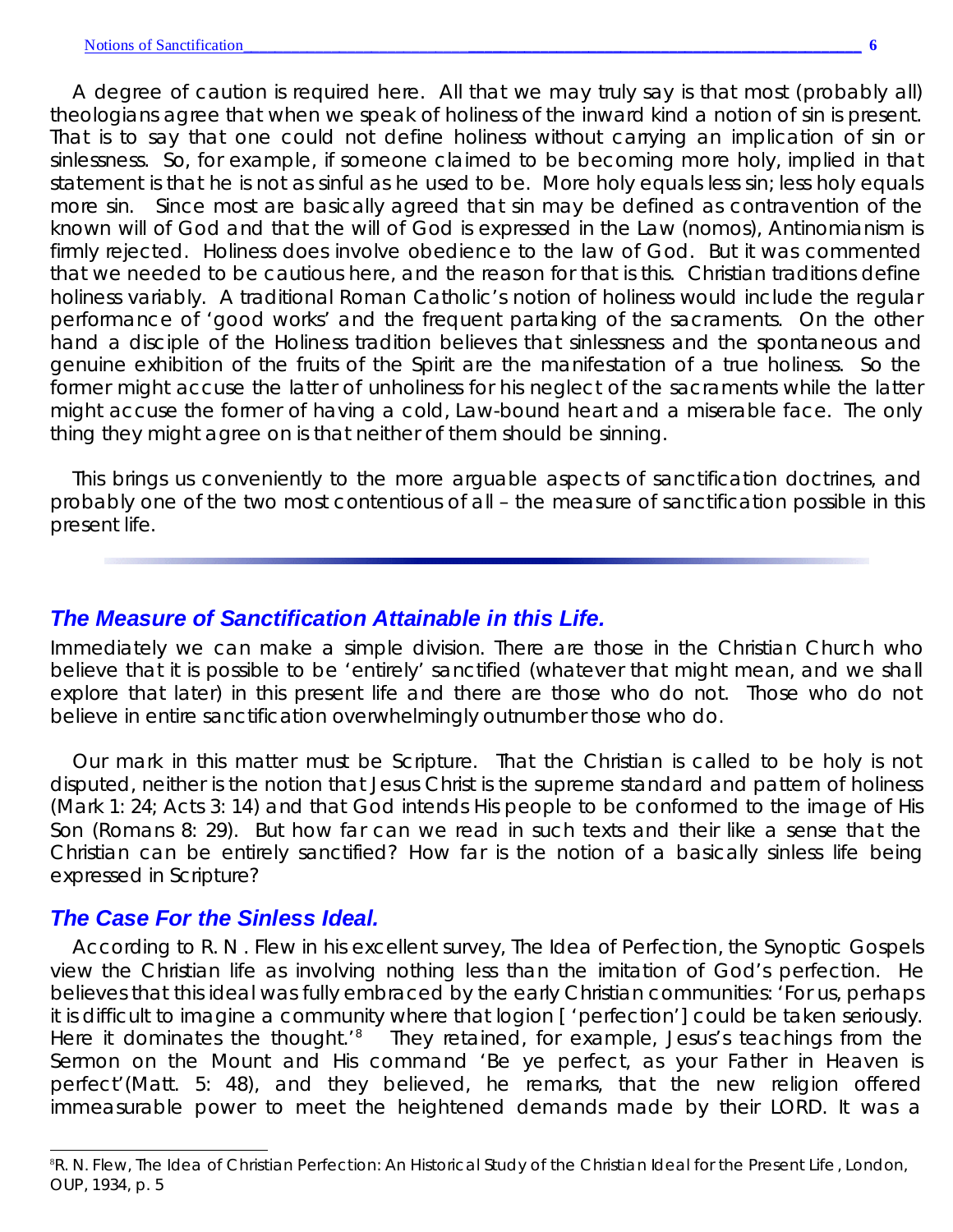A degree of caution is required here. All that we may truly say is that most (probably all) theologians agree that when we speak of holiness of the inward kind a notion of sin is present. That is to say that one could not define holiness without carrying an implication of sin or sinlessness. So, for example, if someone claimed to be becoming more holy, implied in that statement is that he is not as sinful as he used to be. More holy equals less sin; less holy equals more sin. Since most are basically agreed that sin may be defined as contravention of the known will of God and that the will of God is expressed in the Law (nomos), Antinomianism is firmly rejected. Holiness does involve obedience to the law of God. But it was commented that we needed to be cautious here, and the reason for that is this. Christian traditions define holiness variably. A traditional Roman Catholic's notion of holiness would include the regular performance of 'good works' and the frequent partaking of the sacraments. On the other hand a disciple of the Holiness tradition believes that sinlessness and the spontaneous and genuine exhibition of the fruits of the Spirit are the manifestation of a true holiness. So the former might accuse the latter of unholiness for his neglect of the sacraments while the latter might accuse the former of having a cold, Law-bound heart and a miserable face. The only thing they might agree on is that neither of them should be sinning.

This brings us conveniently to the more arguable aspects of sanctification doctrines, and probably one of the two most contentious of all – the measure of sanctification possible in this present life.

## *The Measure of Sanctification Attainable in this Life.*

Immediately we can make a simple division. There are those in the Christian Church who believe that it is possible to be 'entirely' sanctified (whatever that might mean, and we shall explore that later) in this present life and there are those who do not. Those who do not believe in entire sanctification overwhelmingly outnumber those who do.

Our mark in this matter must be Scripture. That the Christian is called to be holy is not disputed, neither is the notion that Jesus Christ is the supreme standard and pattern of holiness (Mark 1: 24; Acts 3: 14) and that God intends His people to be conformed to the image of His Son (Romans 8: 29). But how far can we read in such texts and their like a sense that the Christian can be entirely sanctified? How far is the notion of a basically sinless life being expressed in Scripture?

## *The Case For the Sinless Ideal.*

According to R. N . Flew in his excellent survey, The Idea of Perfection, the Synoptic Gospels view the Christian life as involving nothing less than the imitation of God's perfection. He believes that this ideal was fully embraced by the early Christian communities: 'For us, perhaps it is difficult to imagine a community where that logion [ 'perfection'] could be taken seriously. Here it dominates the thought.'[8] They retained, for example, Jesus's teachings from the Sermon on the Mount and His command 'Be ye perfect, as your Father in Heaven is perfect'(Matt. 5: 48), and they believed, he remarks, that the new religion offered immeasurable power to meet the heightened demands made by their LORD. It was a

[8]R. N. Flew, The Idea of Christian Perfection: An Historical Study of the Christian Ideal for the Present Life , London, OUP, 1934, p. 5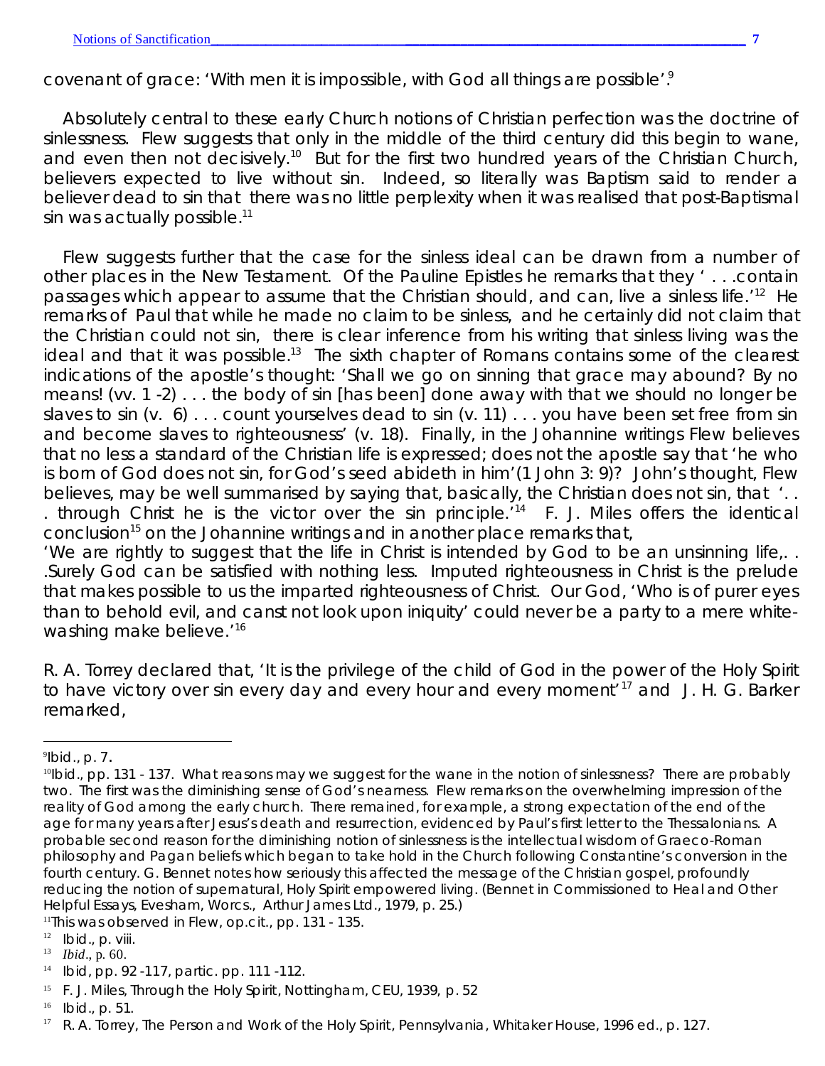covenant of grace: 'With men it is impossible, with God all things are possible'.[9]

Absolutely central to these early Church notions of Christian perfection was the doctrine of sinlessness. Flew suggests that only in the middle of the third century did this begin to wane, and even then not decisively.[10] But for the first two hundred years of the Christian Church, believers expected to live without sin. Indeed, so literally was Baptism said to render a believer dead to sin that there was no little perplexity when it was realised that post-Baptismal sin was actually possible.[11]

Flew suggests further that the case for the sinless ideal can be drawn from a number of other places in the New Testament. Of the Pauline Epistles he remarks that they ' . . .contain passages which appear to assume that the Christian should, and can, live a sinless life.'[12] He remarks of Paul that while he made no claim to be sinless, and he certainly did not claim that the Christian could not sin, there is clear inference from his writing that sinless living was the ideal and that it was possible.[13] The sixth chapter of Romans contains some of the clearest indications of the apostle's thought: 'Shall we go on sinning that grace may abound? By no means! (vv. 1 -2) . . . the body of sin [has been] done away with that we should no longer be slaves to sin (v. 6) . . . count yourselves dead to sin (v. 11) . . . you have been set free from sin and become slaves to righteousness' (v. 18). Finally, in the Johannine writings Flew believes that no less a standard of the Christian life is expressed; does not the apostle say that 'he who is born of God does not sin, for God's seed abideth in him' (1 John 3: 9)? John's thought, Flew believes, may be well summarised by saying that, basically, the Christian does not sin, that '. . . through Christ he is the victor over the sin principle.'[14] F. J. Miles offers the identical conclusion[15] on the Johannine writings and in another place remarks that,

'We are rightly to suggest that the life in Christ is intended by God to be an unsinning life,. . .Surely God can be satisfied with nothing less. Imputed righteousness in Christ is the prelude that makes possible to us the imparted righteousness of Christ. Our God, 'Who is of purer eyes than to behold evil, and canst not look upon iniquity' could never be a party to a mere white-washing make believe.'[16]

R. A. Torrey declared that, 'It is the privilege of the child of God in the power of the Holy Spirit to have victory over sin every day and every hour and every moment'[17] and J. H. G. Barker remarked,

---

[9] Ibid., p. 7.

[10] Ibid., pp. 131 - 137. What reasons may we suggest for the wane in the notion of sinlessness? There are probably two. The first was the diminishing sense of God's nearness. Flew remarks on the overwhelming impression of the reality of God among the early church. There remained, for example, a strong expectation of the end of the age for many years after Jesus's death and resurrection, evidenced by Paul's first letter to the Thessalonians. A probable second reason for the diminishing notion of sinlessness is the intellectual wisdom of Graeco-Roman philosophy and Pagan beliefs which began to take hold in the Church following Constantine's conversion in the fourth century. G. Bennet notes how seriously this affected the message of the Christian gospel, profoundly reducing the notion of supernatural, Holy Spirit empowered living. (Bennet in Commissioned to Heal and Other Helpful Essays, Evesham, Worcs., Arthur James Ltd., 1979, p. 25.)

[11] This was observed in Flew, op.cit., pp. 131 - 135.

[12] Ibid., p. viii.

[13] *Ibid*., p. 60.

[14] Ibid, pp. 92 -117, partic. pp. 111 -112.

[15] F. J. Miles, Through the Holy Spirit, Nottingham, CEU, 1939, p. 52

[16] Ibid., p. 51.

[17] R. A. Torrey, The Person and Work of the Holy Spirit, Pennsylvania, Whitaker House, 1996 ed., p. 127.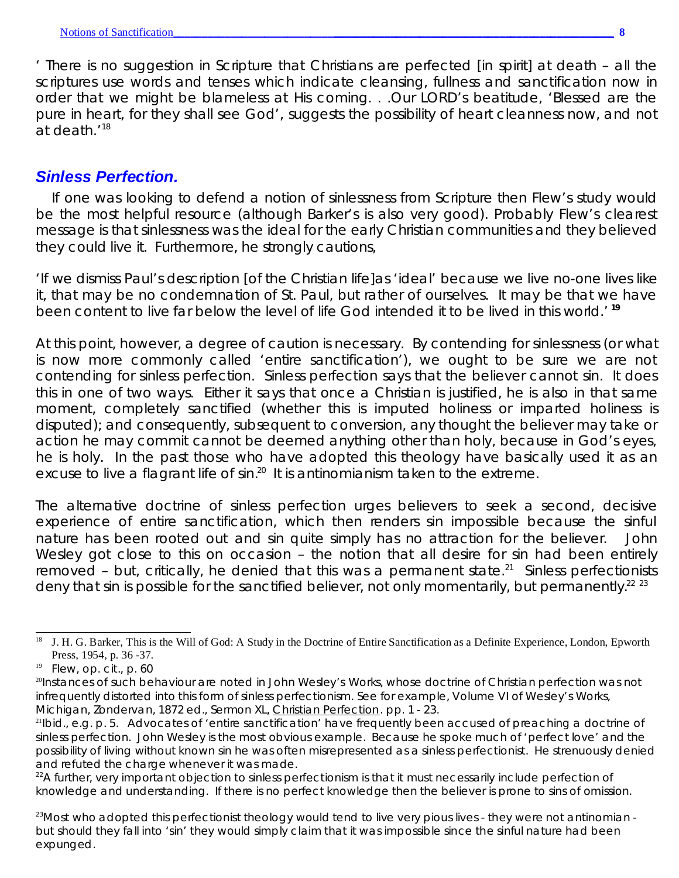' There is no suggestion in Scripture that Christians are perfected [in spirit] at death – all the scriptures use words and tenses which indicate cleansing, fullness and sanctification now in order that we might be blameless at His coming. . .Our LORD's beatitude, 'Blessed are the pure in heart, for they shall see God', suggests the possibility of heart cleanness now, and not at death.'[18]

## *Sinless Perfection.*

If one was looking to defend a notion of sinlessness from Scripture then Flew's study would be the most helpful resource (although Barker's is also very good). Probably Flew's clearest message is that sinlessness was the ideal for the early Christian communities and they believed they could live it. Furthermore, he strongly cautions,

'If we dismiss Paul's description [of the Christian life]as 'ideal' because we live no-one lives like it, that may be no condemnation of St. Paul, but rather of ourselves. It may be that we have been content to live far below the level of life God intended it to be lived in this world.' [19]

At this point, however, a degree of caution is necessary. By contending for sinlessness (or what is now more commonly called 'entire sanctification'), we ought to be sure we are not contending for sinless perfection. Sinless perfection says that the believer cannot sin. It does this in one of two ways. Either it says that once a Christian is justified, he is also in that same moment, completely sanctified (whether this is imputed holiness or imparted holiness is disputed); and consequently, subsequent to conversion, any thought the believer may take or action he may commit cannot be deemed anything other than holy, because in God's eyes, he is holy. In the past those who have adopted this theology have basically used it as an excuse to live a flagrant life of sin.[20] It is antinomianism taken to the extreme.

The alternative doctrine of sinless perfection urges believers to seek a second, decisive experience of entire sanctification, which then renders sin impossible because the sinful nature has been rooted out and sin quite simply has no attraction for the believer. John Wesley got close to this on occasion – the notion that all desire for sin had been entirely removed – but, critically, he denied that this was a permanent state.[21] Sinless perfectionists deny that sin is possible for the sanctified believer, not only momentarily, but permanently.[22] [23]

---

[18] J. H. G. Barker, This is the Will of God: A Study in the Doctrine of Entire Sanctification as a Definite Experience, London, Epworth Press, 1954, p. 36 -37.

[19] Flew, op. cit., p. 60

[20] Instances of such behaviour are noted in John Wesley's Works, whose doctrine of Christian perfection was not infrequently distorted into this form of sinless perfectionism. See for example, Volume VI of Wesley's Works, Michigan, Zondervan, 1872 ed., Sermon XL, Christian Perfection. pp. 1 - 23.

[21] Ibid., e.g. p. 5. Advocates of 'entire sanctification' have frequently been accused of preaching a doctrine of sinless perfection. John Wesley is the most obvious example. Because he spoke much of 'perfect love' and the possibility of living without known sin he was often misrepresented as a sinless perfectionist. He strenuously denied and refuted the charge whenever it was made.

[22] A further, very important objection to sinless perfectionism is that it must necessarily include perfection of knowledge and understanding. If there is no perfect knowledge then the believer is prone to sins of omission.

[23] Most who adopted this perfectionist theology would tend to live very pious lives - they were not antinomian - but should they fall into 'sin' they would simply claim that it was impossible since the sinful nature had been expunged.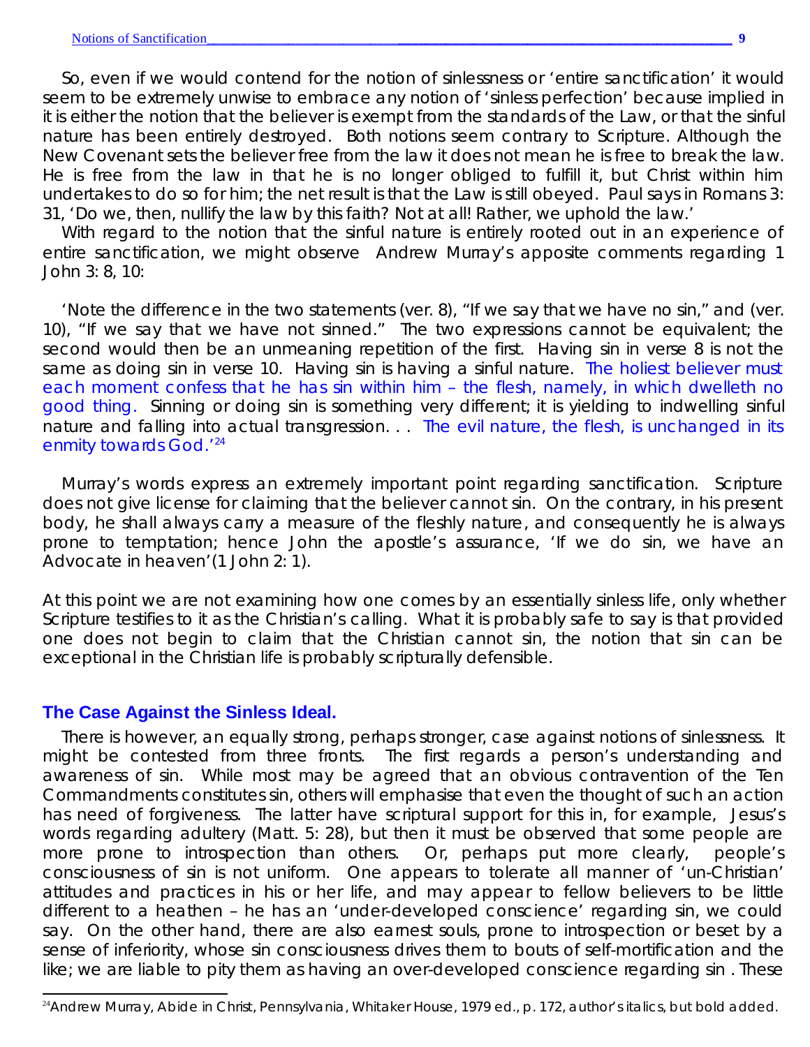So, even if we would contend for the notion of sinlessness or 'entire sanctification' it would seem to be extremely unwise to embrace any notion of 'sinless perfection' because implied in it is either the notion that the believer is exempt from the standards of the Law, or that the sinful nature has been entirely destroyed. Both notions seem contrary to Scripture. Although the New Covenant sets the believer free from the law it does not mean he is free to break the law. He is free from the law in that he is no longer obliged to fulfill it, but Christ within him undertakes to do so for him; the net result is that the Law is still obeyed. Paul says in Romans 3: 31, 'Do we, then, nullify the law by this faith? Not at all! Rather, we uphold the law.'

With regard to the notion that the sinful nature is entirely rooted out in an experience of entire sanctification, we might observe Andrew Murray's apposite comments regarding 1 John 3: 8, 10:

'Note the difference in the two statements (ver. 8), "If we say that we have no sin," and (ver. 10), "If we say that we have not sinned." The two expressions cannot be equivalent; the second would then be an unmeaning repetition of the first. Having sin in verse 8 is not the same as doing sin in verse 10. *Having* sin is having a sinful nature. **The holiest believer must each moment confess that he has sin within him – the flesh, namely, in which dwelleth no good thing.** Sinning or *doing* sin is something very different; it is yielding to indwelling sinful nature and falling into actual transgression. . . **The evil nature, the flesh, is unchanged in its enmity towards God.**'[24]

Murray's words express an extremely important point regarding sanctification. Scripture does not give license for claiming that the believer cannot sin. On the contrary, in his present body, he shall always carry a measure of the fleshly nature, and consequently he is always prone to temptation; hence John the apostle's assurance, 'If we do sin, we have an Advocate in heaven'(1 John 2: 1).

At this point we are not examining how one comes by an essentially sinless life, only whether Scripture testifies to it as the Christian's calling. What it is probably safe to say is that provided one does not begin to claim that the Christian cannot sin, the notion that sin can be exceptional in the Christian life is probably scripturally defensible.

## The Case Against the Sinless Ideal.

There is however, an equally strong, perhaps stronger, case against notions of sinlessness. It might be contested from three fronts. The first regards a person's understanding and awareness of sin. While most may be agreed that an obvious contravention of the Ten Commandments constitutes sin, others will emphasise that even the thought of such an action has need of forgiveness. The latter have scriptural support for this in, for example, Jesus's words regarding adultery (Matt. 5: 28), but then it must be observed that some people are more prone to introspection than others. Or, perhaps put more clearly, people's consciousness of sin is not uniform. One appears to tolerate all manner of 'un-Christian' attitudes and practices in his or her life, and may appear to fellow believers to be little different to a heathen – he has an 'under-developed conscience' regarding sin, we could say. On the other hand, there are also earnest souls, prone to introspection or beset by a sense of inferiority, whose sin consciousness drives them to bouts of self-mortification and the like; we are liable to pity them as having an over-developed conscience regarding sin . These

---

[24] Andrew Murray, *Abide in Christ*, Pennsylvania, Whitaker House, 1979 ed., p. 172, author's italics, but bold added.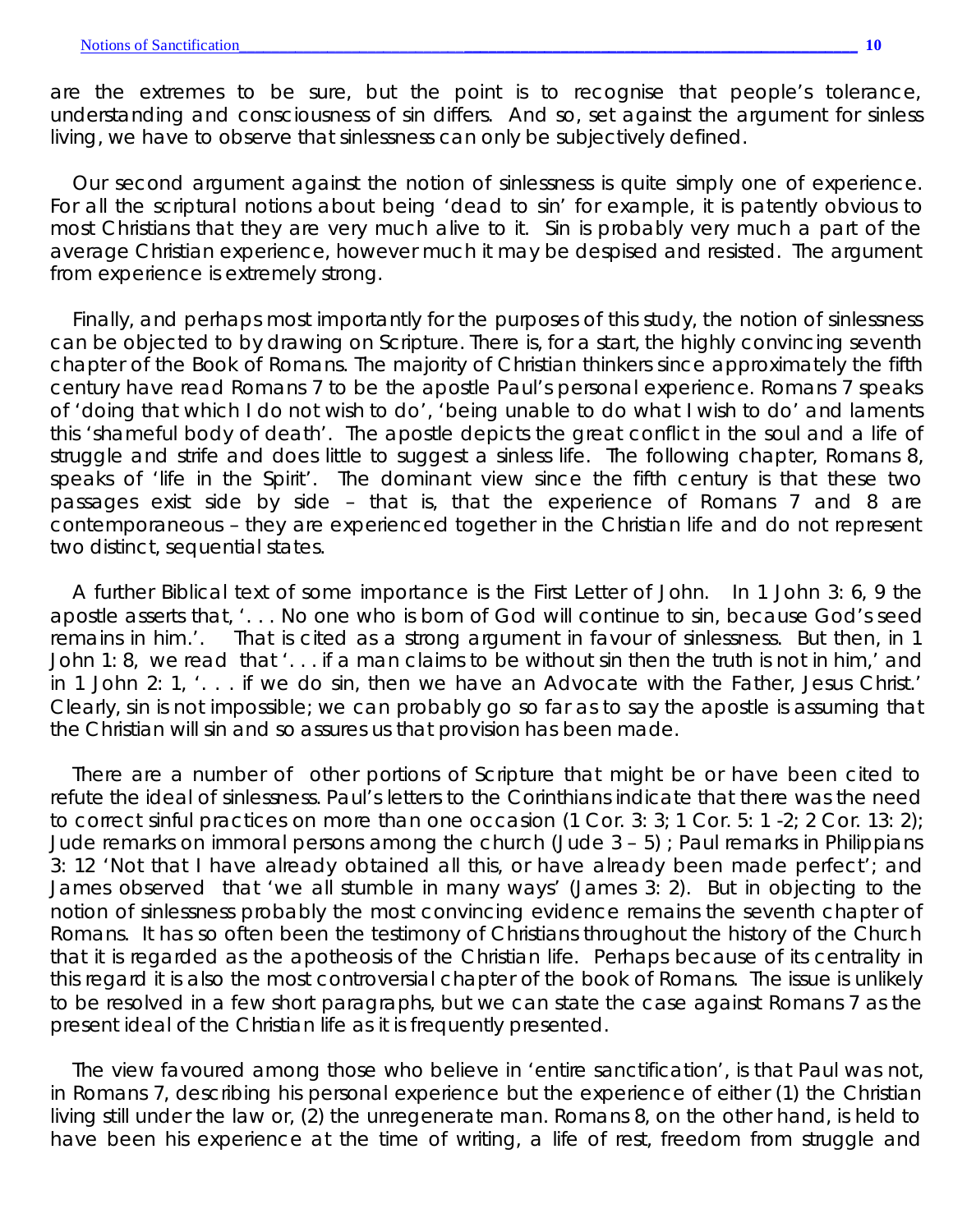are the extremes to be sure, but the point is to recognise that people's tolerance, understanding and consciousness of sin differs. And so, set against the argument for sinless living, we have to observe that sinlessness can only be subjectively defined.

Our second argument against the notion of sinlessness is quite simply one of experience. For all the scriptural notions about being 'dead to sin' for example, it is patently obvious to most Christians that they are very much alive to it. Sin is probably very much a part of the average Christian experience, however much it may be despised and resisted. The argument from experience is extremely strong.

Finally, and perhaps most importantly for the purposes of this study, the notion of sinlessness can be objected to by drawing on Scripture. There is, for a start, the highly convincing seventh chapter of the Book of Romans. The majority of Christian thinkers since approximately the fifth century have read Romans 7 to be the apostle Paul's personal experience. Romans 7 speaks of 'doing that which I do not wish to do', 'being unable to do what I wish to do' and laments this 'shameful body of death'. The apostle depicts the great conflict in the soul and a life of struggle and strife and does little to suggest a sinless life. The following chapter, Romans 8, speaks of 'life in the Spirit'. The dominant view since the fifth century is that these two passages exist side by side – that is, that the experience of Romans 7 and 8 are contemporaneous – they are experienced together in the Christian life and do not represent two distinct, sequential states.

A further Biblical text of some importance is the First Letter of John. In 1 John 3: 6, 9 the apostle asserts that, '. . . No one who is born of God will continue to sin, because God's seed remains in him.'. That is cited as a strong argument in favour of sinlessness. But then, in 1 John 1: 8, we read that '. . . if a man claims to be without sin then the truth is not in him,' and in 1 John 2: 1, '. . . if we do sin, then we have an Advocate with the Father, Jesus Christ.' Clearly, sin is not impossible; we can probably go so far as to say the apostle is assuming that the Christian will sin and so assures us that provision has been made.

There are a number of other portions of Scripture that might be or have been cited to refute the ideal of sinlessness. Paul's letters to the Corinthians indicate that there was the need to correct sinful practices on more than one occasion (1 Cor. 3: 3; 1 Cor. 5: 1 -2; 2 Cor. 13: 2); Jude remarks on immoral persons among the church (Jude 3 – 5) ; Paul remarks in Philippians 3: 12 'Not that I have already obtained all this, or have already been made perfect'; and James observed that 'we all stumble in many ways' (James 3: 2). But in objecting to the notion of sinlessness probably the most convincing evidence remains the seventh chapter of Romans. It has so often been the testimony of Christians throughout the history of the Church that it is regarded as the apotheosis of the Christian life. Perhaps because of its centrality in this regard it is also the most controversial chapter of the book of Romans. The issue is unlikely to be resolved in a few short paragraphs, but we can state the case against Romans 7 as the present ideal of the Christian life as it is frequently presented.

The view favoured among those who believe in 'entire sanctification', is that Paul was not, in Romans 7, describing his personal experience but the experience of either (1) the Christian living still under the law or, (2) the unregenerate man. Romans 8, on the other hand, is held to have been his experience at the time of writing, a life of rest, freedom from struggle and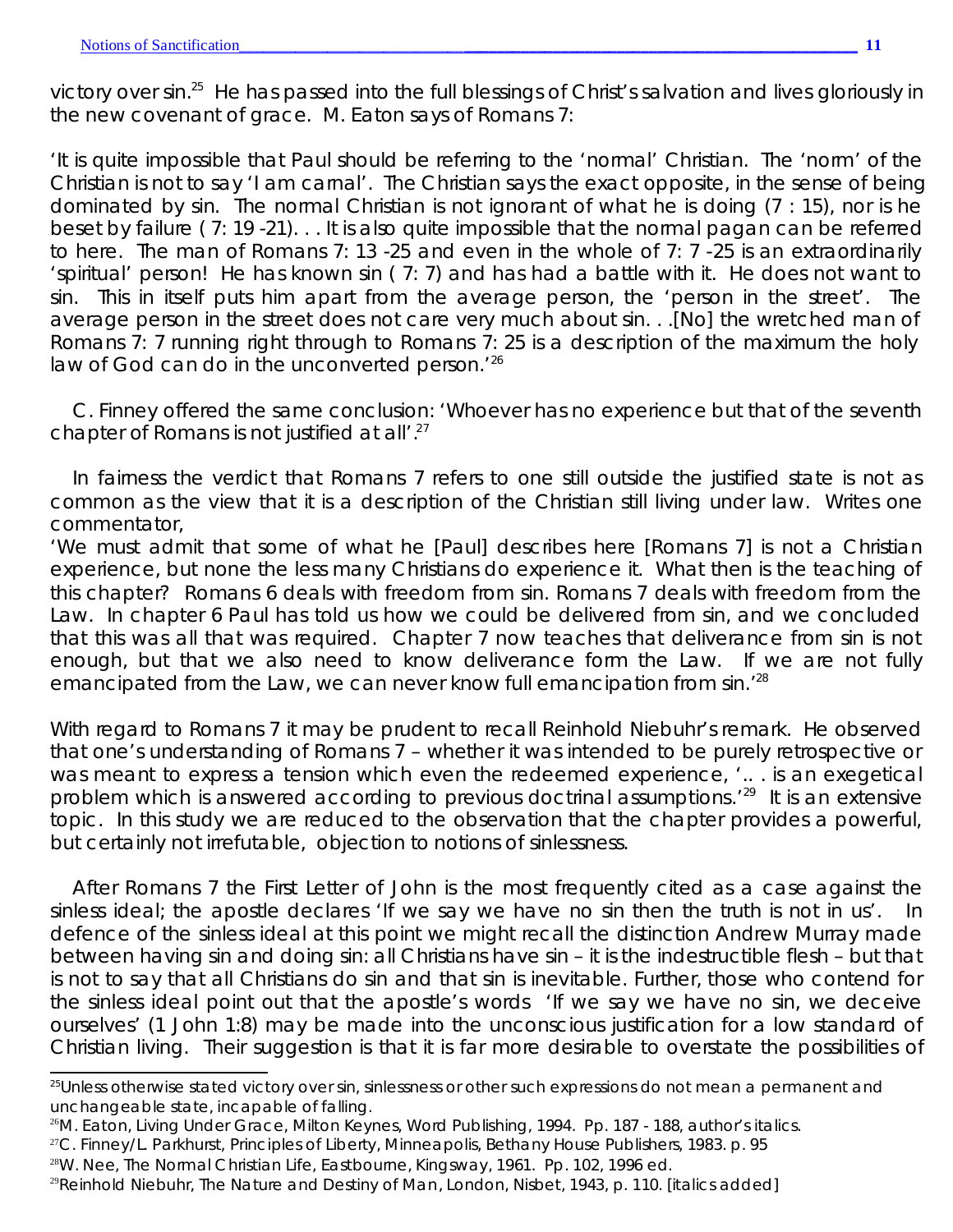victory over sin.[25] He has passed into the full blessings of Christ's salvation and lives gloriously in the new covenant of grace. M. Eaton says of Romans 7:

'It is quite impossible that Paul should be referring to the 'normal' Christian. The 'norm' of the Christian is not to say 'I am carnal'. The Christian says the exact opposite, in the sense of being dominated by sin. The normal Christian is not ignorant of what he is doing (7 : 15), nor is he beset by failure ( 7: 19 -21). . . It is also quite impossible that the normal pagan can be referred to here. The man of Romans 7: 13 -25 and even in the whole of 7: 7 -25 is an extraordinarily 'spiritual' person! He has known sin ( 7: 7) and has had a battle with it. He does not want to sin. This in itself puts him apart from the average person, the 'person in the street'. The average person in the street does not care very much about sin. . .[No] the wretched man of Romans 7: 7 running right through to Romans 7: 25 is a description of the maximum the holy law of God can do in the unconverted person.'[26]

C. Finney offered the same conclusion: 'Whoever has no experience but that of the seventh chapter of Romans is not justified at all'.[27]

In fairness the verdict that Romans 7 refers to one still outside the justified state is not as common as the view that it is a description of the Christian still living under law. Writes one commentator,

'We must admit that some of what he [Paul] describes here [Romans 7] is not a Christian experience, but none the less many Christians do experience it. What then is the teaching of this chapter? Romans 6 deals with freedom from sin. Romans 7 deals with freedom from the Law. In chapter 6 Paul has told us how we could be delivered from sin, and we concluded that this was all that was required. Chapter 7 now teaches that deliverance from sin is not enough, but that we also need to know deliverance form the Law. If we are not fully emancipated from the Law, we can never know full emancipation from sin.'[28]

With regard to Romans 7 it may be prudent to recall Reinhold Niebuhr's remark. He observed that one's understanding of Romans 7 – whether it was intended to be purely retrospective or was meant to express a tension which even the redeemed experience, '.. . is an exegetical problem which is answered according to previous doctrinal assumptions.'[29] It is an extensive topic. In this study we are reduced to the observation that the chapter provides a powerful, but certainly not irrefutable, objection to notions of sinlessness.

After Romans 7 the First Letter of John is the most frequently cited as a case against the sinless ideal; the apostle declares 'If we say we have no sin then the truth is not in us'. In defence of the sinless ideal at this point we might recall the distinction Andrew Murray made between having sin and doing sin: all Christians have sin – it is the indestructible flesh – but that is not to say that all Christians do sin and that sin is inevitable. Further, those who contend for the sinless ideal point out that the apostle's words 'If we say we have no sin, we deceive ourselves' (1 John 1:8) may be made into the unconscious justification for a low standard of Christian living. Their suggestion is that it is far more desirable to overstate the possibilities of

---

[25] Unless otherwise stated victory over sin, sinlessness or other such expressions do not mean a permanent and unchangeable state, incapable of falling.

[26] M. Eaton, Living Under Grace, Milton Keynes, Word Publishing, 1994. Pp. 187 - 188, author's italics.

[27] C. Finney/L. Parkhurst, Principles of Liberty, Minneapolis, Bethany House Publishers, 1983. p. 95

[28] W. Nee, The Normal Christian Life, Eastbourne, Kingsway, 1961. Pp. 102, 1996 ed.

[29] Reinhold Niebuhr, The Nature and Destiny of Man, London, Nisbet, 1943, p. 110. [italics added]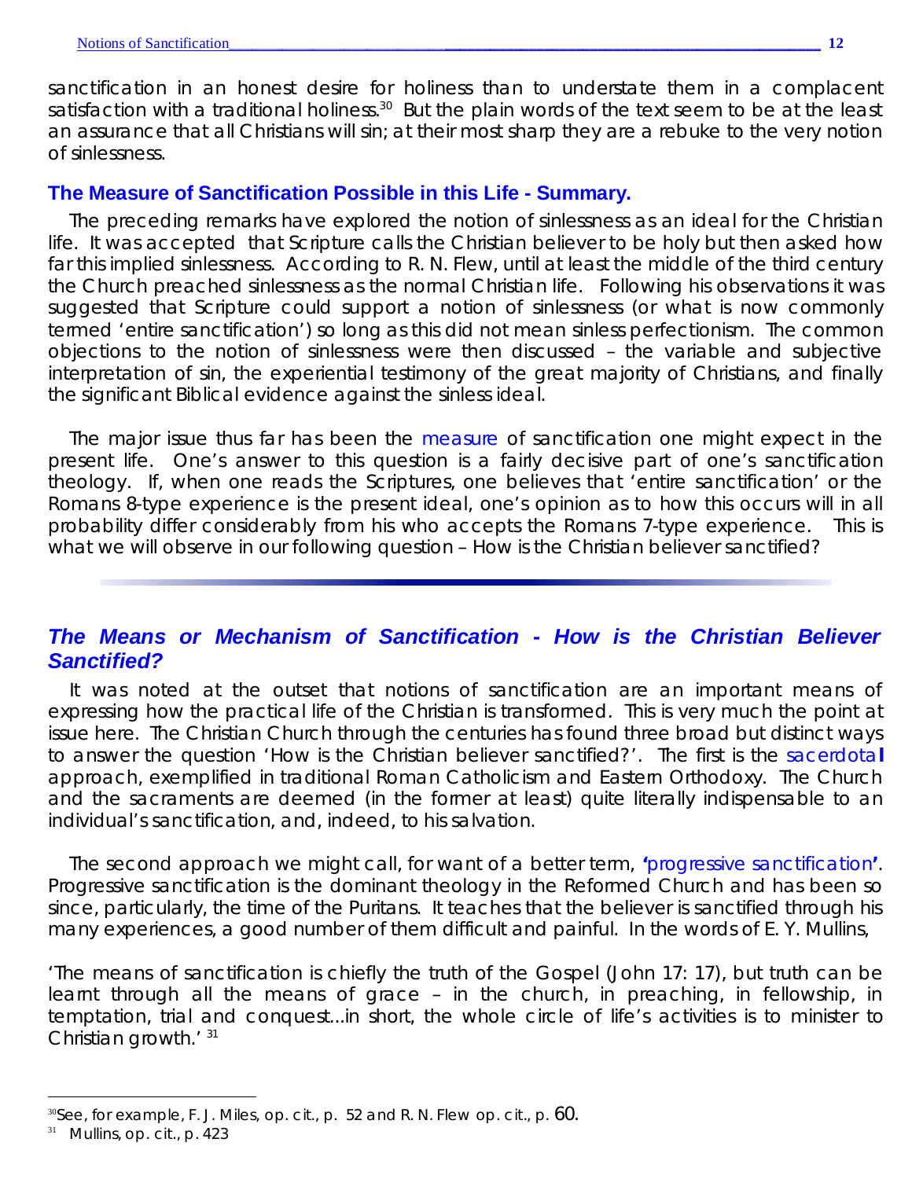sanctification in an honest desire for holiness than to understate them in a complacent satisfaction with a traditional holiness.[30] But the plain words of the text seem to be at the least an assurance that all Christians will sin; at their most sharp they are a rebuke to the very notion of sinlessness.

### The Measure of Sanctification Possible in this Life - Summary.

The preceding remarks have explored the notion of sinlessness as an ideal for the Christian life. It was accepted that Scripture calls the Christian believer to be holy but then asked how far this implied sinlessness. According to R. N. Flew, until at least the middle of the third century the Church preached sinlessness as the normal Christian life. Following his observations it was suggested that Scripture could support a notion of sinlessness (or what is now commonly termed 'entire sanctification') so long as this did not mean sinless perfectionism. The common objections to the notion of sinlessness were then discussed – the variable and subjective interpretation of sin, the experiential testimony of the great majority of Christians, and finally the significant Biblical evidence against the sinless ideal.

The major issue thus far has been the measure of sanctification one might expect in the present life. One's answer to this question is a fairly decisive part of one's sanctification theology. If, when one reads the Scriptures, one believes that 'entire sanctification' or the Romans 8-type experience is the present ideal, one's opinion as to how this occurs will in all probability differ considerably from his who accepts the Romans 7-type experience. This is what we will observe in our following question – How is the Christian believer sanctified?

---

## *The Means or Mechanism of Sanctification - How is the Christian Believer Sanctified?*

It was noted at the outset that notions of sanctification are an important means of expressing how the practical life of the Christian is transformed. This is very much the point at issue here. The Christian Church through the centuries has found three broad but distinct ways to answer the question 'How is the Christian believer sanctified?'. The first is the **sacerdotal** approach, exemplified in traditional Roman Catholicism and Eastern Orthodoxy. The Church and the sacraments are deemed (in the former at least) quite literally indispensable to an individual's sanctification, and, indeed, to his salvation.

The second approach we might call, for want of a better term, **'progressive sanctification'**. Progressive sanctification is the dominant theology in the Reformed Church and has been so since, particularly, the time of the Puritans. It teaches that the believer is sanctified through his many experiences, a good number of them difficult and painful. In the words of E. Y. Mullins,

'The means of sanctification is chiefly the truth of the Gospel (John 17: 17), but truth can be learnt through all the means of grace – in the church, in preaching, in fellowship, in temptation, trial and conquest...in short, the whole circle of life's activities is to minister to Christian growth.' [31]

---

[30] See, for example, F. J. Miles, op. cit., p. 52 and R. N. Flew op. cit., p. 60.

[31] Mullins, op. cit., p. 423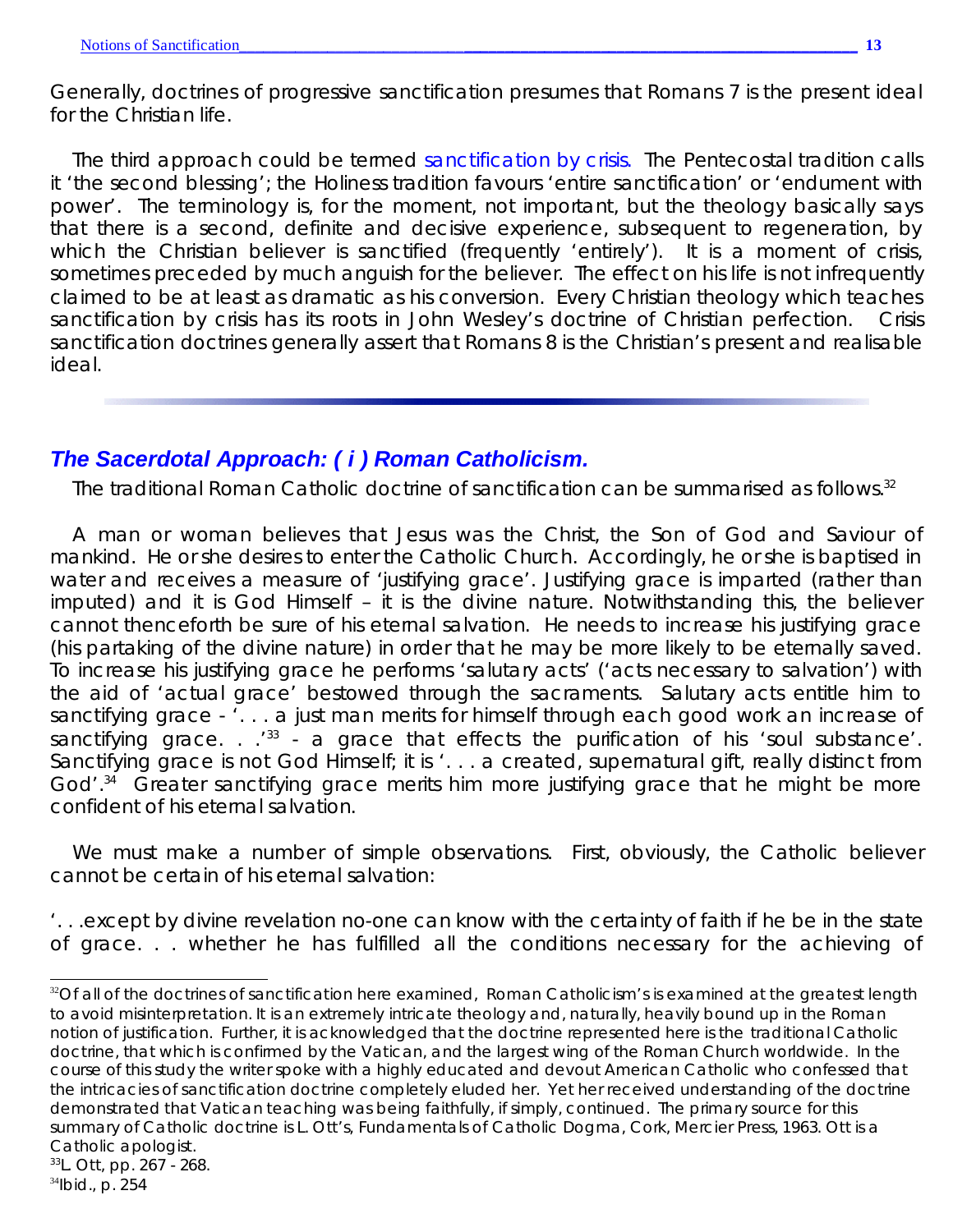Generally, doctrines of progressive sanctification presumes that Romans 7 is the present ideal for the Christian life.

The third approach could be termed sanctification by crisis. The Pentecostal tradition calls it 'the second blessing'; the Holiness tradition favours 'entire sanctification' or 'endument with power'. The terminology is, for the moment, not important, but the theology basically says that there is a second, definite and decisive experience, subsequent to regeneration, by which the Christian believer is sanctified (frequently 'entirely'). It is a moment of crisis, sometimes preceded by much anguish for the believer. The effect on his life is not infrequently claimed to be at least as dramatic as his conversion. Every Christian theology which teaches sanctification by crisis has its roots in John Wesley's doctrine of Christian perfection. Crisis sanctification doctrines generally assert that Romans 8 is the Christian's present and realisable ideal.

---

## *The Sacerdotal Approach: ( i ) Roman Catholicism.*

The traditional Roman Catholic doctrine of sanctification can be summarised as follows.[32]

A man or woman believes that Jesus was the Christ, the Son of God and Saviour of mankind. He or she desires to enter the Catholic Church. Accordingly, he or she is baptised in water and receives a measure of 'justifying grace'. Justifying grace is imparted (rather than imputed) and it is God Himself – it is the divine nature. Notwithstanding this, the believer cannot thenceforth be sure of his eternal salvation. He needs to increase his justifying grace (his partaking of the divine nature) in order that he may be more likely to be eternally saved. To increase his justifying grace he performs 'salutary acts' ('acts necessary to salvation') with the aid of 'actual grace' bestowed through the sacraments. Salutary acts entitle him to sanctifying grace - '. . . a just man merits for himself through each good work an increase of sanctifying grace. . .'[33] - a grace that effects the purification of his 'soul substance'. Sanctifying grace is not God Himself; it is '. . . a created, supernatural gift, really distinct from God'.[34] Greater sanctifying grace merits him more justifying grace that he might be more confident of his eternal salvation.

We must make a number of simple observations. First, obviously, the Catholic believer cannot be certain of his eternal salvation:

'. . .except by divine revelation no-one can know with the certainty of faith if he be in the state of grace. . . whether he has fulfilled all the conditions necessary for the achieving of

---

[32] Of all of the doctrines of sanctification here examined, Roman Catholicism's is examined at the greatest length to avoid misinterpretation. It is an extremely intricate theology and, naturally, heavily bound up in the Roman notion of justification. Further, it is acknowledged that the doctrine represented here is the traditional Catholic doctrine, that which is confirmed by the Vatican, and the largest wing of the Roman Church worldwide. In the course of this study the writer spoke with a highly educated and devout American Catholic who confessed that the intricacies of sanctification doctrine completely eluded her. Yet her received understanding of the doctrine demonstrated that Vatican teaching was being faithfully, if simply, continued. The primary source for this summary of Catholic doctrine is L. Ott's, Fundamentals of Catholic Dogma, Cork, Mercier Press, 1963. Ott is a Catholic apologist.

[33] L. Ott, pp. 267 - 268.

[34] Ibid., p. 254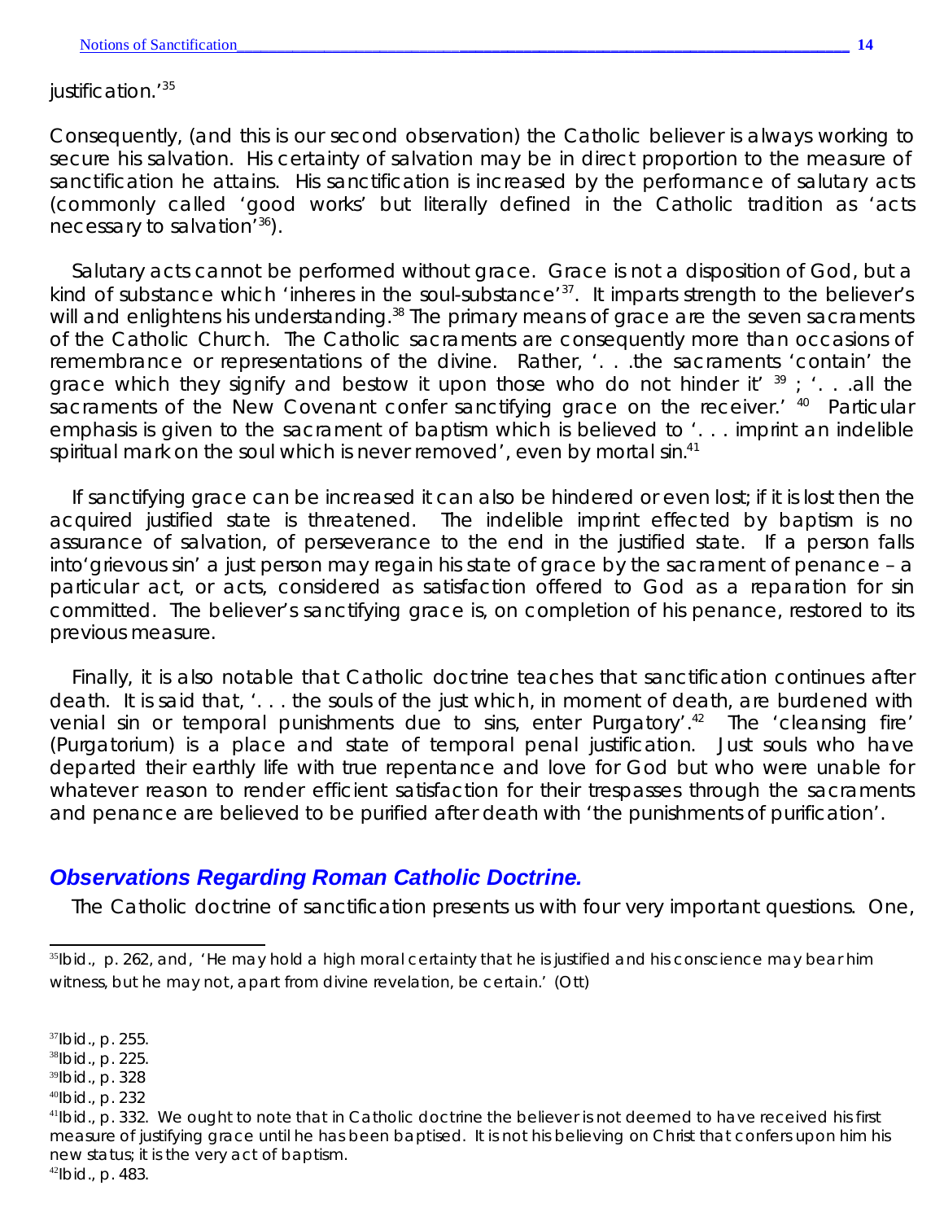justification.'[35]

Consequently, (and this is our second observation) the Catholic believer is always working to secure his salvation. His certainty of salvation may be in direct proportion to the measure of sanctification he attains. His sanctification is increased by the performance of salutary acts (commonly called 'good works' but literally defined in the Catholic tradition as 'acts necessary to salvation'[36]).

Salutary acts cannot be performed without grace. Grace is not a disposition of God, but a kind of substance which 'inheres in the soul-substance'[37]. It imparts strength to the believer's will and enlightens his understanding.[38] The primary means of grace are the seven sacraments of the Catholic Church. The Catholic sacraments are consequently more than occasions of remembrance or representations of the divine. Rather, '. . .the sacraments 'contain' the grace which they signify and bestow it upon those who do not hinder it' [39] ; '. . .all the sacraments of the New Covenant confer sanctifying grace on the receiver.' [40] Particular emphasis is given to the sacrament of baptism which is believed to '. . . imprint an indelible spiritual mark on the soul which is never removed', even by mortal sin.[41]

If sanctifying grace can be increased it can also be hindered or even lost; if it is lost then the acquired justified state is threatened. The indelible imprint effected by baptism is no assurance of salvation, of perseverance to the end in the justified state. If a person falls into'grievous sin' a just person may regain his state of grace by the sacrament of penance – a particular act, or acts, considered as satisfaction offered to God as a reparation for sin committed. The believer's sanctifying grace is, on completion of his penance, restored to its previous measure.

Finally, it is also notable that Catholic doctrine teaches that sanctification continues after death. It is said that, '. . . the souls of the just which, in moment of death, are burdened with venial sin or temporal punishments due to sins, enter Purgatory'.[42] The 'cleansing fire' (Purgatorium) is a place and state of temporal penal justification. Just souls who have departed their earthly life with true repentance and love for God but who were unable for whatever reason to render efficient satisfaction for their trespasses through the sacraments and penance are believed to be purified after death with 'the punishments of purification'.

## *Observations Regarding Roman Catholic Doctrine.*

The Catholic doctrine of sanctification presents us with four very important questions. One,

---

[35] Ibid., p. 262, and, 'He may hold a high moral certainty that he is justified and his conscience may bear him witness, but he may not, apart from divine revelation, be certain.' (Ott)

[37] Ibid., p. 255.
[38] Ibid., p. 225.
[39] Ibid., p. 328
[40] Ibid., p. 232
[41] Ibid., p. 332. We ought to note that in Catholic doctrine the believer is not deemed to have received his first measure of justifying grace until he has been baptised. It is not his believing on Christ that confers upon him his new status; it is the very act of baptism.
[42] Ibid., p. 483.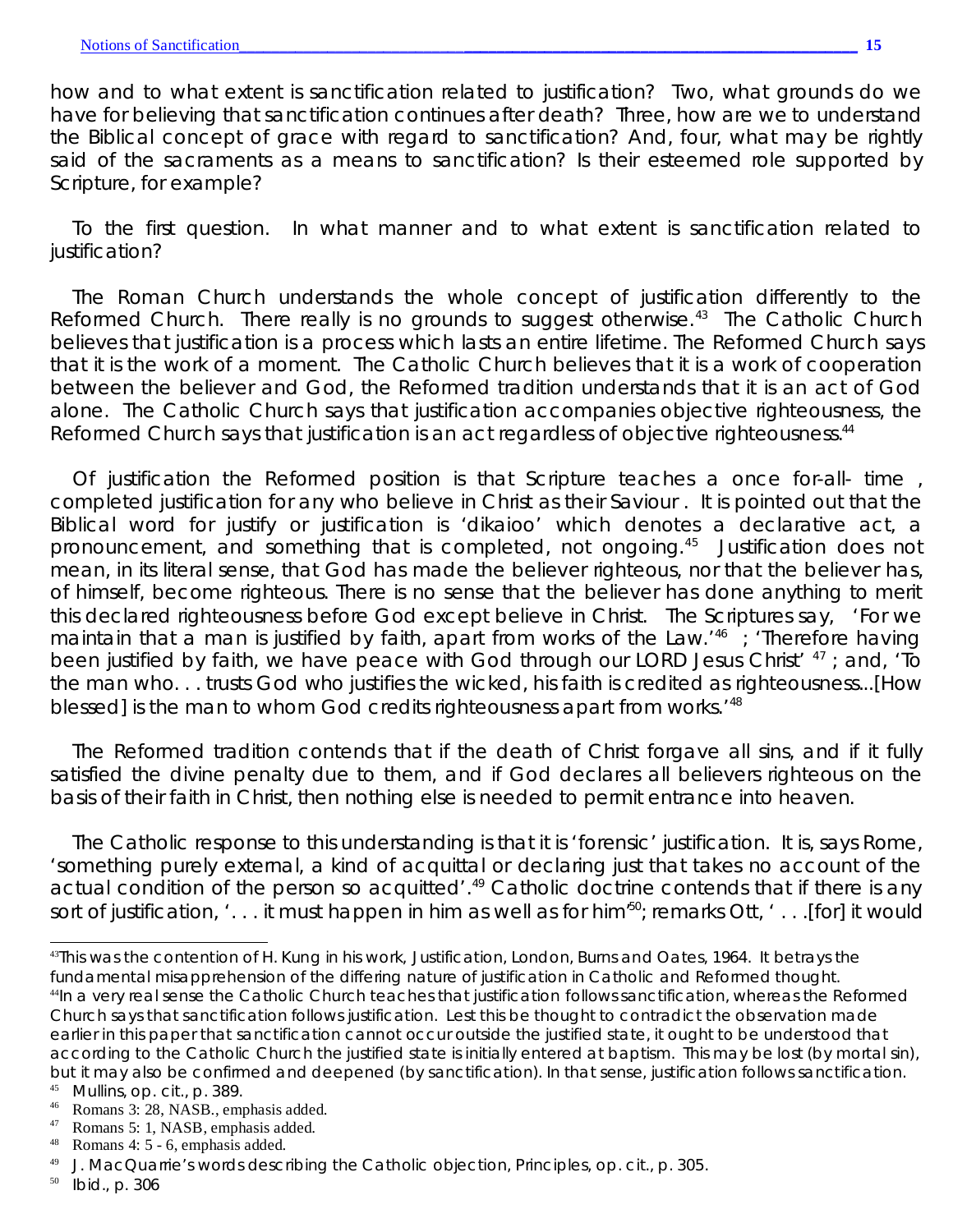how and to what extent is sanctification related to justification? Two, what grounds do we have for believing that sanctification continues after death? Three, how are we to understand the Biblical concept of grace with regard to sanctification? And, four, what may be rightly said of the sacraments as a means to sanctification? Is their esteemed role supported by Scripture, for example?

To the first question. In what manner and to what extent is sanctification related to justification?

The Roman Church understands the whole concept of justification differently to the Reformed Church. There really is no grounds to suggest otherwise.[43] The Catholic Church believes that justification is a process which lasts an entire lifetime. The Reformed Church says that it is the work of a moment. The Catholic Church believes that it is a work of cooperation between the believer and God, the Reformed tradition understands that it is an act of God alone. The Catholic Church says that justification accompanies objective righteousness, the Reformed Church says that justification is an act regardless of objective righteousness.[44]

Of justification the Reformed position is that Scripture teaches a once for-all- time , completed justification for any who believe in Christ as their Saviour . It is pointed out that the Biblical word for justify or justification is 'dikaioo' which denotes a declarative act, a pronouncement, and something that is completed, not ongoing.[45] Justification does not mean, in its literal sense, that God has made the believer righteous, nor that the believer has, of himself, become righteous. There is no sense that the believer has done anything to merit this declared righteousness before God except believe in Christ. The Scriptures say, *'For we maintain that a man is justified by faith, apart from works of the Law.'*[46] ; *'Therefore having been justified by faith, we have peace with God through our LORD Jesus Christ'* [47] ; and, *'To the man who. . . trusts God who justifies the wicked, his faith is credited as righteousness...[How blessed] is the man to whom God credits righteousness apart from works.'*[48]

The Reformed tradition contends that if the death of Christ forgave all sins, and if it fully satisfied the divine penalty due to them, and if God declares all believers righteous on the basis of their faith in Christ, then nothing else is needed to permit entrance into heaven.

The Catholic response to this understanding is that it is 'forensic' justification. It is, says Rome, 'something purely external, a kind of acquittal or declaring just that takes no account of the actual condition of the person so acquitted'.[49] Catholic doctrine contends that if there is any sort of justification, '. . . it must happen in him as well as for him'[50]; remarks Ott, ' . . .[for] it would

---

[43] This was the contention of H. Kung in his work, *Justification*, London, Burns and Oates, 1964. It betrays the fundamental misapprehension of the differing nature of justification in Catholic and Reformed thought.

[44] In a very real sense the Catholic Church teaches that justification follows sanctification, whereas the Reformed Church says that sanctification follows justification. Lest this be thought to contradict the observation made earlier in this paper that sanctification cannot occur outside the justified state, it ought to be understood that according to the Catholic Church the justified state is initially entered at baptism. This may be lost (by mortal sin), but it may also be confirmed and deepened (by sanctification). In that sense, justification follows sanctification.

[45] Mullins, op. cit., p. 389.

[46] Romans 3: 28, NASB., emphasis added.

[47] Romans 5: 1, NASB, emphasis added.

[48] Romans 4: 5 - 6, emphasis added.

[49] J. MacQuarrie's words describing the Catholic objection, *Principles*, op. cit., p. 305.

[50] Ibid., p. 306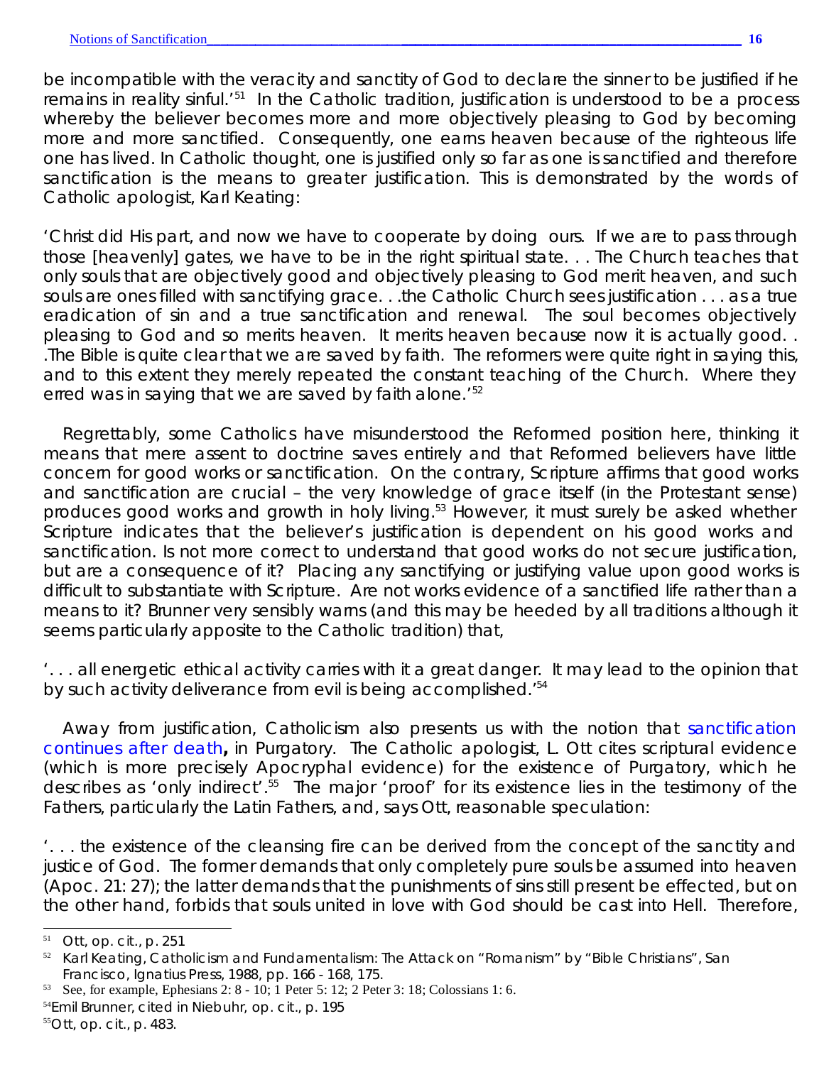be incompatible with the veracity and sanctity of God to declare the sinner to be justified if he remains in reality sinful.'[51] In the Catholic tradition, justification is understood to be a process whereby the believer becomes more and more objectively pleasing to God by becoming more and more sanctified. Consequently, one earns heaven because of the righteous life one has lived. In Catholic thought, one is justified only so far as one is sanctified and therefore sanctification is the means to greater justification. This is demonstrated by the words of Catholic apologist, Karl Keating:

'Christ did His part, and now we have to cooperate by doing ours. If we are to pass through those [heavenly] gates, we have to be in the right spiritual state. . . The Church teaches that only souls that are objectively good and objectively pleasing to God merit heaven, and such souls are ones filled with sanctifying grace. . .the Catholic Church sees justification . . . as a true eradication of sin and a true sanctification and renewal. The soul becomes objectively pleasing to God and so merits heaven. It merits heaven because now it is actually good. . .The Bible is quite clear that we are saved by faith. The reformers were quite right in saying this, and to this extent they merely repeated the constant teaching of the Church. Where they erred was in saying that we are saved by faith alone.'[52]

Regrettably, some Catholics have misunderstood the Reformed position here, thinking it means that mere assent to doctrine saves entirely and that Reformed believers have little concern for good works or sanctification. On the contrary, Scripture affirms that good works and sanctification are crucial – the very knowledge of grace itself (in the Protestant sense) produces good works and growth in holy living.[53] However, it must surely be asked whether Scripture indicates that the believer's justification is dependent on his good works and sanctification. Is not more correct to understand that good works do not secure justification, but are a consequence of it? Placing any sanctifying or justifying value upon good works is difficult to substantiate with Scripture. Are not works evidence of a sanctified life rather than a means to it? Brunner very sensibly warns (and this may be heeded by all traditions although it seems particularly apposite to the Catholic tradition) that,

'. . . all energetic ethical activity carries with it a great danger. It may lead to the opinion that by such activity deliverance from evil is being accomplished.'[54]

Away from justification, Catholicism also presents us with the notion that sanctification continues after death**,** in Purgatory. The Catholic apologist, L. Ott cites scriptural evidence (which is more precisely Apocryphal evidence) for the existence of Purgatory, which he describes as 'only indirect'.[55] The major 'proof' for its existence lies in the testimony of the Fathers, particularly the Latin Fathers, and, says Ott, reasonable speculation:

'. . . the existence of the cleansing fire can be derived from the concept of the sanctity and justice of God. The former demands that only completely pure souls be assumed into heaven (Apoc. 21: 27); the latter demands that the punishments of sins still present be effected, but on the other hand, forbids that souls united in love with God should be cast into Hell. Therefore,

---

[51] Ott, op. cit., p. 251

[52] Karl Keating, Catholicism and Fundamentalism: The Attack on "Romanism" by "Bible Christians", San Francisco, Ignatius Press, 1988, pp. 166 - 168, 175.

[53] See, for example, Ephesians 2: 8 - 10; 1 Peter 5: 12; 2 Peter 3: 18; Colossians 1: 6.

[54] Emil Brunner, cited in Niebuhr, op. cit., p. 195

[55] Ott, op. cit., p. 483.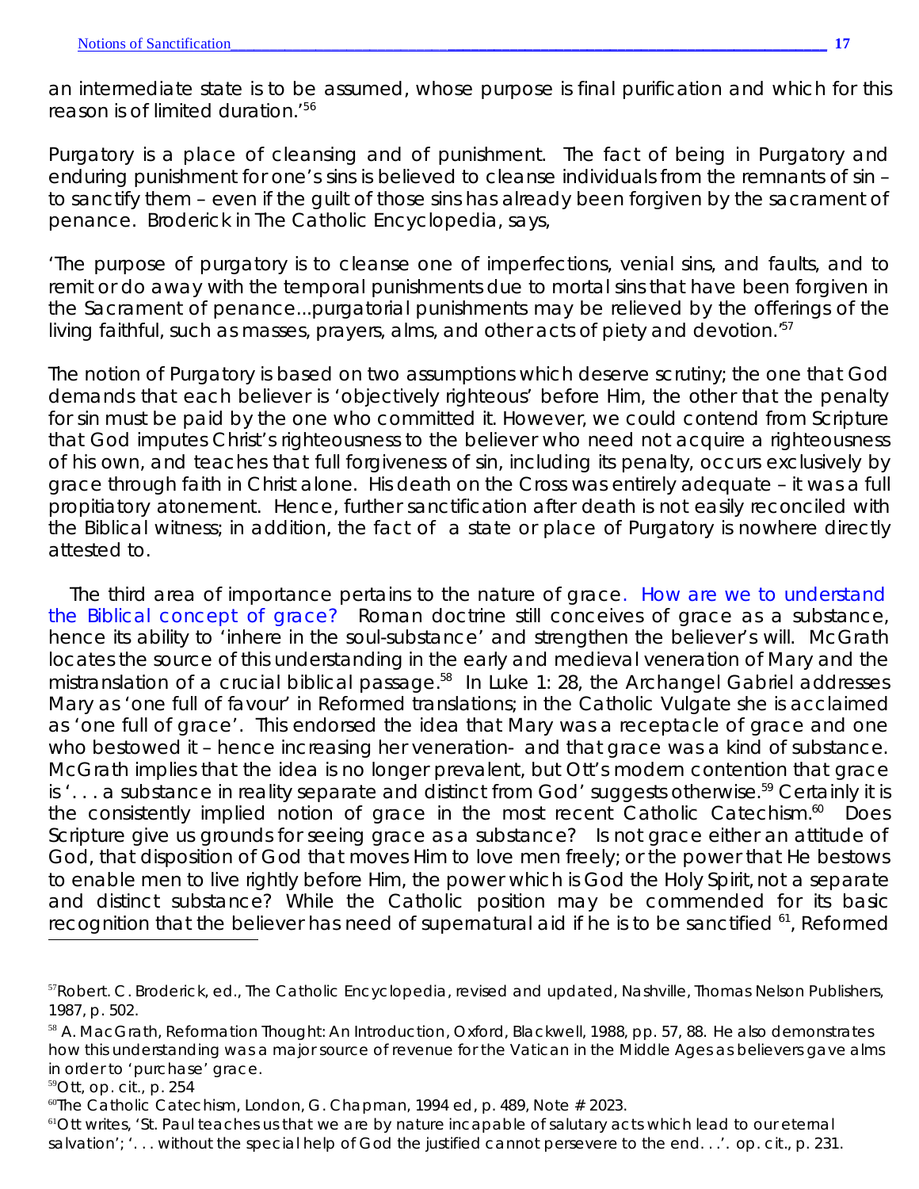an intermediate state is to be assumed, whose purpose is final purification and which for this reason is of limited duration.'[56]

Purgatory is a place of cleansing and of punishment. The fact of being in Purgatory and enduring punishment for one's sins is believed to cleanse individuals from the remnants of sin – to sanctify them – even if the guilt of those sins has already been forgiven by the sacrament of penance. Broderick in The Catholic Encyclopedia, says,

'The purpose of purgatory is to cleanse one of imperfections, venial sins, and faults, and to remit or do away with the temporal punishments due to mortal sins that have been forgiven in the Sacrament of penance...purgatorial punishments may be relieved by the offerings of the living faithful, such as masses, prayers, alms, and other acts of piety and devotion.'[57]

The notion of Purgatory is based on two assumptions which deserve scrutiny; the one that God demands that each believer is 'objectively righteous' before Him, the other that the penalty for sin must be paid by the one who committed it. However, we could contend from Scripture that God imputes Christ's righteousness to the believer who need not acquire a righteousness of his own, and teaches that full forgiveness of sin, including its penalty, occurs exclusively by grace through faith in Christ alone. His death on the Cross was entirely adequate – it was a full propitiatory atonement. Hence, further sanctification after death is not easily reconciled with the Biblical witness; in addition, the fact of a state or place of Purgatory is nowhere directly attested to.

The third area of importance pertains to the nature of grace. How are we to understand the Biblical concept of grace? Roman doctrine still conceives of grace as a substance, hence its ability to 'inhere in the soul-substance' and strengthen the believer's will. McGrath locates the source of this understanding in the early and medieval veneration of Mary and the mistranslation of a crucial biblical passage.[58] In Luke 1: 28, the Archangel Gabriel addresses Mary as 'one full of favour' in Reformed translations; in the Catholic Vulgate she is acclaimed as 'one full of grace'. This endorsed the idea that Mary was a receptacle of grace and one who bestowed it – hence increasing her veneration- and that grace was a kind of substance. McGrath implies that the idea is no longer prevalent, but Ott's modern contention that grace is '. . . a substance in reality separate and distinct from God' suggests otherwise.[59] Certainly it is the consistently implied notion of grace in the most recent Catholic Catechism.[60] Does Scripture give us grounds for seeing grace as a substance? Is not grace either an attitude of God, that disposition of God that moves Him to love men freely; or the power that He bestows to enable men to live rightly before Him, the power which is God the Holy Spirit, not a separate and distinct substance? While the Catholic position may be commended for its basic recognition that the believer has need of supernatural aid if he is to be sanctified [61], Reformed

---

[57] Robert. C. Broderick, ed., The Catholic Encyclopedia, revised and updated, Nashville, Thomas Nelson Publishers, 1987, p. 502.

[58] A. MacGrath, Reformation Thought: An Introduction, Oxford, Blackwell, 1988, pp. 57, 88. He also demonstrates how this understanding was a major source of revenue for the Vatican in the Middle Ages as believers gave alms in order to 'purchase' grace.

[59] Ott, op. cit., p. 254

[60] The Catholic Catechism, London, G. Chapman, 1994 ed, p. 489, Note # 2023.

[61] Ott writes, 'St. Paul teaches us that we are by nature incapable of salutary acts which lead to our eternal salvation'; '. . . without the special help of God the justified cannot persevere to the end. . .'. op. cit., p. 231.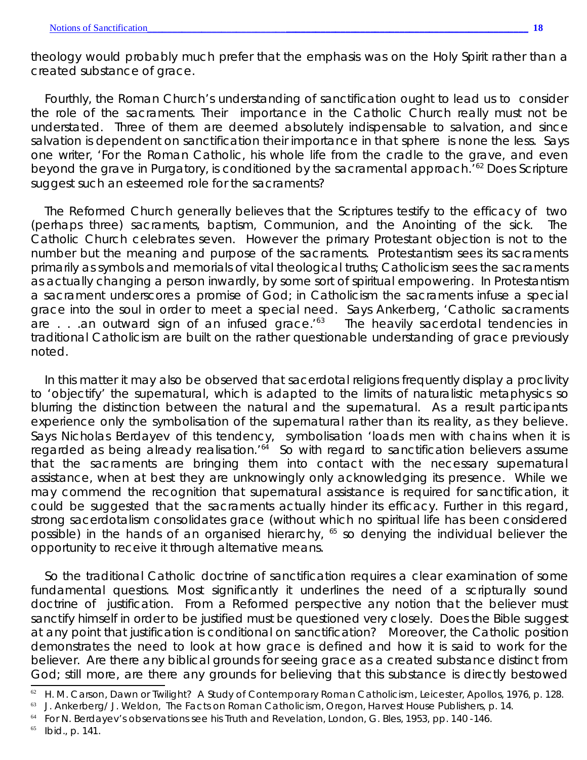theology would probably much prefer that the emphasis was on the Holy Spirit rather than a created substance of grace.

Fourthly, the Roman Church's understanding of sanctification ought to lead us to consider the role of the sacraments. Their importance in the Catholic Church really must not be understated. Three of them are deemed absolutely indispensable to salvation, and since salvation is dependent on sanctification their importance in that sphere is none the less. Says one writer, 'For the Roman Catholic, his whole life from the cradle to the grave, and even beyond the grave in Purgatory, is conditioned by the sacramental approach.'[62] Does Scripture suggest such an esteemed role for the sacraments?

The Reformed Church generally believes that the Scriptures testify to the efficacy of two (perhaps three) sacraments, baptism, Communion, and the Anointing of the sick. The Catholic Church celebrates seven. However the primary Protestant objection is not to the number but the meaning and purpose of the sacraments. Protestantism sees its sacraments primarily as symbols and memorials of vital theological truths; Catholicism sees the sacraments as actually changing a person inwardly, by some sort of spiritual empowering. In Protestantism a sacrament underscores a promise of God; in Catholicism the sacraments infuse a special grace into the soul in order to meet a special need. Says Ankerberg, 'Catholic sacraments are . . .an outward sign of an infused grace.'[63] The heavily sacerdotal tendencies in traditional Catholicism are built on the rather questionable understanding of grace previously noted.

In this matter it may also be observed that sacerdotal religions frequently display a proclivity to 'objectify' the supernatural, which is adapted to the limits of naturalistic metaphysics so blurring the distinction between the natural and the supernatural. As a result participants experience only the symbolisation of the supernatural rather than its reality, as they believe. Says Nicholas Berdayev of this tendency, symbolisation 'loads men with chains when it is regarded as being already realisation.'[64] So with regard to sanctification believers assume that the sacraments are bringing them into contact with the necessary supernatural assistance, when at best they are unknowingly only acknowledging its presence. While we may commend the recognition that supernatural assistance is required for sanctification, it could be suggested that the sacraments actually hinder its efficacy. Further in this regard, strong sacerdotalism consolidates grace (without which no spiritual life has been considered possible) in the hands of an organised hierarchy, [65] so denying the individual believer the opportunity to receive it through alternative means.

So the traditional Catholic doctrine of sanctification requires a clear examination of some fundamental questions. Most significantly it underlines the need of a scripturally sound doctrine of justification. From a Reformed perspective any notion that the believer must sanctify himself in order to be justified must be questioned very closely. Does the Bible suggest at any point that justification is conditional on sanctification? Moreover, the Catholic position demonstrates the need to look at how grace is defined and how it is said to work for the believer. Are there any biblical grounds for seeing grace as a created substance distinct from God; still more, are there any grounds for believing that this substance is directly bestowed

---

[62] H. M. Carson, *Dawn or Twilight? A Study of Contemporary Roman Catholicism*, Leicester, Apollos, 1976, p. 128.

[63] J. Ankerberg/ J. Weldon, *The Facts on Roman Catholicism*, Oregon, Harvest House Publishers, p. 14.

[64] For N. Berdayev's observations see his *Truth and Revelation*, London, G. Bles, 1953, pp. 140 -146.

[65] Ibid., p. 141.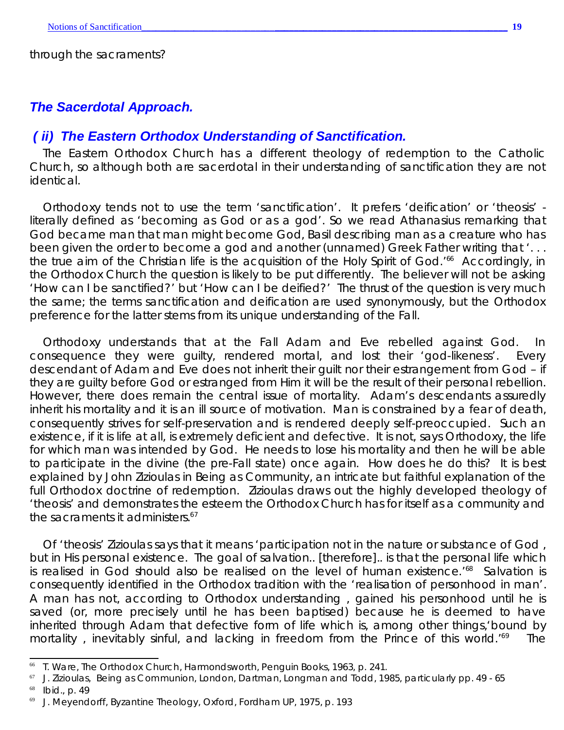through the sacraments?

## *The Sacerdotal Approach.*

### *( ii) The Eastern Orthodox Understanding of Sanctification.*

The Eastern Orthodox Church has a different theology of redemption to the Catholic Church, so although both are sacerdotal in their understanding of sanctification they are not identical.

Orthodoxy tends not to use the term 'sanctification'. It prefers 'deification' or 'theosis' - literally defined as 'becoming as God or as a god'. So we read Athanasius remarking that God became man that man might become God, Basil describing man as a creature who has been given the order to become a god and another (unnamed) Greek Father writing that '. . . the true aim of the Christian life is the acquisition of the Holy Spirit of God.'[66] Accordingly, in the Orthodox Church the question is likely to be put differently. The believer will not be asking 'How can I be sanctified?' but 'How can I be deified?' The thrust of the question is very much the same; the terms sanctification and deification are used synonymously, but the Orthodox preference for the latter stems from its unique understanding of the Fall.

Orthodoxy understands that at the Fall Adam and Eve rebelled against God. In consequence they were guilty, rendered mortal, and lost their 'god-likeness'. Every descendant of Adam and Eve does not inherit their guilt nor their estrangement from God – if they are guilty before God or estranged from Him it will be the result of their personal rebellion. However, there does remain the central issue of mortality. Adam's descendants assuredly inherit his mortality and it is an ill source of motivation. Man is constrained by a fear of death, consequently strives for self-preservation and is rendered deeply self-preoccupied. Such an existence, if it is life at all, is extremely deficient and defective. It is not, says Orthodoxy, the life for which man was intended by God. He needs to lose his mortality and then he will be able to participate in the divine (the pre-Fall state) once again. How does he do this? It is best explained by John Zizioulas in Being as Community, an intricate but faithful explanation of the full Orthodox doctrine of redemption. Zizioulas draws out the highly developed theology of 'theosis' and demonstrates the esteem the Orthodox Church has for itself as a community and the sacraments it administers.[67]

Of 'theosis' Zizioulas says that it means 'participation not in the nature or substance of God , but in His personal existence. The goal of salvation.. [therefore].. is that the personal life which is realised in God should also be realised on the level of human existence.'[68] Salvation is consequently identified in the Orthodox tradition with the 'realisation of personhood in man'. A man has not, according to Orthodox understanding , gained his personhood until he is saved (or, more precisely until he has been baptised) because he is deemed to have inherited through Adam that defective form of life which is, among other things,'bound by mortality , inevitably sinful, and lacking in freedom from the Prince of this world.'[69] The

---

[66] T. Ware, The Orthodox Church, Harmondsworth, Penguin Books, 1963, p. 241.

[67] J. Zizioulas, Being as Communion, London, Dartman, Longman and Todd, 1985, particularly pp. 49 - 65

[68] Ibid., p. 49

[69] J. Meyendorff, Byzantine Theology, Oxford, Fordham UP, 1975, p. 193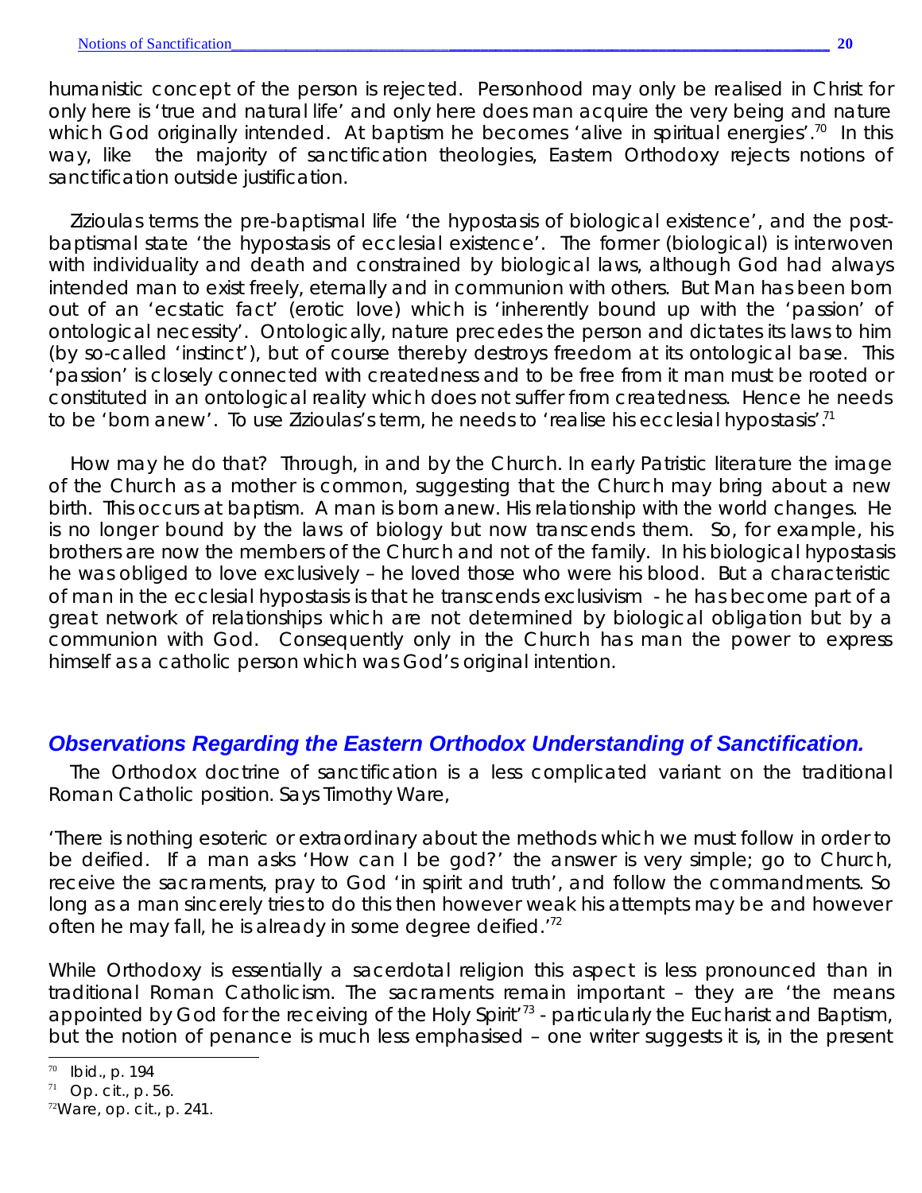humanistic concept of the person is rejected. Personhood may only be realised in Christ for only here is 'true and natural life' and only here does man acquire the very being and nature which God originally intended. At baptism he becomes 'alive in spiritual energies'.[70] In this way, like the majority of sanctification theologies, Eastern Orthodoxy rejects notions of sanctification outside justification.

Zizioulas terms the pre-baptismal life 'the hypostasis of biological existence', and the post-baptismal state 'the hypostasis of ecclesial existence'. The former (biological) is interwoven with individuality and death and constrained by biological laws, although God had always intended man to exist freely, eternally and in communion with others. But Man has been born out of an 'ecstatic fact' (erotic love) which is 'inherently bound up with the 'passion' of ontological necessity'. Ontologically, nature precedes the person and dictates its laws to him (by so-called 'instinct'), but of course thereby destroys freedom at its ontological base. This 'passion' is closely connected with createdness and to be free from it man must be rooted or constituted in an ontological reality which does not suffer from createdness. Hence he needs to be 'born anew'. To use Zizioulas's term, he needs to 'realise his ecclesial hypostasis'.[71]

How may he do that? Through, in and by the Church. In early Patristic literature the image of the Church as a mother is common, suggesting that the Church may bring about a new birth. This occurs at baptism. A man is born anew. His relationship with the world changes. He is no longer bound by the laws of biology but now transcends them. So, for example, his brothers are now the members of the Church and not of the family. In his biological hypostasis he was obliged to love exclusively – he loved those who were his blood. But a characteristic of man in the ecclesial hypostasis is that he transcends exclusivism - he has become part of a great network of relationships which are not determined by biological obligation but by a communion with God. Consequently only in the Church has man the power to express himself as a catholic person which was God's original intention.

## *Observations Regarding the Eastern Orthodox Understanding of Sanctification.*

The Orthodox doctrine of sanctification is a less complicated variant on the traditional Roman Catholic position. Says Timothy Ware,

'There is nothing esoteric or extraordinary about the methods which we must follow in order to be deified. If a man asks 'How can I be god?' the answer is very simple; go to Church, receive the sacraments, pray to God 'in spirit and truth', and follow the commandments. So long as a man sincerely tries to do this then however weak his attempts may be and however often he may fall, he is already in some degree deified.'[72]

While Orthodoxy is essentially a sacerdotal religion this aspect is less pronounced than in traditional Roman Catholicism. The sacraments remain important – they are 'the means appointed by God for the receiving of the Holy Spirit'[73] - particularly the Eucharist and Baptism, but the notion of penance is much less emphasised – one writer suggests it is, in the present

---

[70] Ibid., p. 194

[71] Op. cit., p. 56.

[72] Ware, op. cit., p. 241.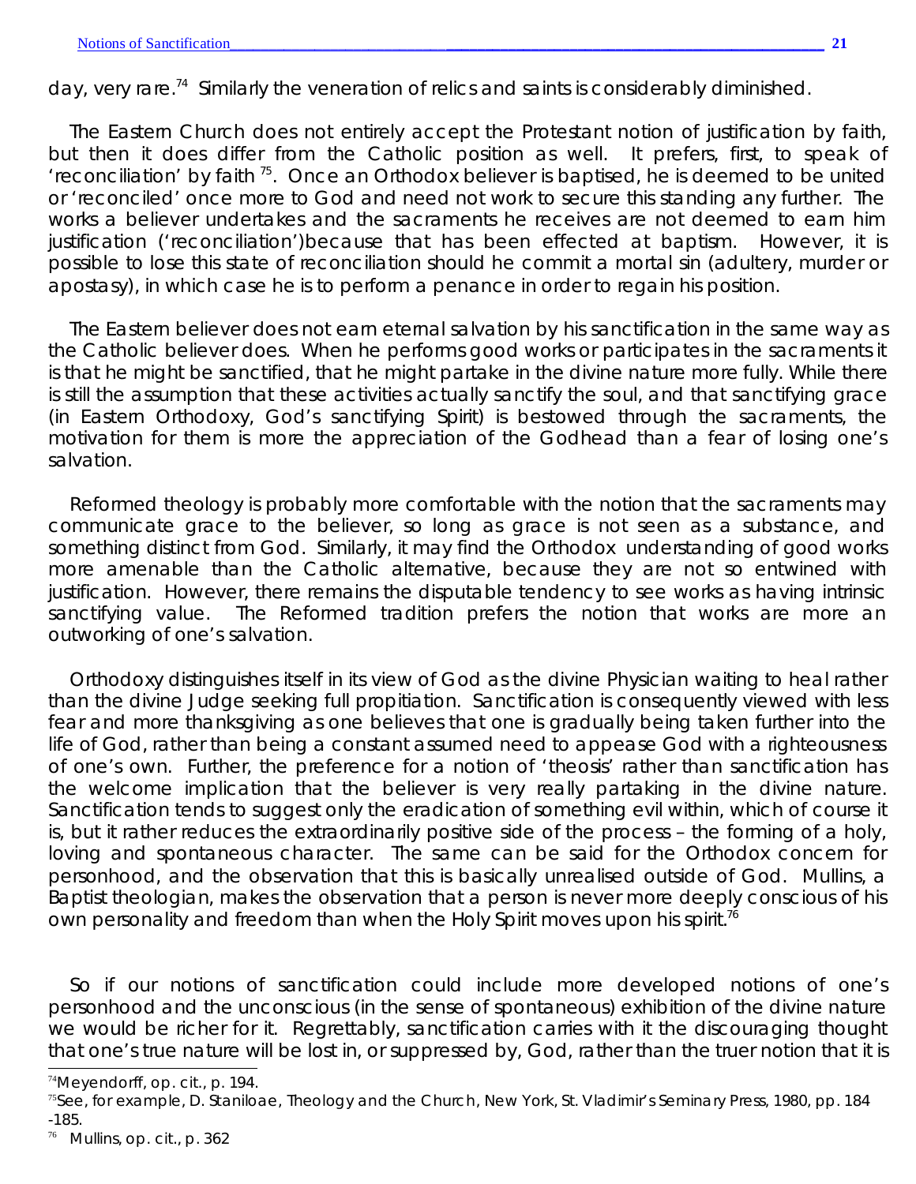day, very rare.[74] Similarly the veneration of relics and saints is considerably diminished.

The Eastern Church does not entirely accept the Protestant notion of justification by faith, but then it does differ from the Catholic position as well. It prefers, first, to speak of 'reconciliation' by faith [75]. Once an Orthodox believer is baptised, he is deemed to be united or 'reconciled' once more to God and need not work to secure this standing any further. The works a believer undertakes and the sacraments he receives are not deemed to earn him justification ('reconciliation')because that has been effected at baptism. However, it is possible to lose this state of reconciliation should he commit a mortal sin (adultery, murder or apostasy), in which case he is to perform a penance in order to regain his position.

The Eastern believer does not earn eternal salvation by his sanctification in the same way as the Catholic believer does. When he performs good works or participates in the sacraments it is that he might be sanctified, that he might partake in the divine nature more fully. While there is still the assumption that these activities actually sanctify the soul, and that sanctifying grace (in Eastern Orthodoxy, God's sanctifying Spirit) is bestowed through the sacraments, the motivation for them is more the appreciation of the Godhead than a fear of losing one's salvation.

Reformed theology is probably more comfortable with the notion that the sacraments may communicate grace to the believer, so long as grace is not seen as a substance, and something distinct from God. Similarly, it may find the Orthodox understanding of good works more amenable than the Catholic alternative, because they are not so entwined with justification. However, there remains the disputable tendency to see works as having intrinsic sanctifying value. The Reformed tradition prefers the notion that works are more an outworking of one's salvation.

Orthodoxy distinguishes itself in its view of God as the divine Physician waiting to heal rather than the divine Judge seeking full propitiation. Sanctification is consequently viewed with less fear and more thanksgiving as one believes that one is gradually being taken further into the life of God, rather than being a constant assumed need to appease God with a righteousness of one's own. Further, the preference for a notion of 'theosis' rather than sanctification has the welcome implication that the believer is very really partaking in the divine nature. Sanctification tends to suggest only the eradication of something evil within, which of course it is, but it rather reduces the extraordinarily positive side of the process – the forming of a holy, loving and spontaneous character. The same can be said for the Orthodox concern for personhood, and the observation that this is basically unrealised outside of God. Mullins, a Baptist theologian, makes the observation that a person is never more deeply conscious of his own personality and freedom than when the Holy Spirit moves upon his spirit.[76]

So if our notions of sanctification could include more developed notions of one's personhood and the unconscious (in the sense of spontaneous) exhibition of the divine nature we would be richer for it. Regrettably, sanctification carries with it the discouraging thought that one's true nature will be lost in, or suppressed by, God, rather than the truer notion that it is

---

[74] Meyendorff, op. cit., p. 194.

[75] See, for example, D. Staniloae, Theology and the Church, New York, St. Vladimir's Seminary Press, 1980, pp. 184 -185.

[76] Mullins, op. cit., p. 362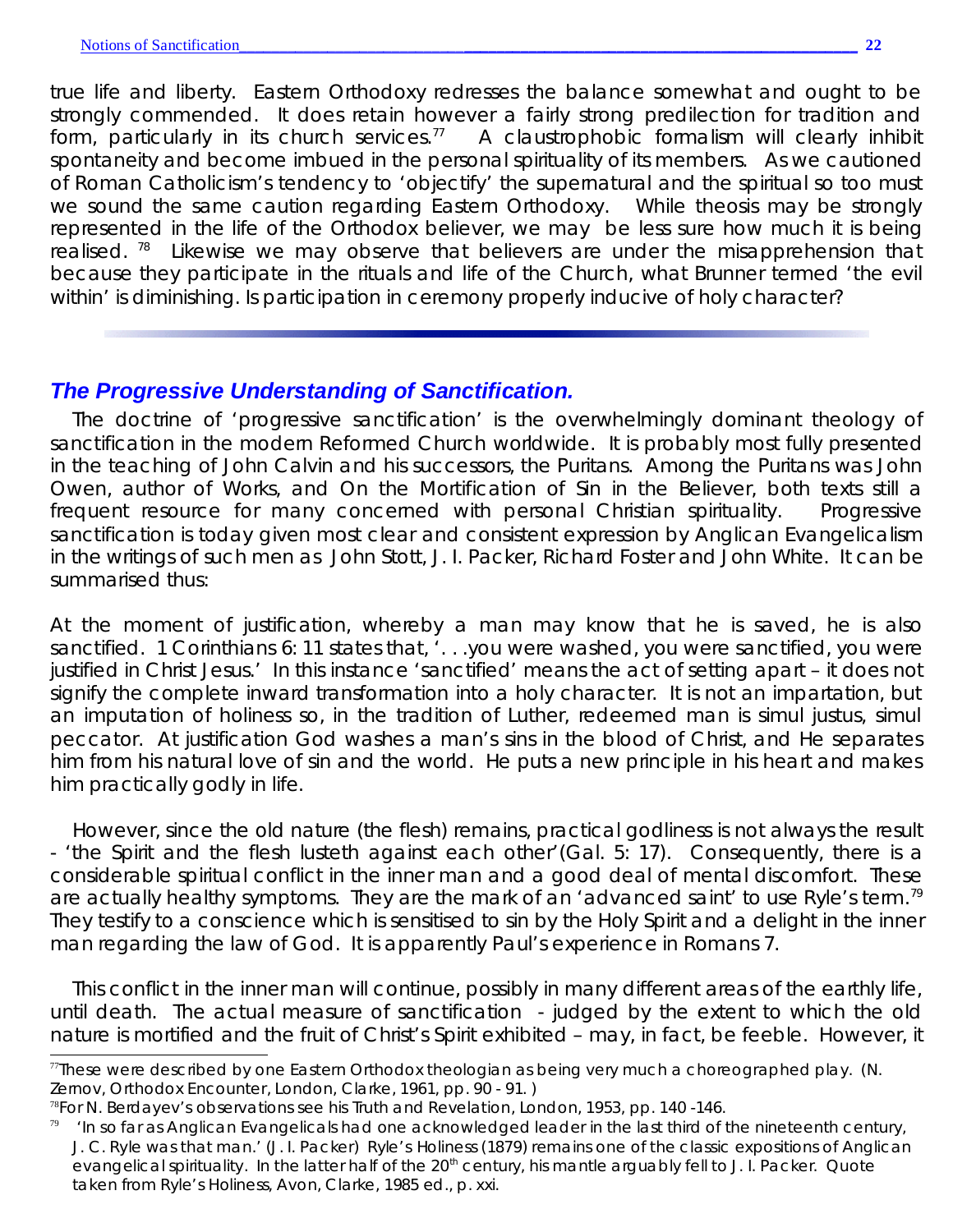true life and liberty. Eastern Orthodoxy redresses the balance somewhat and ought to be strongly commended. It does retain however a fairly strong predilection for tradition and form, particularly in its church services.[77] A claustrophobic formalism will clearly inhibit spontaneity and become imbued in the personal spirituality of its members. As we cautioned of Roman Catholicism's tendency to 'objectify' the supernatural and the spiritual so too must we sound the same caution regarding Eastern Orthodoxy. While theosis may be strongly represented in the life of the Orthodox believer, we may be less sure how much it is being realised. [78] Likewise we may observe that believers are under the misapprehension that because they participate in the rituals and life of the Church, what Brunner termed 'the evil within' is diminishing. Is participation in ceremony properly inducive of holy character?

---

## The Progressive Understanding of Sanctification.

The doctrine of 'progressive sanctification' is the overwhelmingly dominant theology of sanctification in the modern Reformed Church worldwide. It is probably most fully presented in the teaching of John Calvin and his successors, the Puritans. Among the Puritans was John Owen, author of Works, and On the Mortification of Sin in the Believer, both texts still a frequent resource for many concerned with personal Christian spirituality. Progressive sanctification is today given most clear and consistent expression by Anglican Evangelicalism in the writings of such men as John Stott, J. I. Packer, Richard Foster and John White. It can be summarised thus:

At the moment of justification, whereby a man may know that he is saved, he is also sanctified. 1 Corinthians 6: 11 states that, '. . .you were washed, you were sanctified, you were justified in Christ Jesus.' In this instance 'sanctified' means the act of setting apart – it does not signify the complete inward transformation into a holy character. It is not an impartation, but an imputation of holiness so, in the tradition of Luther, redeemed man is simul justus, simul peccator. At justification God washes a man's sins in the blood of Christ, and He separates him from his natural love of sin and the world. He puts a new principle in his heart and makes him practically godly in life.

However, since the old nature (the flesh) remains, practical godliness is not always the result - 'the Spirit and the flesh lusteth against each other'(Gal. 5: 17). Consequently, there is a considerable spiritual conflict in the inner man and a good deal of mental discomfort. These are actually healthy symptoms. They are the mark of an 'advanced saint' to use Ryle's term.[79] They testify to a conscience which is sensitised to sin by the Holy Spirit and a delight in the inner man regarding the law of God. It is apparently Paul's experience in Romans 7.

This conflict in the inner man will continue, possibly in many different areas of the earthly life, until death. The actual measure of sanctification - judged by the extent to which the old nature is mortified and the fruit of Christ's Spirit exhibited – may, in fact, be feeble. However, it

---

[77] These were described by one Eastern Orthodox theologian as being very much a choreographed play. (N. Zernov, Orthodox Encounter, London, Clarke, 1961, pp. 90 - 91. )

[78] For N. Berdayev's observations see his Truth and Revelation, London, 1953, pp. 140 -146.

[79] 'In so far as Anglican Evangelicals had one acknowledged leader in the last third of the nineteenth century, J. C. Ryle was that man.' (J. I. Packer) Ryle's Holiness (1879) remains one of the classic expositions of Anglican evangelical spirituality. In the latter half of the 20th century, his mantle arguably fell to J. I. Packer. Quote taken from Ryle's Holiness, Avon, Clarke, 1985 ed., p. xxi.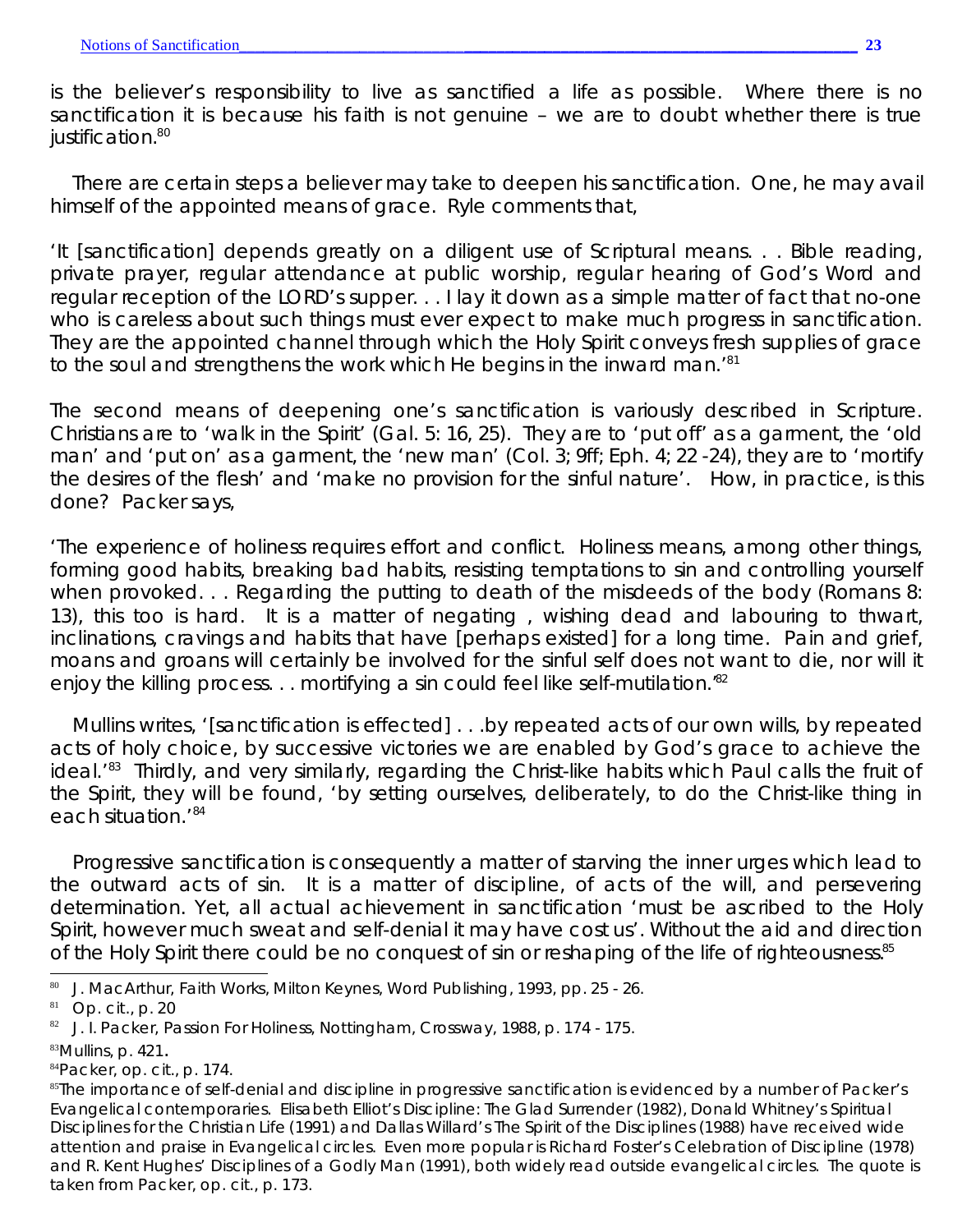is the believer's responsibility to live as sanctified a life as possible. Where there is no sanctification it is because his faith is not genuine – we are to doubt whether there is true justification.[80]

There are certain steps a believer may take to deepen his sanctification. One, he may avail himself of the appointed means of grace. Ryle comments that,

'It [sanctification] depends greatly on a diligent use of Scriptural means. . . Bible reading, private prayer, regular attendance at public worship, regular hearing of God's Word and regular reception of the LORD's supper. . . I lay it down as a simple matter of fact that no-one who is careless about such things must ever expect to make much progress in sanctification. They are the appointed channel through which the Holy Spirit conveys fresh supplies of grace to the soul and strengthens the work which He begins in the inward man.'[81]

The second means of deepening one's sanctification is variously described in Scripture. Christians are to 'walk in the Spirit' (Gal. 5: 16, 25). They are to 'put off' as a garment, the 'old man' and 'put on' as a garment, the 'new man' (Col. 3; 9ff; Eph. 4; 22 -24), they are to 'mortify the desires of the flesh' and 'make no provision for the sinful nature'. How, in practice, is this done? Packer says,

'The experience of holiness requires effort and conflict. Holiness means, among other things, forming good habits, breaking bad habits, resisting temptations to sin and controlling yourself when provoked. . . Regarding the putting to death of the misdeeds of the body (Romans 8: 13), this too is hard. It is a matter of negating , wishing dead and labouring to thwart, inclinations, cravings and habits that have [perhaps existed] for a long time. Pain and grief, moans and groans will certainly be involved for the sinful self does not want to die, nor will it enjoy the killing process. . . mortifying a sin could feel like self-mutilation.'[82]

Mullins writes, '[sanctification is effected] . . .by repeated acts of our own wills, by repeated acts of holy choice, by successive victories we are enabled by God's grace to achieve the ideal.'[83] Thirdly, and very similarly, regarding the Christ-like habits which Paul calls the fruit of the Spirit, they will be found, 'by setting ourselves, deliberately, to do the Christ-like thing in each situation.'[84]

Progressive sanctification is consequently a matter of starving the inner urges which lead to the outward acts of sin. It is a matter of discipline, of acts of the will, and persevering determination. Yet, all actual achievement in sanctification 'must be ascribed to the Holy Spirit, however much sweat and self-denial it may have cost us'. Without the aid and direction of the Holy Spirit there could be no conquest of sin or reshaping of the life of righteousness.[85]

---

[80] J. MacArthur, *Faith Works*, Milton Keynes, Word Publishing, 1993, pp. 25 - 26.

[81] Op. cit., p. 20

[82] J. I. Packer, *Passion For Holiness*, Nottingham, Crossway, 1988, p. 174 - 175.

[83] Mullins, p. 421.

[84] Packer, op. cit., p. 174.

[85] The importance of self-denial and discipline in progressive sanctification is evidenced by a number of Packer's Evangelical contemporaries. Elisabeth Elliot's *Discipline: The Glad Surrender* (1982), Donald Whitney's *Spiritual Disciplines for the Christian Life* (1991) and Dallas Willard's *The Spirit of the Disciplines* (1988) have received wide attention and praise in Evangelical circles. Even more popular is Richard Foster's *Celebration of Discipline* (1978) and R. Kent Hughes' *Disciplines of a Godly Man* (1991), both widely read outside evangelical circles. The quote is taken from Packer, op. cit., p. 173.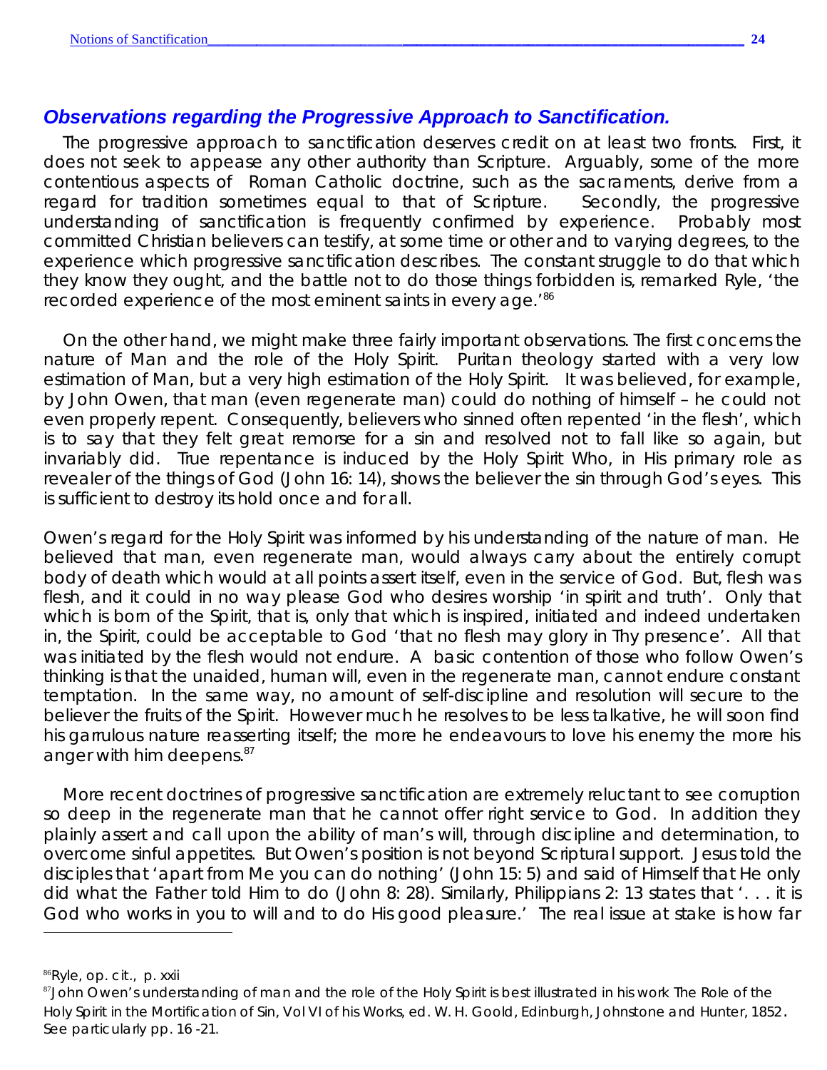## *Observations regarding the Progressive Approach to Sanctification.*

The progressive approach to sanctification deserves credit on at least two fronts. First, it does not seek to appease any other authority than Scripture. Arguably, some of the more contentious aspects of Roman Catholic doctrine, such as the sacraments, derive from a regard for tradition sometimes equal to that of Scripture. Secondly, the progressive understanding of sanctification is frequently confirmed by experience. Probably most committed Christian believers can testify, at some time or other and to varying degrees, to the experience which progressive sanctification describes. The constant struggle to do that which they know they ought, and the battle not to do those things forbidden is, remarked Ryle, 'the recorded experience of the most eminent saints in every age.'[86]

On the other hand, we might make three fairly important observations. The first concerns the nature of Man and the role of the Holy Spirit. Puritan theology started with a very low estimation of Man, but a very high estimation of the Holy Spirit. It was believed, for example, by John Owen, that man (even regenerate man) could do nothing of himself – he could not even properly repent. Consequently, believers who sinned often repented 'in the flesh', which is to say that they felt great remorse for a sin and resolved not to fall like so again, but invariably did. True repentance is induced by the Holy Spirit Who, in His primary role as revealer of the things of God (John 16: 14), shows the believer the sin through God's eyes. This is sufficient to destroy its hold once and for all.

Owen's regard for the Holy Spirit was informed by his understanding of the nature of man. He believed that man, even regenerate man, would always carry about the entirely corrupt body of death which would at all points assert itself, even in the service of God. But, flesh was flesh, and it could in no way please God who desires worship 'in spirit and truth'. Only that which is born of the Spirit, that is, only that which is inspired, initiated and indeed undertaken in, the Spirit, could be acceptable to God 'that no flesh may glory in Thy presence'. All that was initiated by the flesh would not endure. A basic contention of those who follow Owen's thinking is that the unaided, human will, even in the regenerate man, cannot endure constant temptation. In the same way, no amount of self-discipline and resolution will secure to the believer the fruits of the Spirit. However much he resolves to be less talkative, he will soon find his garrulous nature reasserting itself; the more he endeavours to love his enemy the more his anger with him deepens.[87]

More recent doctrines of progressive sanctification are extremely reluctant to see corruption so deep in the regenerate man that he cannot offer right service to God. In addition they plainly assert and call upon the ability of man's will, through discipline and determination, to overcome sinful appetites. But Owen's position is not beyond Scriptural support. Jesus told the disciples that 'apart from Me you can do nothing' (John 15: 5) and said of Himself that He only did what the Father told Him to do (John 8: 28). Similarly, Philippians 2: 13 states that '. . . it is God who works in you to will and to do His good pleasure.' The real issue at stake is how far

---

[86] Ryle, *op. cit.*, p. xxii

[87] John Owen's understanding of man and the role of the Holy Spirit is best illustrated in his work *The Role of the Holy Spirit in the Mortification of Sin*, Vol VI of his Works, ed. W. H. Goold, Edinburgh, Johnstone and Hunter, 1852. See particularly pp. 16 -21.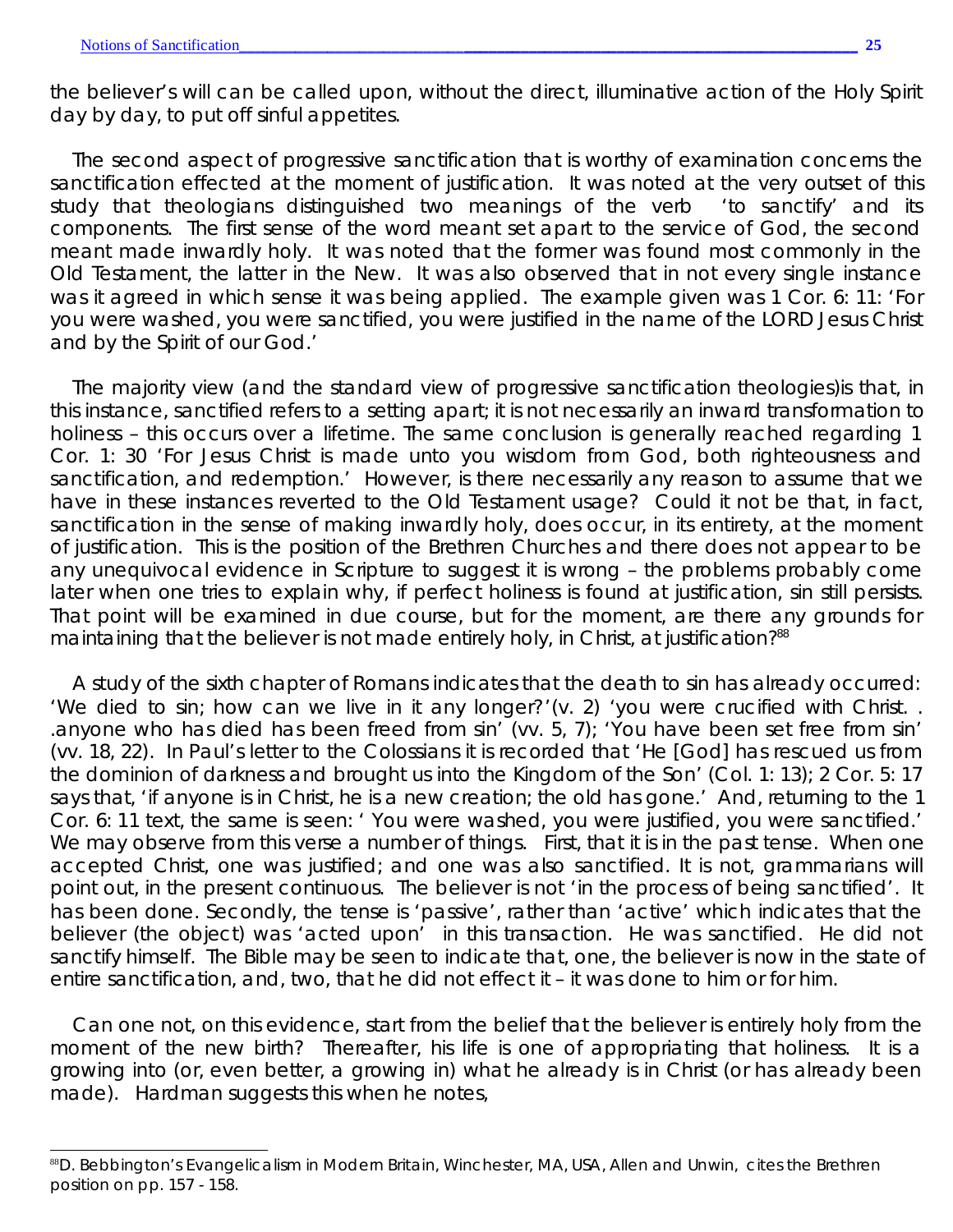the believer's will can be called upon, without the direct, illuminative action of the Holy Spirit day by day, to put off sinful appetites.

The second aspect of progressive sanctification that is worthy of examination concerns the sanctification effected at the moment of justification. It was noted at the very outset of this study that theologians distinguished two meanings of the verb 'to sanctify' and its components. The first sense of the word meant set apart to the service of God, the second meant made inwardly holy. It was noted that the former was found most commonly in the Old Testament, the latter in the New. It was also observed that in not every single instance was it agreed in which sense it was being applied. The example given was 1 Cor. 6: 11: 'For you were washed, you were sanctified, you were justified in the name of the LORD Jesus Christ and by the Spirit of our God.'

The majority view (and the standard view of progressive sanctification theologies)is that, in this instance, sanctified refers to a setting apart; it is not necessarily an inward transformation to holiness – this occurs over a lifetime. The same conclusion is generally reached regarding 1 Cor. 1: 30 'For Jesus Christ is made unto you wisdom from God, both righteousness and sanctification, and redemption.' However, is there necessarily any reason to assume that we have in these instances reverted to the Old Testament usage? Could it not be that, in fact, sanctification in the sense of making inwardly holy, does occur, in its entirety, at the moment of justification. This is the position of the Brethren Churches and there does not appear to be any unequivocal evidence in Scripture to suggest it is wrong – the problems probably come later when one tries to explain why, if perfect holiness is found at justification, sin still persists. That point will be examined in due course, but for the moment, are there any grounds for maintaining that the believer is not made entirely holy, in Christ, at justification?[88]

A study of the sixth chapter of Romans indicates that the death to sin has already occurred: 'We died to sin; how can we live in it any longer?'(v. 2) 'you were crucified with Christ. . .anyone who has died has been freed from sin' (vv. 5, 7); 'You have been set free from sin' (vv. 18, 22). In Paul's letter to the Colossians it is recorded that 'He [God] has rescued us from the dominion of darkness and brought us into the Kingdom of the Son' (Col. 1: 13); 2 Cor. 5: 17 says that, 'if anyone is in Christ, he is a new creation; the old has gone.' And, returning to the 1 Cor. 6: 11 text, the same is seen: ' You were washed, you were justified, you were sanctified.' We may observe from this verse a number of things. First, that it is in the past tense. When one accepted Christ, one was justified; and one was also sanctified. It is not, grammarians will point out, in the present continuous. The believer is not 'in the process of being sanctified'. It has been done. Secondly, the tense is 'passive', rather than 'active' which indicates that the believer (the object) was 'acted upon' in this transaction. He was sanctified. He did not sanctify himself. The Bible may be seen to indicate that, one, the believer is now in the state of entire sanctification, and, two, that he did not effect it – it was done to him or for him.

Can one not, on this evidence, start from the belief that the believer is entirely holy from the moment of the new birth? Thereafter, his life is one of appropriating that holiness. It is a growing into (or, even better, a growing in) what he already is in Christ (or has already been made). Hardman suggests this when he notes,

[88] D. Bebbington's *Evangelicalism in Modern Britain*, Winchester, MA, USA, Allen and Unwin, cites the Brethren position on pp. 157 - 158.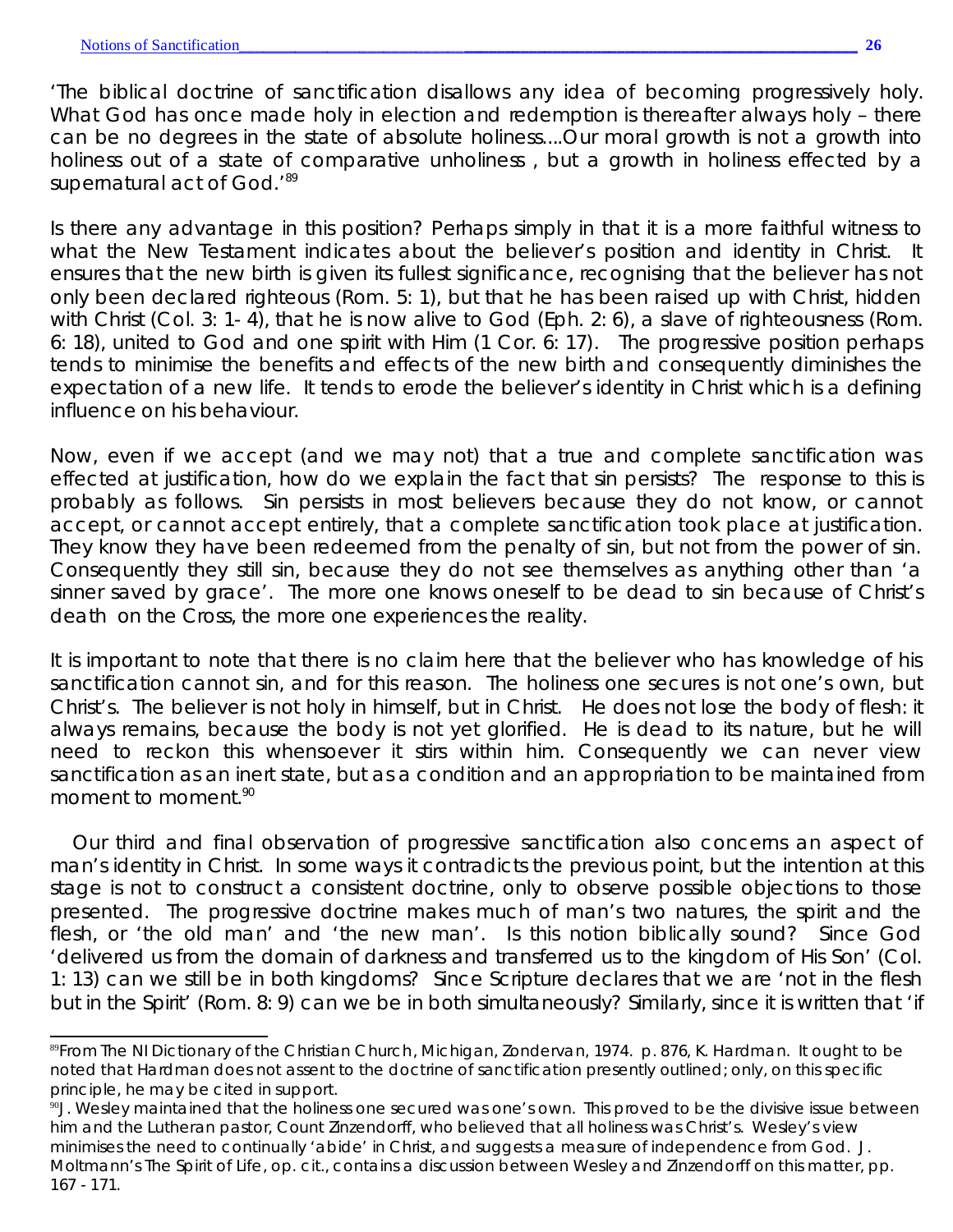'The biblical doctrine of sanctification disallows any idea of becoming progressively holy. What God has once made holy in election and redemption is thereafter always holy – there can be no degrees in the state of absolute holiness....Our moral growth is not a growth into holiness out of a state of comparative unholiness , but a growth in holiness effected by a supernatural act of God.'[89]

Is there any advantage in this position? Perhaps simply in that it is a more faithful witness to what the New Testament indicates about the believer's position and identity in Christ. It ensures that the new birth is given its fullest significance, recognising that the believer has not only been declared righteous (Rom. 5: 1), but that he has been raised up with Christ, hidden with Christ (Col. 3: 1- 4), that he is now alive to God (Eph. 2: 6), a slave of righteousness (Rom. 6: 18), united to God and one spirit with Him (1 Cor. 6: 17). The progressive position perhaps tends to minimise the benefits and effects of the new birth and consequently diminishes the expectation of a new life. It tends to erode the believer's identity in Christ which is a defining influence on his behaviour.

Now, even if we accept (and we may not) that a true and complete sanctification was effected at justification, how do we explain the fact that sin persists? The response to this is probably as follows. Sin persists in most believers because they do not know, or cannot accept, or cannot accept entirely, that a complete sanctification took place at justification. They know they have been redeemed from the penalty of sin, but not from the power of sin. Consequently they still sin, because they do not see themselves as anything other than 'a sinner saved by grace'. The more one knows oneself to be dead to sin because of Christ's death on the Cross, the more one experiences the reality.

It is important to note that there is no claim here that the believer who has knowledge of his sanctification cannot sin, and for this reason. The holiness one secures is not one's own, but Christ's. The believer is not holy in himself, but in Christ. He does not lose the body of flesh: it always remains, because the body is not yet glorified. He is dead to its nature, but he will need to reckon this whensoever it stirs within him. Consequently we can never view sanctification as an inert state, but as a condition and an appropriation to be maintained from moment to moment.[90]

Our third and final observation of progressive sanctification also concerns an aspect of man's identity in Christ. In some ways it contradicts the previous point, but the intention at this stage is not to construct a consistent doctrine, only to observe possible objections to those presented. The progressive doctrine makes much of man's two natures, the spirit and the flesh, or 'the old man' and 'the new man'. Is this notion biblically sound? Since God 'delivered us from the domain of darkness and transferred us to the kingdom of His Son' (Col. 1: 13) can we still be in both kingdoms? Since Scripture declares that we are 'not in the flesh but in the Spirit' (Rom. 8: 9) can we be in both simultaneously? Similarly, since it is written that 'if

---

[89] From *The NI Dictionary of the Christian Church*, Michigan, Zondervan, 1974. p. 876, K. Hardman. It ought to be noted that Hardman does not assent to the doctrine of sanctification presently outlined; only, on this specific principle, he may be cited in support.

[90] J. Wesley maintained that the holiness one secured was one's own. This proved to be the divisive issue between him and the Lutheran pastor, Count Zinzendorff, who believed that all holiness was Christ's. Wesley's view minimises the need to continually 'abide' in Christ, and suggests a measure of independence from God. J. Moltmann's *The Spirit of Life*, op. cit., contains a discussion between Wesley and Zinzendorff on this matter, pp. 167 - 171.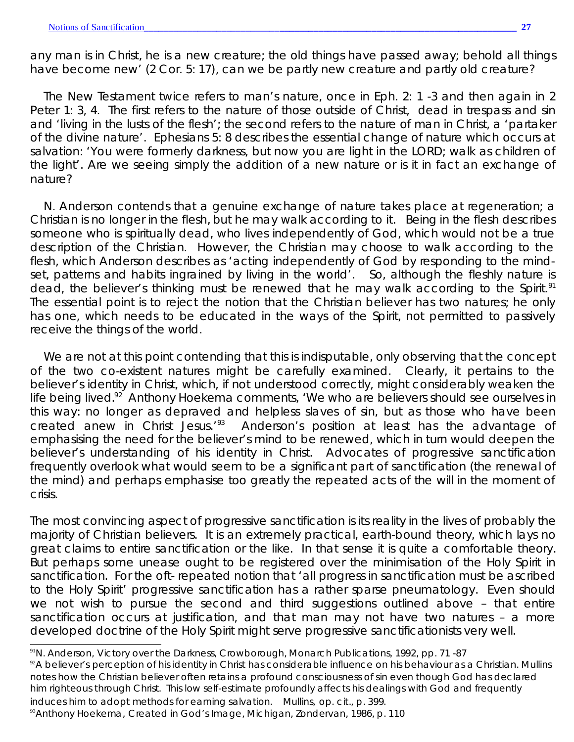any man is in Christ, he is a new creature; the old things have passed away; behold all things have become new' (2 Cor. 5: 17), can we be partly new creature and partly old creature?

The New Testament twice refers to man's nature, once in Eph. 2: 1 -3 and then again in 2 Peter 1: 3, 4. The first refers to the nature of those outside of Christ, dead in trespass and sin and 'living in the lusts of the flesh'; the second refers to the nature of man in Christ, a 'partaker of the divine nature'. Ephesians 5: 8 describes the essential change of nature which occurs at salvation: 'You were formerly darkness, but now you are light in the LORD; walk as children of the light'. Are we seeing simply the addition of a new nature or is it in fact an exchange of nature?

N. Anderson contends that a genuine exchange of nature takes place at regeneration; a Christian is no longer in the flesh, but he may walk according to it. Being in the flesh describes someone who is spiritually dead, who lives independently of God, which would not be a true description of the Christian. However, the Christian may choose to walk according to the flesh, which Anderson describes as 'acting independently of God by responding to the mind-set, patterns and habits ingrained by living in the world'. So, although the fleshly nature is dead, the believer's thinking must be renewed that he may walk according to the Spirit.[91] The essential point is to reject the notion that the Christian believer has two natures; he only has one, which needs to be educated in the ways of the Spirit, not permitted to passively receive the things of the world.

We are not at this point contending that this is indisputable, only observing that the concept of the two co-existent natures might be carefully examined. Clearly, it pertains to the believer's identity in Christ, which, if not understood correctly, might considerably weaken the life being lived.[92] Anthony Hoekema comments, 'We who are believers should see ourselves in this way: no longer as depraved and helpless slaves of sin, but as those who have been created anew in Christ Jesus.'[93] Anderson's position at least has the advantage of emphasising the need for the believer's mind to be renewed, which in turn would deepen the believer's understanding of his identity in Christ. Advocates of progressive sanctification frequently overlook what would seem to be a significant part of sanctification (the renewal of the mind) and perhaps emphasise too greatly the repeated acts of the will in the moment of crisis.

The most convincing aspect of progressive sanctification is its reality in the lives of probably the majority of Christian believers. It is an extremely practical, earth-bound theory, which lays no great claims to entire sanctification or the like. In that sense it is quite a comfortable theory. But perhaps some unease ought to be registered over the minimisation of the Holy Spirit in sanctification. For the oft- repeated notion that 'all progress in sanctification must be ascribed to the Holy Spirit' progressive sanctification has a rather sparse pneumatology. Even should we not wish to pursue the second and third suggestions outlined above – that entire sanctification occurs at justification, and that man may not have two natures – a more developed doctrine of the Holy Spirit might serve progressive sanctificationists very well.

---

[91] N. Anderson, Victory over the Darkness, Crowborough, Monarch Publications, 1992, pp. 71 -87

[92] A believer's perception of his identity in Christ has considerable influence on his behaviour as a Christian. Mullins notes how the Christian believer often retains a profound consciousness of sin even though God has declared him righteous through Christ. This low self-estimate profoundly affects his dealings with God and frequently induces him to adopt methods for earning salvation. Mullins, op. cit., p. 399.

[93] Anthony Hoekema, Created in God's Image, Michigan, Zondervan, 1986, p. 110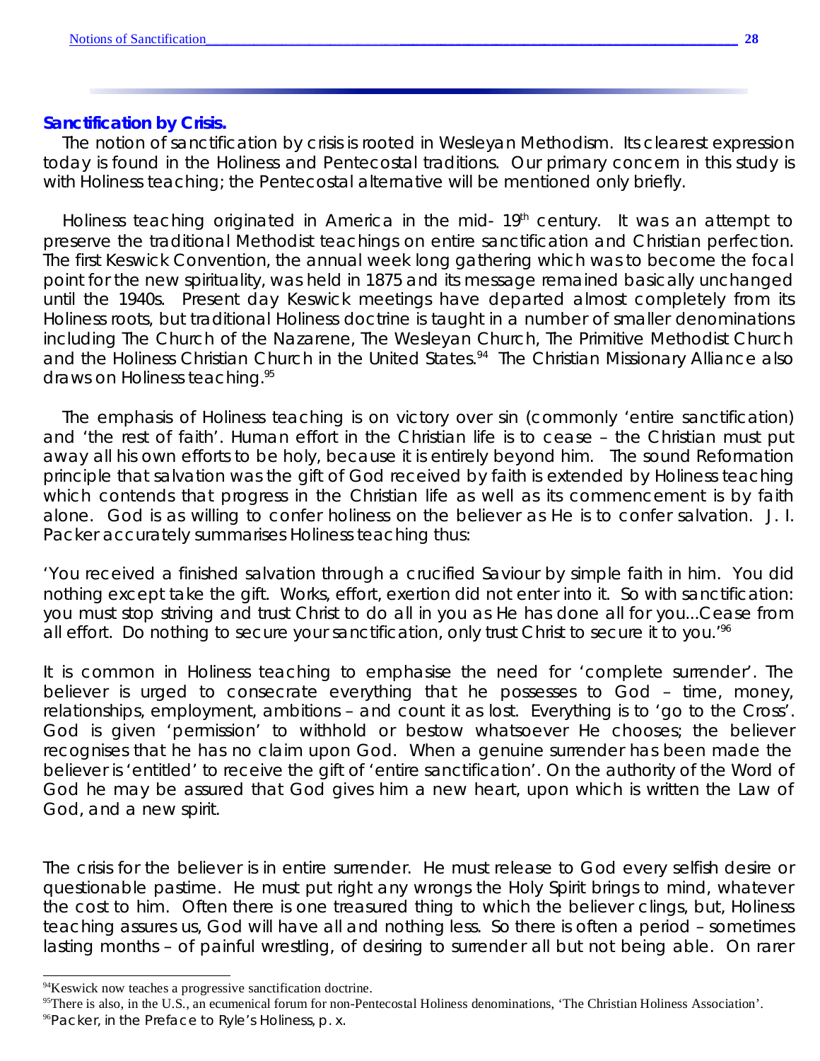**Sanctification by Crisis.**

The notion of sanctification by crisis is rooted in Wesleyan Methodism. Its clearest expression today is found in the Holiness and Pentecostal traditions. Our primary concern in this study is with Holiness teaching; the Pentecostal alternative will be mentioned only briefly.

Holiness teaching originated in America in the mid- 19th century. It was an attempt to preserve the traditional Methodist teachings on entire sanctification and Christian perfection. The first Keswick Convention, the annual week long gathering which was to become the focal point for the new spirituality, was held in 1875 and its message remained basically unchanged until the 1940s. Present day Keswick meetings have departed almost completely from its Holiness roots, but traditional Holiness doctrine is taught in a number of smaller denominations including The Church of the Nazarene, The Wesleyan Church, The Primitive Methodist Church and the Holiness Christian Church in the United States.[94] The Christian Missionary Alliance also draws on Holiness teaching.[95]

The emphasis of Holiness teaching is on victory over sin (commonly 'entire sanctification) and 'the rest of faith'. Human effort in the Christian life is to cease – the Christian must put away all his own efforts to be holy, because it is entirely beyond him. The sound Reformation principle that salvation was the gift of God received by faith is extended by Holiness teaching which contends that progress in the Christian life as well as its commencement is by faith alone. God is as willing to confer holiness on the believer as He is to confer salvation. J. I. Packer accurately summarises Holiness teaching thus:

'You received a finished salvation through a crucified Saviour by simple faith in him. You did nothing except take the gift. Works, effort, exertion did not enter into it. So with sanctification: you must stop striving and trust Christ to do all in you as He has done all for you...Cease from all effort. Do nothing to secure your sanctification, only trust Christ to secure it to you.'[96]

It is common in Holiness teaching to emphasise the need for 'complete surrender'. The believer is urged to consecrate everything that he possesses to God – time, money, relationships, employment, ambitions – and count it as lost. Everything is to 'go to the Cross'. God is given 'permission' to withhold or bestow whatsoever He chooses; the believer recognises that he has no claim upon God. When a genuine surrender has been made the believer is 'entitled' to receive the gift of 'entire sanctification'. On the authority of the Word of God he may be assured that God gives him a new heart, upon which is written the Law of God, and a new spirit.

The crisis for the believer is in entire surrender. He must release to God every selfish desire or questionable pastime. He must put right any wrongs the Holy Spirit brings to mind, whatever the cost to him. Often there is one treasured thing to which the believer clings, but, Holiness teaching assures us, God will have all and nothing less. So there is often a period – sometimes lasting months – of painful wrestling, of desiring to surrender all but not being able. On rarer

---

[94] Keswick now teaches a progressive sanctification doctrine.

[95] There is also, in the U.S., an ecumenical forum for non-Pentecostal Holiness denominations, 'The Christian Holiness Association'.

[96] Packer, in the Preface to Ryle's *Holiness*, p. x.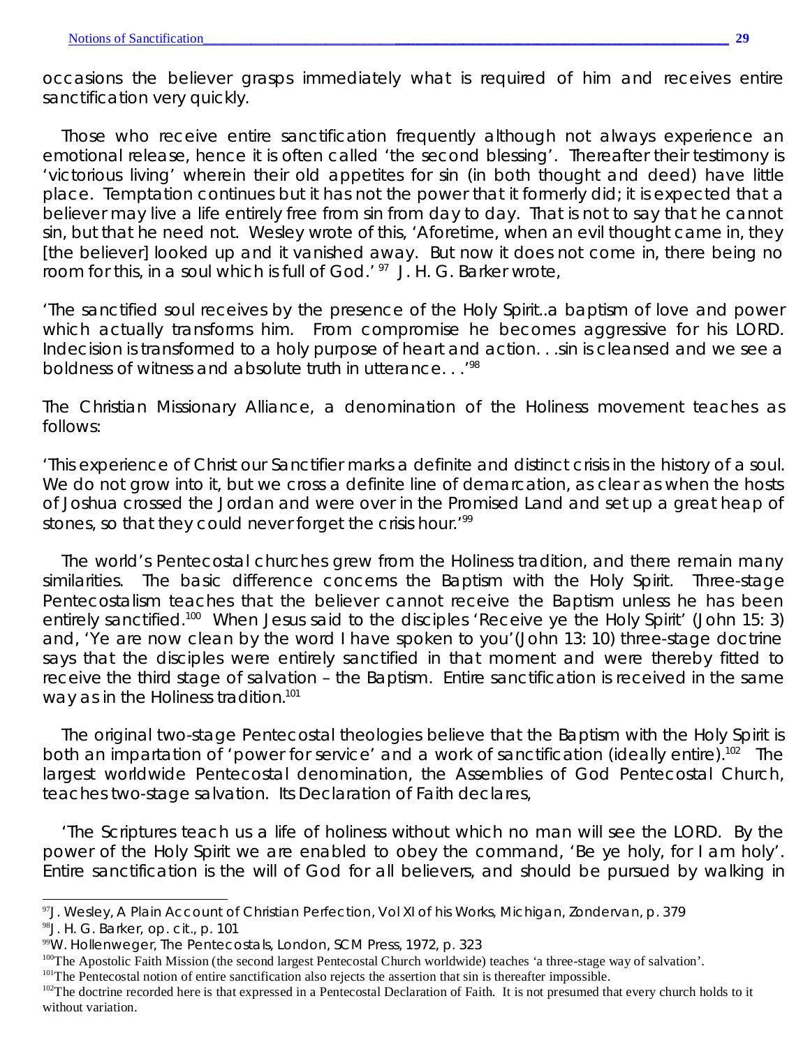occasions the believer grasps immediately what is required of him and receives entire sanctification very quickly.

Those who receive entire sanctification frequently although not always experience an emotional release, hence it is often called 'the second blessing'. Thereafter their testimony is 'victorious living' wherein their old appetites for sin (in both thought and deed) have little place. Temptation continues but it has not the power that it formerly did; it is expected that a believer may live a life entirely free from sin from day to day. That is not to say that he cannot sin, but that he need not. Wesley wrote of this, 'Aforetime, when an evil thought came in, they [the believer] looked up and it vanished away. But now it does not come in, there being no room for this, in a soul which is full of God.' [97] J. H. G. Barker wrote,

'The sanctified soul receives by the presence of the Holy Spirit..a baptism of love and power which actually transforms him. From compromise he becomes aggressive for his LORD. Indecision is transformed to a holy purpose of heart and action. . .sin is cleansed and we see a boldness of witness and absolute truth in utterance. . .'[98]

The Christian Missionary Alliance, a denomination of the Holiness movement teaches as follows:

'This experience of Christ our Sanctifier marks a definite and distinct crisis in the history of a soul. We do not grow into it, but we cross a definite line of demarcation, as clear as when the hosts of Joshua crossed the Jordan and were over in the Promised Land and set up a great heap of stones, so that they could never forget the crisis hour.'[99]

The world's Pentecostal churches grew from the Holiness tradition, and there remain many similarities. The basic difference concerns the Baptism with the Holy Spirit. Three-stage Pentecostalism teaches that the believer cannot receive the Baptism unless he has been entirely sanctified.[100] When Jesus said to the disciples 'Receive ye the Holy Spirit' (John 15: 3) and, 'Ye are now clean by the word I have spoken to you'(John 13: 10) three-stage doctrine says that the disciples were entirely sanctified in that moment and were thereby fitted to receive the third stage of salvation – the Baptism. Entire sanctification is received in the same way as in the Holiness tradition.[101]

The original two-stage Pentecostal theologies believe that the Baptism with the Holy Spirit is both an impartation of 'power for service' and a work of sanctification (ideally entire).[102] The largest worldwide Pentecostal denomination, the Assemblies of God Pentecostal Church, teaches two-stage salvation. Its Declaration of Faith declares,

'The Scriptures teach us a life of holiness without which no man will see the LORD. By the power of the Holy Spirit we are enabled to obey the command, 'Be ye holy, for I am holy'. Entire sanctification is the will of God for all believers, and should be pursued by walking in

---

[97] J. Wesley, A Plain Account of Christian Perfection, Vol XI of his Works, Michigan, Zondervan, p. 379

[98] J. H. G. Barker, op. cit., p. 101

[99] W. Hollenweger, The Pentecostals, London, SCM Press, 1972, p. 323

[100] The Apostolic Faith Mission (the second largest Pentecostal Church worldwide) teaches 'a three-stage way of salvation'.

[101] The Pentecostal notion of entire sanctification also rejects the assertion that sin is thereafter impossible.

[102] The doctrine recorded here is that expressed in a Pentecostal Declaration of Faith. It is not presumed that every church holds to it without variation.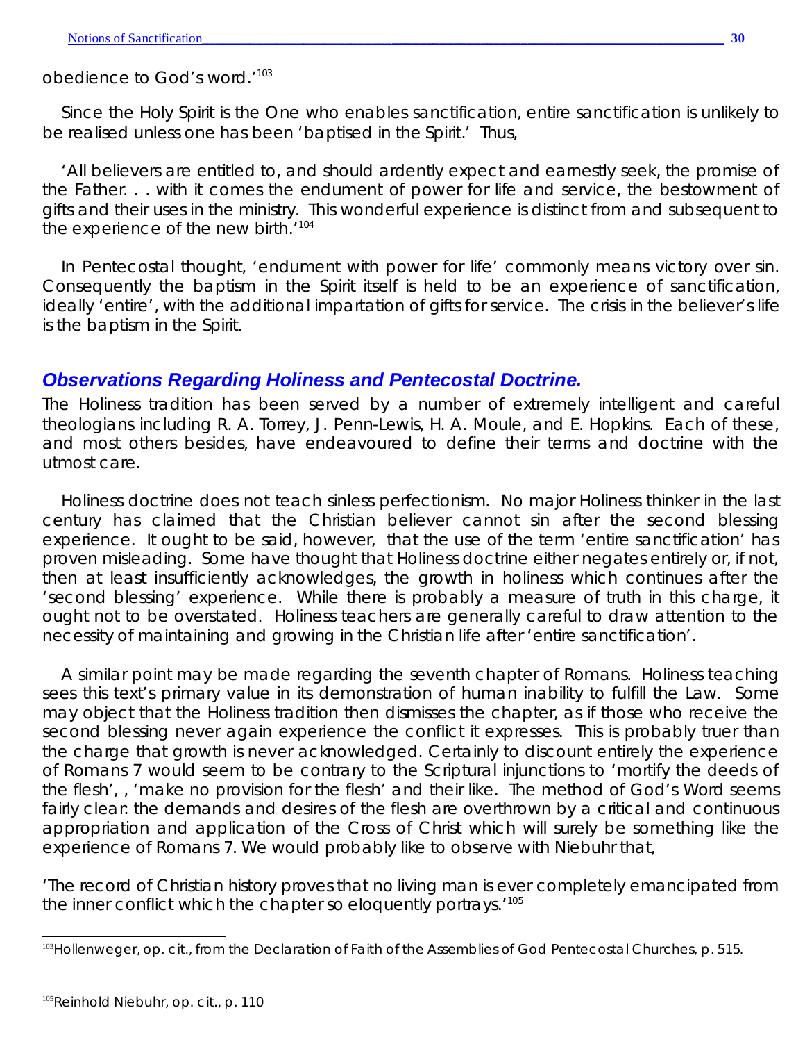obedience to God's word.'[103]

Since the Holy Spirit is the One who enables sanctification, entire sanctification is unlikely to be realised unless one has been 'baptised in the Spirit.' Thus,

'All believers are entitled to, and should ardently expect and earnestly seek, the promise of the Father. . . with it comes the endument of power for life and service, the bestowment of gifts and their uses in the ministry. This wonderful experience is distinct from and subsequent to the experience of the new birth.'[104]

In Pentecostal thought, 'endument with power for life' commonly means victory over sin. Consequently the baptism in the Spirit itself is held to be an experience of sanctification, ideally 'entire', with the additional impartation of gifts for service. The crisis in the believer's life is the baptism in the Spirit.

## *Observations Regarding Holiness and Pentecostal Doctrine.*

The Holiness tradition has been served by a number of extremely intelligent and careful theologians including R. A. Torrey, J. Penn-Lewis, H. A. Moule, and E. Hopkins. Each of these, and most others besides, have endeavoured to define their terms and doctrine with the utmost care.

Holiness doctrine does not teach sinless perfectionism. No major Holiness thinker in the last century has claimed that the Christian believer cannot sin after the second blessing experience. It ought to be said, however, that the use of the term 'entire sanctification' has proven misleading. Some have thought that Holiness doctrine either negates entirely or, if not, then at least insufficiently acknowledges, the growth in holiness which continues after the 'second blessing' experience. While there is probably a measure of truth in this charge, it ought not to be overstated. Holiness teachers are generally careful to draw attention to the necessity of maintaining and growing in the Christian life after 'entire sanctification'.

A similar point may be made regarding the seventh chapter of Romans. Holiness teaching sees this text's primary value in its demonstration of human inability to fulfill the Law. Some may object that the Holiness tradition then dismisses the chapter, as if those who receive the second blessing never again experience the conflict it expresses. This is probably truer than the charge that growth is never acknowledged. Certainly to discount entirely the experience of Romans 7 would seem to be contrary to the Scriptural injunctions to 'mortify the deeds of the flesh', , 'make no provision for the flesh' and their like. The method of God's Word seems fairly clear: the demands and desires of the flesh are overthrown by a critical and continuous appropriation and application of the Cross of Christ which will surely be something like the experience of Romans 7. We would probably like to observe with Niebuhr that,

'The record of Christian history proves that no living man is ever completely emancipated from the inner conflict which the chapter so eloquently portrays.'[105]

---

[103]Hollenweger, op. cit., from the Declaration of Faith of the Assemblies of God Pentecostal Churches, p. 515.

[105]Reinhold Niebuhr, op. cit., p. 110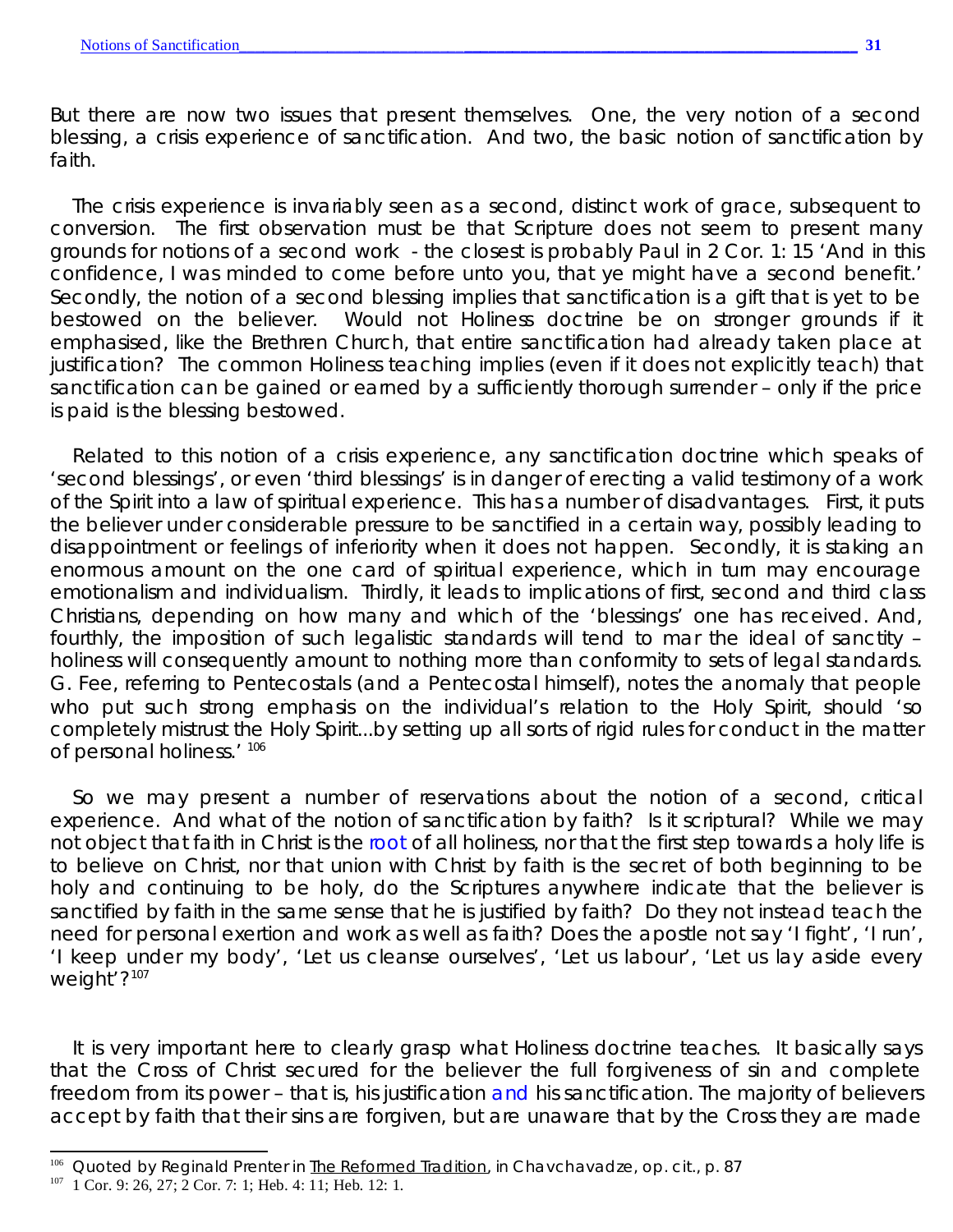But there are now two issues that present themselves. One, the very notion of a second blessing, a crisis experience of sanctification. And two, the basic notion of sanctification by faith.

The crisis experience is invariably seen as a second, distinct work of grace, subsequent to conversion. The first observation must be that Scripture does not seem to present many grounds for notions of a second work - the closest is probably Paul in 2 Cor. 1: 15 'And in this confidence, I was minded to come before unto you, that ye might have a second benefit.' Secondly, the notion of a second blessing implies that sanctification is a gift that is yet to be bestowed on the believer. Would not Holiness doctrine be on stronger grounds if it emphasised, like the Brethren Church, that entire sanctification had already taken place at justification? The common Holiness teaching implies (even if it does not explicitly teach) that sanctification can be gained or earned by a sufficiently thorough surrender – only if the price is paid is the blessing bestowed.

Related to this notion of a crisis experience, any sanctification doctrine which speaks of 'second blessings', or even 'third blessings' is in danger of erecting a valid testimony of a work of the Spirit into a law of spiritual experience. This has a number of disadvantages. First, it puts the believer under considerable pressure to be sanctified in a certain way, possibly leading to disappointment or feelings of inferiority when it does not happen. Secondly, it is staking an enormous amount on the one card of spiritual experience, which in turn may encourage emotionalism and individualism. Thirdly, it leads to implications of first, second and third class Christians, depending on how many and which of the 'blessings' one has received. And, fourthly, the imposition of such legalistic standards will tend to mar the ideal of sanctity – holiness will consequently amount to nothing more than conformity to sets of legal standards. G. Fee, referring to Pentecostals (and a Pentecostal himself), notes the anomaly that people who put such strong emphasis on the individual's relation to the Holy Spirit, should 'so completely mistrust the Holy Spirit...by setting up all sorts of rigid rules for conduct in the matter of personal holiness.' [106]

So we may present a number of reservations about the notion of a second, critical experience. And what of the notion of sanctification by faith? Is it scriptural? While we may not object that faith in Christ is the root of all holiness, nor that the first step towards a holy life is to believe on Christ, nor that union with Christ by faith is the secret of both beginning to be holy and continuing to be holy, do the Scriptures anywhere indicate that the believer is sanctified by faith in the same sense that he is justified by faith? Do they not instead teach the need for personal exertion and work as well as faith? Does the apostle not say 'I fight', 'I run', 'I keep under my body', 'Let us cleanse ourselves', 'Let us labour', 'Let us lay aside every weight'?[107]

It is very important here to clearly grasp what Holiness doctrine teaches. It basically says that the Cross of Christ secured for the believer the full forgiveness of sin and complete freedom from its power – that is, his justification and his sanctification. The majority of believers accept by faith that their sins are forgiven, but are unaware that by the Cross they are made

---

[106] Quoted by Reginald Prenter in The Reformed Tradition, in Chavchavadze, op. cit., p. 87

[107] 1 Cor. 9: 26, 27; 2 Cor. 7: 1; Heb. 4: 11; Heb. 12: 1.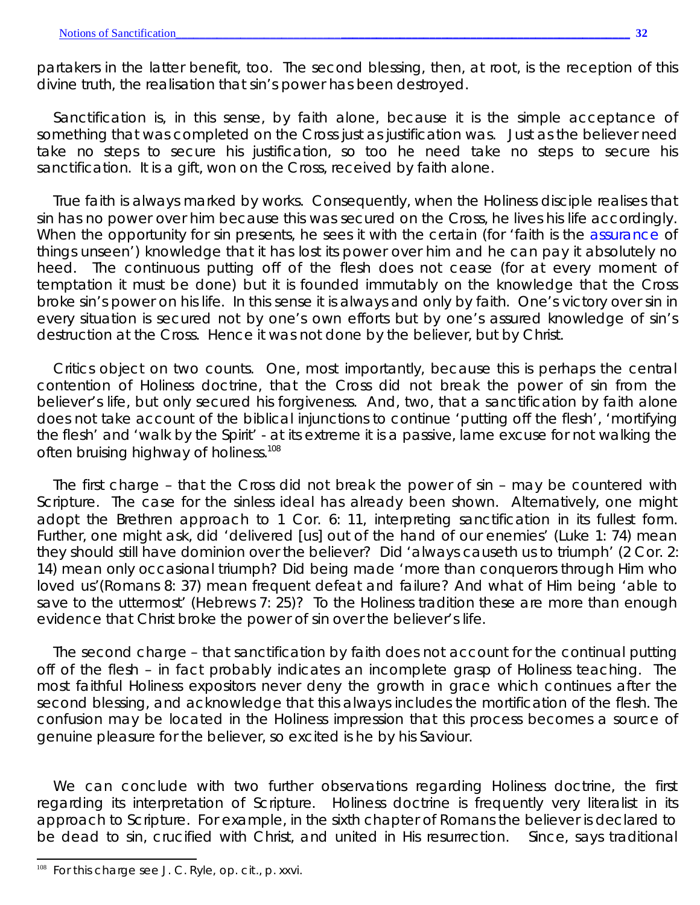partakers in the latter benefit, too. The second blessing, then, at root, is the reception of this divine truth, the realisation that sin's power has been destroyed.

Sanctification is, in this sense, by faith alone, because it is the simple acceptance of something that was completed on the Cross just as justification was. Just as the believer need take no steps to secure his justification, so too he need take no steps to secure his sanctification. It is a gift, won on the Cross, received by faith alone.

True faith is always marked by works. Consequently, when the Holiness disciple realises that sin has no power over him because this was secured on the Cross, he lives his life accordingly. When the opportunity for sin presents, he sees it with the certain (for 'faith is the assurance of things unseen') knowledge that it has lost its power over him and he can pay it absolutely no heed. The continuous putting off of the flesh does not cease (for at every moment of temptation it must be done) but it is founded immutably on the knowledge that the Cross broke sin's power on his life. In this sense it is always and only by faith. One's victory over sin in every situation is secured not by one's own efforts but by one's assured knowledge of sin's destruction at the Cross. Hence it was not done by the believer, but by Christ.

Critics object on two counts. One, most importantly, because this is perhaps the central contention of Holiness doctrine, that the Cross did not break the power of sin from the believer's life, but only secured his forgiveness. And, two, that a sanctification by faith alone does not take account of the biblical injunctions to continue 'putting off the flesh', 'mortifying the flesh' and 'walk by the Spirit' - at its extreme it is a passive, lame excuse for not walking the often bruising highway of holiness.[108]

The first charge – that the Cross did not break the power of sin – may be countered with Scripture. The case for the sinless ideal has already been shown. Alternatively, one might adopt the Brethren approach to 1 Cor. 6: 11, interpreting sanctification in its fullest form. Further, one might ask, did 'delivered [us] out of the hand of our enemies' (Luke 1: 74) mean they should still have dominion over the believer? Did 'always causeth us to triumph' (2 Cor. 2: 14) mean only occasional triumph? Did being made 'more than conquerors through Him who loved us'(Romans 8: 37) mean frequent defeat and failure? And what of Him being 'able to save to the uttermost' (Hebrews 7: 25)? To the Holiness tradition these are more than enough evidence that Christ broke the power of sin over the believer's life.

The second charge – that sanctification by faith does not account for the continual putting off of the flesh – in fact probably indicates an incomplete grasp of Holiness teaching. The most faithful Holiness expositors never deny the growth in grace which continues after the second blessing, and acknowledge that this always includes the mortification of the flesh. The confusion may be located in the Holiness impression that this process becomes a source of genuine pleasure for the believer, so excited is he by his Saviour.

We can conclude with two further observations regarding Holiness doctrine, the first regarding its interpretation of Scripture. Holiness doctrine is frequently very literalist in its approach to Scripture. For example, in the sixth chapter of Romans the believer is declared to be dead to sin, crucified with Christ, and united in His resurrection. Since, says traditional

[108] For this charge see J. C. Ryle, op. cit., p. xxvi.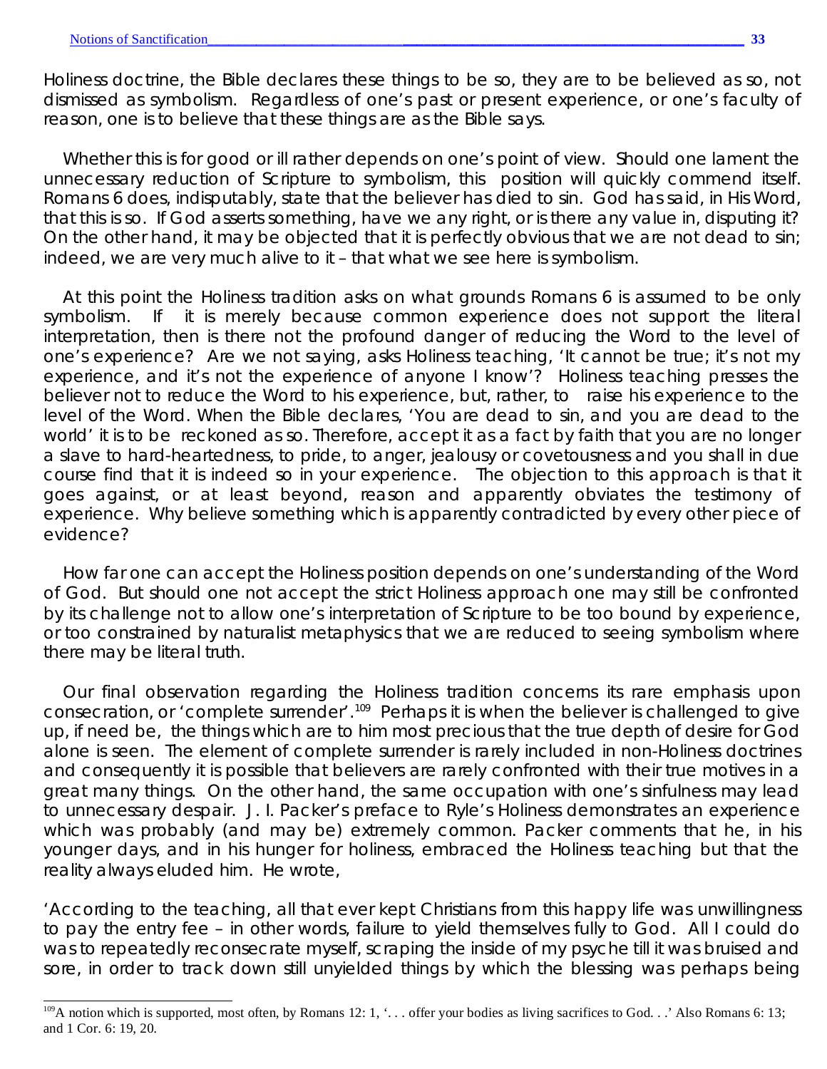Holiness doctrine, the Bible declares these things to be so, they are to be believed as so, not dismissed as symbolism. Regardless of one's past or present experience, or one's faculty of reason, one is to believe that these things are as the Bible says.

Whether this is for good or ill rather depends on one's point of view. Should one lament the unnecessary reduction of Scripture to symbolism, this position will quickly commend itself. Romans 6 does, indisputably, state that the believer has died to sin. God has said, in His Word, that this is so. If God asserts something, have we any right, or is there any value in, disputing it? On the other hand, it may be objected that it is perfectly obvious that we are not dead to sin; indeed, we are very much alive to it – that what we see here is symbolism.

At this point the Holiness tradition asks on what grounds Romans 6 is assumed to be only symbolism. If it is merely because common experience does not support the literal interpretation, then is there not the profound danger of reducing the Word to the level of one's experience? Are we not saying, asks Holiness teaching, 'It cannot be true; it's not my experience, and it's not the experience of anyone I know'? Holiness teaching presses the believer not to reduce the Word to his experience, but, rather, to raise his experience to the level of the Word. When the Bible declares, 'You are dead to sin, and you are dead to the world' it is to be reckoned as so. Therefore, accept it as a fact by faith that you are no longer a slave to hard-heartedness, to pride, to anger, jealousy or covetousness and you shall in due course find that it is indeed so in your experience. The objection to this approach is that it goes against, or at least beyond, reason and apparently obviates the testimony of experience. Why believe something which is apparently contradicted by every other piece of evidence?

How far one can accept the Holiness position depends on one's understanding of the Word of God. But should one not accept the strict Holiness approach one may still be confronted by its challenge not to allow one's interpretation of Scripture to be too bound by experience, or too constrained by naturalist metaphysics that we are reduced to seeing symbolism where there may be literal truth.

Our final observation regarding the Holiness tradition concerns its rare emphasis upon consecration, or 'complete surrender'.[109] Perhaps it is when the believer is challenged to give up, if need be, the things which are to him most precious that the true depth of desire for God alone is seen. The element of complete surrender is rarely included in non-Holiness doctrines and consequently it is possible that believers are rarely confronted with their true motives in a great many things. On the other hand, the same occupation with one's sinfulness may lead to unnecessary despair. J. I. Packer's preface to Ryle's Holiness demonstrates an experience which was probably (and may be) extremely common. Packer comments that he, in his younger days, and in his hunger for holiness, embraced the Holiness teaching but that the reality always eluded him. He wrote,

'According to the teaching, all that ever kept Christians from this happy life was unwillingness to pay the entry fee – in other words, failure to yield themselves fully to God. All I could do was to repeatedly reconsecrate myself, scraping the inside of my psyche till it was bruised and sore, in order to track down still unyielded things by which the blessing was perhaps being

---

[109] A notion which is supported, most often, by Romans 12: 1, '. . . offer your bodies as living sacrifices to God. . .' Also Romans 6: 13; and 1 Cor. 6: 19, 20.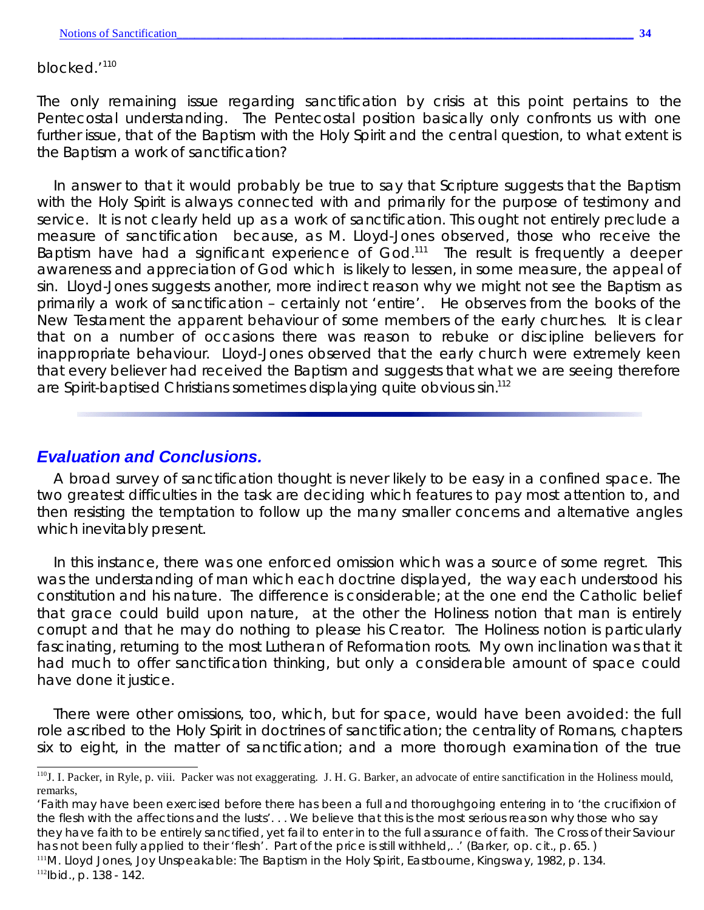blocked.'[110]

The only remaining issue regarding sanctification by crisis at this point pertains to the Pentecostal understanding. The Pentecostal position basically only confronts us with one further issue, that of the Baptism with the Holy Spirit and the central question, to what extent is the Baptism a work of sanctification?

In answer to that it would probably be true to say that Scripture suggests that the Baptism with the Holy Spirit is always connected with and primarily for the purpose of testimony and service. It is not clearly held up as a work of sanctification. This ought not entirely preclude a measure of sanctification because, as M. Lloyd-Jones observed, those who receive the Baptism have had a significant experience of God.[111] The result is frequently a deeper awareness and appreciation of God which is likely to lessen, in some measure, the appeal of sin. Lloyd-Jones suggests another, more indirect reason why we might not see the Baptism as primarily a work of sanctification – certainly not 'entire'. He observes from the books of the New Testament the apparent behaviour of some members of the early churches. It is clear that on a number of occasions there was reason to rebuke or discipline believers for inappropriate behaviour. Lloyd-Jones observed that the early church were extremely keen that every believer had received the Baptism and suggests that what we are seeing therefore are Spirit-baptised Christians sometimes displaying quite obvious sin.[112]

## *Evaluation and Conclusions.*

A broad survey of sanctification thought is never likely to be easy in a confined space. The two greatest difficulties in the task are deciding which features to pay most attention to, and then resisting the temptation to follow up the many smaller concerns and alternative angles which inevitably present.

In this instance, there was one enforced omission which was a source of some regret. This was the understanding of man which each doctrine displayed, the way each understood his constitution and his nature. The difference is considerable; at the one end the Catholic belief that grace could build upon nature, at the other the Holiness notion that man is entirely corrupt and that he may do nothing to please his Creator. The Holiness notion is particularly fascinating, returning to the most Lutheran of Reformation roots. My own inclination was that it had much to offer sanctification thinking, but only a considerable amount of space could have done it justice.

There were other omissions, too, which, but for space, would have been avoided: the full role ascribed to the Holy Spirit in doctrines of sanctification; the centrality of Romans, chapters six to eight, in the matter of sanctification; and a more thorough examination of the true

---

[110] J. I. Packer, in Ryle, p. viii. Packer was not exaggerating. J. H. G. Barker, an advocate of entire sanctification in the Holiness mould, remarks,

'Faith may have been exercised before there has been a full and thoroughgoing entering in to 'the crucifixion of the flesh with the affections and the lusts'. . . We believe that this is the most serious reason why those who say they have faith to be entirely sanctified, yet fail to enter in to the full assurance of faith. The Cross of their Saviour has not been fully applied to their 'flesh'. Part of the price is still withheld,. .' (Barker, op. cit., p. 65. )

[111] M. Lloyd Jones, *Joy Unspeakable: The Baptism in the Holy Spirit*, Eastbourne, Kingsway, 1982, p. 134.

[112] Ibid., p. 138 - 142.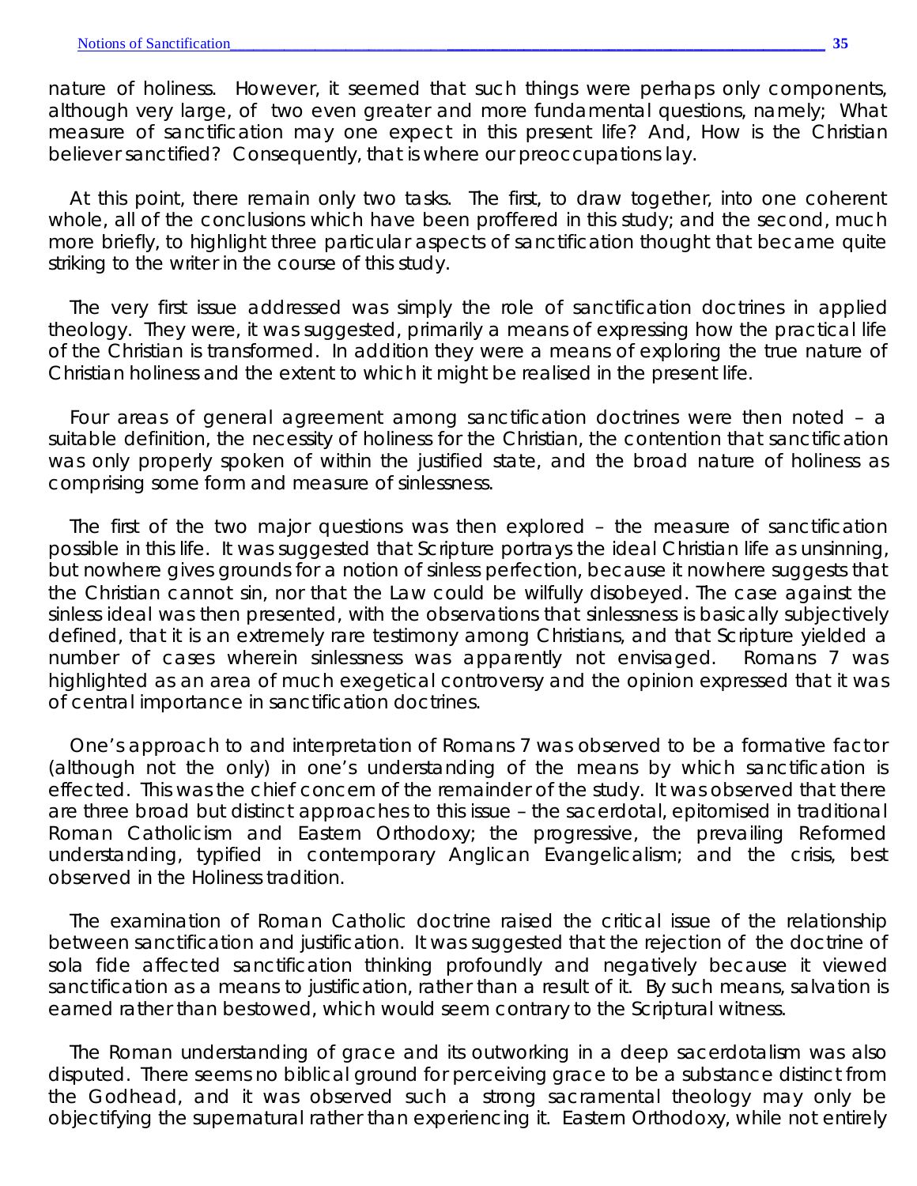nature of holiness. However, it seemed that such things were perhaps only components, although very large, of two even greater and more fundamental questions, namely; What measure of sanctification may one expect in this present life? And, How is the Christian believer sanctified? Consequently, that is where our preoccupations lay.

At this point, there remain only two tasks. The first, to draw together, into one coherent whole, all of the conclusions which have been proffered in this study; and the second, much more briefly, to highlight three particular aspects of sanctification thought that became quite striking to the writer in the course of this study.

The very first issue addressed was simply the role of sanctification doctrines in applied theology. They were, it was suggested, primarily a means of expressing how the practical life of the Christian is transformed. In addition they were a means of exploring the true nature of Christian holiness and the extent to which it might be realised in the present life.

Four areas of general agreement among sanctification doctrines were then noted – a suitable definition, the necessity of holiness for the Christian, the contention that sanctification was only properly spoken of within the justified state, and the broad nature of holiness as comprising some form and measure of sinlessness.

The first of the two major questions was then explored – the measure of sanctification possible in this life. It was suggested that Scripture portrays the ideal Christian life as unsinning, but nowhere gives grounds for a notion of sinless perfection, because it nowhere suggests that the Christian cannot sin, nor that the Law could be wilfully disobeyed. The case against the sinless ideal was then presented, with the observations that sinlessness is basically subjectively defined, that it is an extremely rare testimony among Christians, and that Scripture yielded a number of cases wherein sinlessness was apparently not envisaged. Romans 7 was highlighted as an area of much exegetical controversy and the opinion expressed that it was of central importance in sanctification doctrines.

One's approach to and interpretation of Romans 7 was observed to be a formative factor (although not the only) in one's understanding of the means by which sanctification is effected. This was the chief concern of the remainder of the study. It was observed that there are three broad but distinct approaches to this issue – the sacerdotal, epitomised in traditional Roman Catholicism and Eastern Orthodoxy; the progressive, the prevailing Reformed understanding, typified in contemporary Anglican Evangelicalism; and the crisis, best observed in the Holiness tradition.

The examination of Roman Catholic doctrine raised the critical issue of the relationship between sanctification and justification. It was suggested that the rejection of the doctrine of *sola fide* affected sanctification thinking profoundly and negatively because it viewed sanctification as a means to justification, rather than a result of it. By such means, salvation is earned rather than bestowed, which would seem contrary to the Scriptural witness.

The Roman understanding of grace and its outworking in a deep sacerdotalism was also disputed. There seems no biblical ground for perceiving grace to be a substance distinct from the Godhead, and it was observed such a strong sacramental theology may only be objectifying the supernatural rather than experiencing it. Eastern Orthodoxy, while not entirely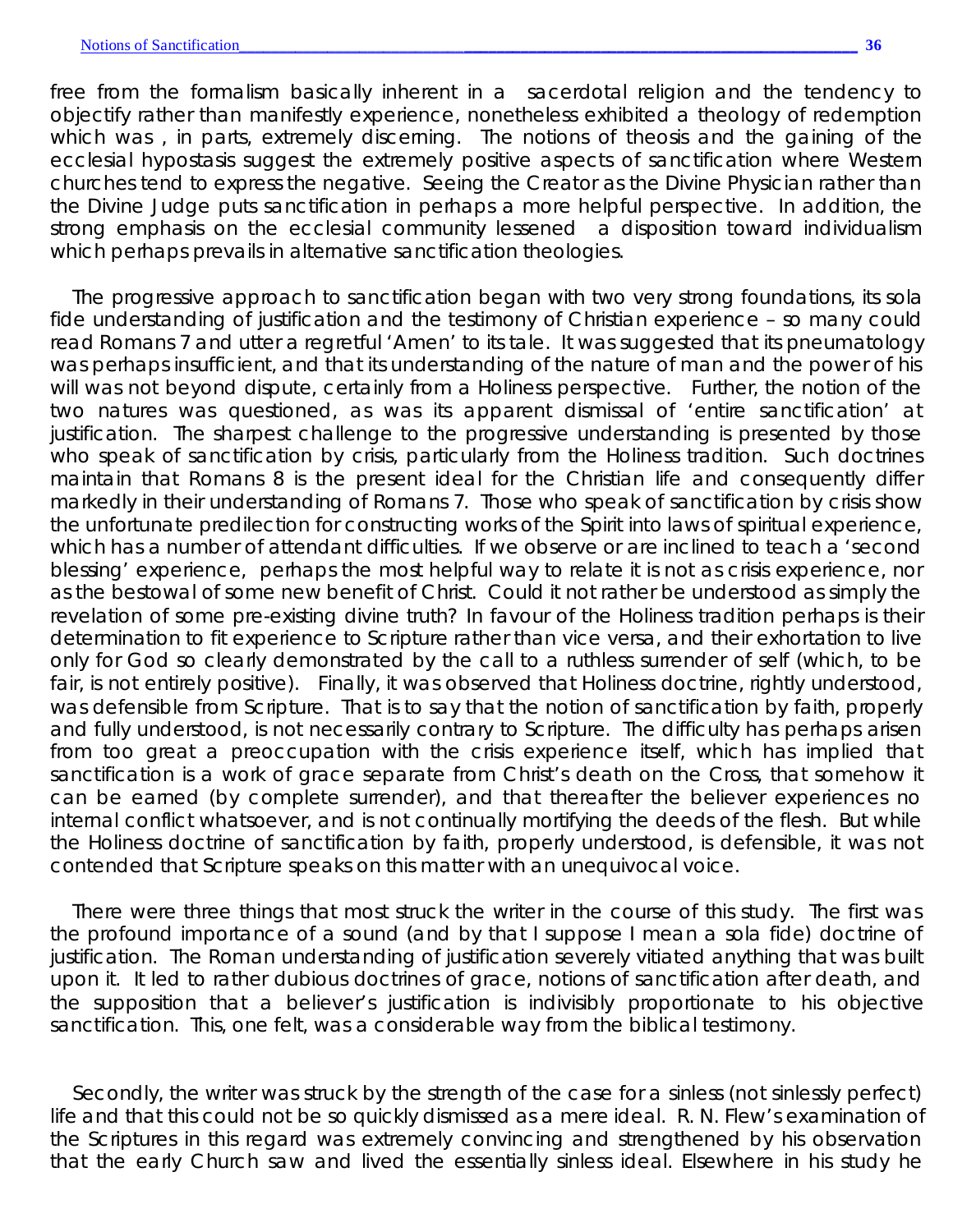free from the formalism basically inherent in a sacerdotal religion and the tendency to objectify rather than manifestly experience, nonetheless exhibited a theology of redemption which was , in parts, extremely discerning. The notions of theosis and the gaining of the ecclesial hypostasis suggest the extremely positive aspects of sanctification where Western churches tend to express the negative. Seeing the Creator as the Divine Physician rather than the Divine Judge puts sanctification in perhaps a more helpful perspective. In addition, the strong emphasis on the ecclesial community lessened a disposition toward individualism which perhaps prevails in alternative sanctification theologies.

The progressive approach to sanctification began with two very strong foundations, its sola fide understanding of justification and the testimony of Christian experience – so many could read Romans 7 and utter a regretful 'Amen' to its tale. It was suggested that its pneumatology was perhaps insufficient, and that its understanding of the nature of man and the power of his will was not beyond dispute, certainly from a Holiness perspective. Further, the notion of the two natures was questioned, as was its apparent dismissal of 'entire sanctification' at justification. The sharpest challenge to the progressive understanding is presented by those who speak of sanctification by crisis, particularly from the Holiness tradition. Such doctrines maintain that Romans 8 is the present ideal for the Christian life and consequently differ markedly in their understanding of Romans 7. Those who speak of sanctification by crisis show the unfortunate predilection for constructing works of the Spirit into laws of spiritual experience, which has a number of attendant difficulties. If we observe or are inclined to teach a 'second blessing' experience, perhaps the most helpful way to relate it is not as crisis experience, nor as the bestowal of some new benefit of Christ. Could it not rather be understood as simply the revelation of some pre-existing divine truth? In favour of the Holiness tradition perhaps is their determination to fit experience to Scripture rather than vice versa, and their exhortation to live only for God so clearly demonstrated by the call to a ruthless surrender of self (which, to be fair, is not entirely positive). Finally, it was observed that Holiness doctrine, rightly understood, was defensible from Scripture. That is to say that the notion of sanctification by faith, properly and fully understood, is not necessarily contrary to Scripture. The difficulty has perhaps arisen from too great a preoccupation with the crisis experience itself, which has implied that sanctification is a work of grace separate from Christ's death on the Cross, that somehow it can be earned (by complete surrender), and that thereafter the believer experiences no internal conflict whatsoever, and is not continually mortifying the deeds of the flesh. But while the Holiness doctrine of sanctification by faith, properly understood, is defensible, it was not contended that Scripture speaks on this matter with an unequivocal voice.

There were three things that most struck the writer in the course of this study. The first was the profound importance of a sound (and by that I suppose I mean a sola fide) doctrine of justification. The Roman understanding of justification severely vitiated anything that was built upon it. It led to rather dubious doctrines of grace, notions of sanctification after death, and the supposition that a believer's justification is indivisibly proportionate to his objective sanctification. This, one felt, was a considerable way from the biblical testimony.

Secondly, the writer was struck by the strength of the case for a sinless (not sinlessly perfect) life and that this could not be so quickly dismissed as a mere ideal. R. N. Flew's examination of the Scriptures in this regard was extremely convincing and strengthened by his observation that the early Church saw and lived the essentially sinless ideal. Elsewhere in his study he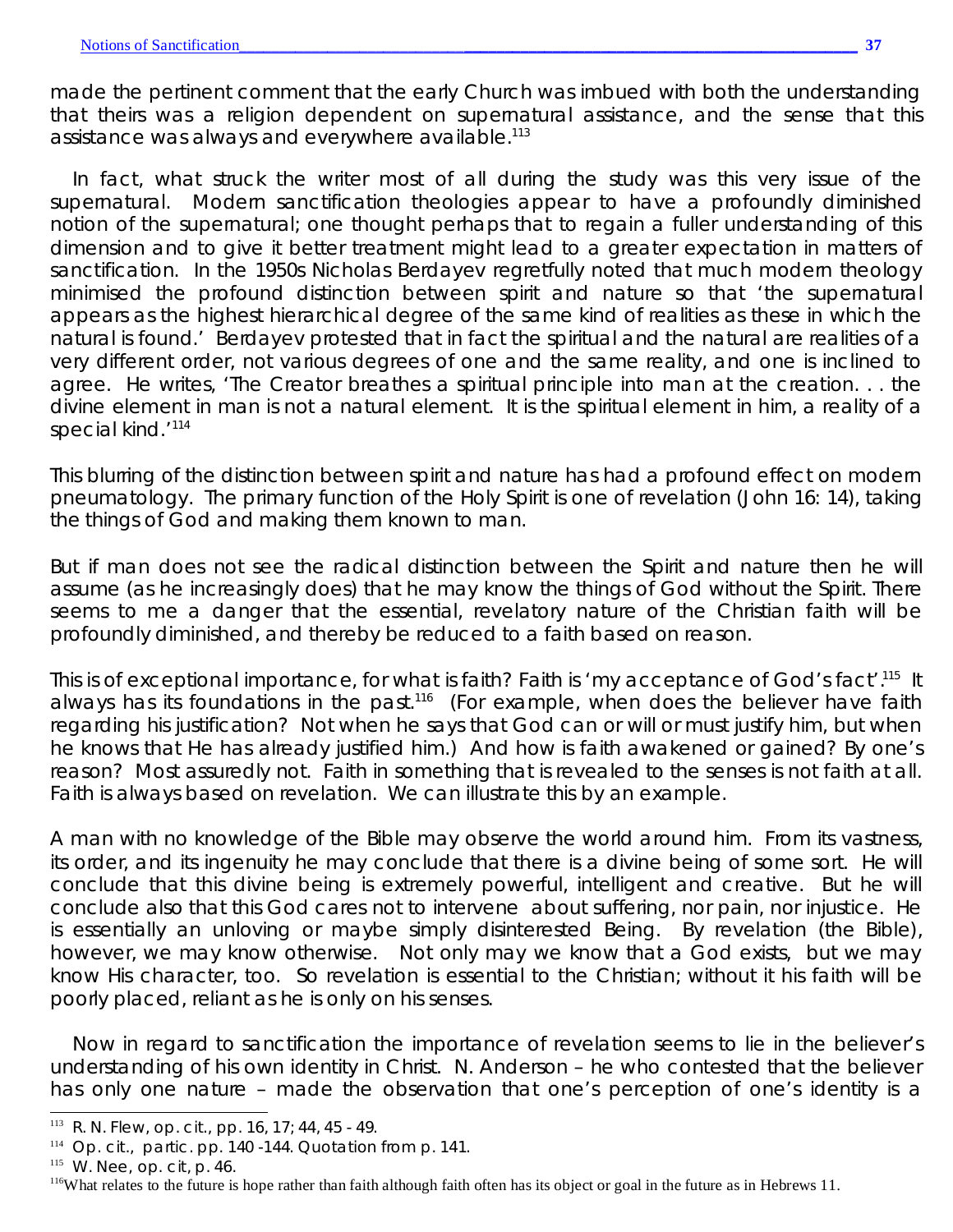made the pertinent comment that the early Church was imbued with both the understanding that theirs was a religion dependent on supernatural assistance, and the sense that this assistance was always and everywhere available.[113]

In fact, what struck the writer most of all during the study was this very issue of the supernatural. Modern sanctification theologies appear to have a profoundly diminished notion of the supernatural; one thought perhaps that to regain a fuller understanding of this dimension and to give it better treatment might lead to a greater expectation in matters of sanctification. In the 1950s Nicholas Berdayev regretfully noted that much modern theology minimised the profound distinction between spirit and nature so that 'the supernatural appears as the highest hierarchical degree of the same kind of realities as these in which the natural is found.' Berdayev protested that in fact the spiritual and the natural are realities of a very different order, not various degrees of one and the same reality, and one is inclined to agree. He writes, 'The Creator breathes a spiritual principle into man at the creation. . . the divine element in man is not a natural element. It is the spiritual element in him, a reality of a special kind.'[114]

This blurring of the distinction between spirit and nature has had a profound effect on modern pneumatology. The primary function of the Holy Spirit is one of revelation (John 16: 14), taking the things of God and making them known to man.

But if man does not see the radical distinction between the Spirit and nature then he will assume (as he increasingly does) that he may know the things of God without the Spirit. There seems to me a danger that the essential, revelatory nature of the Christian faith will be profoundly diminished, and thereby be reduced to a faith based on reason.

This is of exceptional importance, for what is faith? Faith is 'my acceptance of God's fact'.[115] It always has its foundations in the past.[116] (For example, when does the believer have faith regarding his justification? Not when he says that God can or will or must justify him, but when he knows that He has already justified him.) And how is faith awakened or gained? By one's reason? Most assuredly not. Faith in something that is revealed to the senses is not faith at all. Faith is always based on revelation. We can illustrate this by an example.

A man with no knowledge of the Bible may observe the world around him. From its vastness, its order, and its ingenuity he may conclude that there is a divine being of some sort. He will conclude that this divine being is extremely powerful, intelligent and creative. But he will conclude also that this God cares not to intervene about suffering, nor pain, nor injustice. He is essentially an unloving or maybe simply disinterested Being. By revelation (the Bible), however, we may know otherwise. Not only may we know that a God exists, but we may know His character, too. So revelation is essential to the Christian; without it his faith will be poorly placed, reliant as he is only on his senses.

Now in regard to sanctification the importance of revelation seems to lie in the believer's understanding of his own identity in Christ. N. Anderson – he who contested that the believer has only one nature – made the observation that one's perception of one's identity is a

---

[113] R. N. Flew, op. cit., pp. 16, 17; 44, 45 - 49.

[114] Op. cit., partic. pp. 140 -144. Quotation from p. 141.

[115] W. Nee, op. cit, p. 46.

[116] What relates to the future is hope rather than faith although faith often has its object or goal in the future as in Hebrews 11.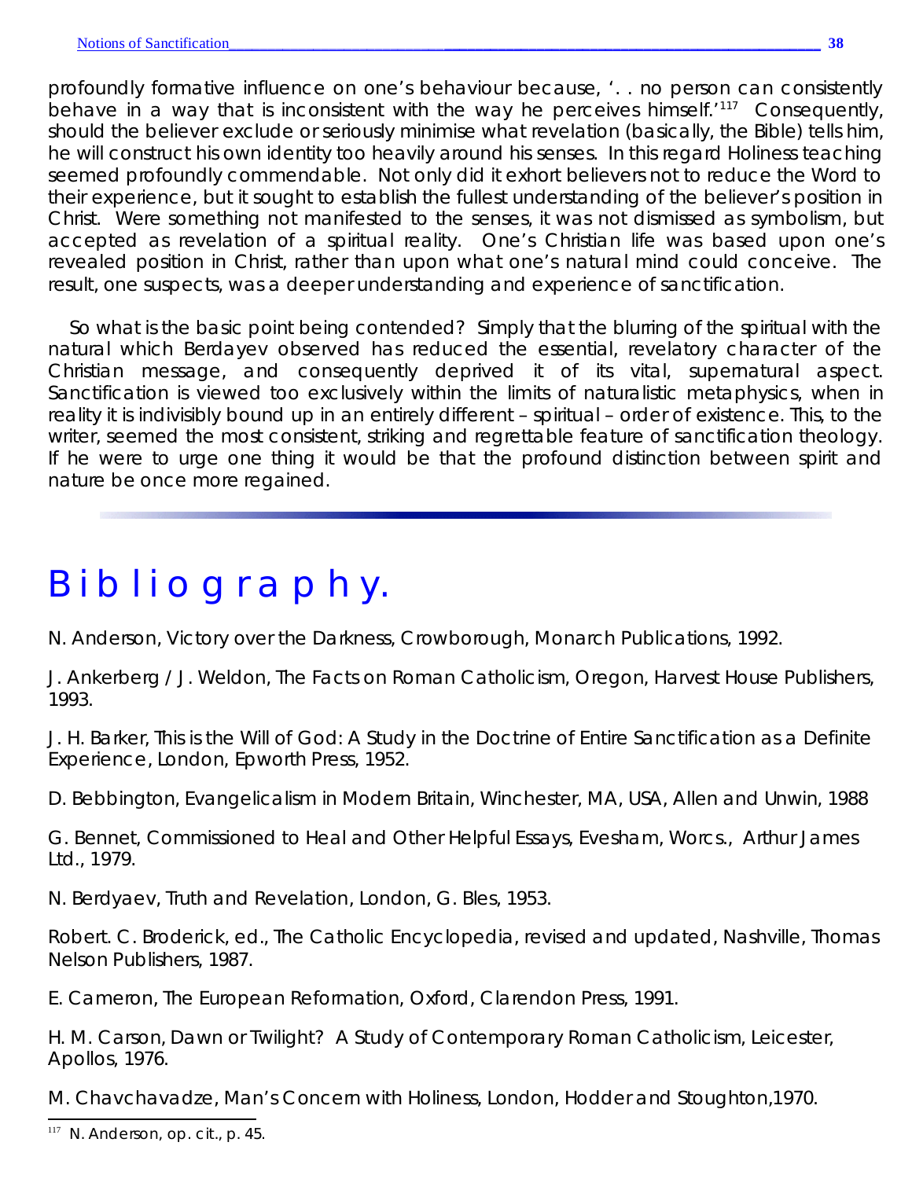profoundly formative influence on one's behaviour because, '. . no person can consistently behave in a way that is inconsistent with the way he perceives himself.'[117] Consequently, should the believer exclude or seriously minimise what revelation (basically, the Bible) tells him, he will construct his own identity too heavily around his senses. In this regard Holiness teaching seemed profoundly commendable. Not only did it exhort believers not to reduce the Word to their experience, but it sought to establish the fullest understanding of the believer's position in Christ. Were something not manifested to the senses, it was not dismissed as symbolism, but accepted as revelation of a spiritual reality. One's Christian life was based upon one's revealed position in Christ, rather than upon what one's natural mind could conceive. The result, one suspects, was a deeper understanding and experience of sanctification.

So what is the basic point being contended? Simply that the blurring of the spiritual with the natural which Berdayev observed has reduced the essential, revelatory character of the Christian message, and consequently deprived it of its vital, supernatural aspect. Sanctification is viewed too exclusively within the limits of naturalistic metaphysics, when in reality it is indivisibly bound up in an entirely different – spiritual – order of existence. This, to the writer, seemed the most consistent, striking and regrettable feature of sanctification theology. If he were to urge one thing it would be that the profound distinction between spirit and nature be once more regained.

---

# Bibliography.

N. Anderson, Victory over the Darkness, Crowborough, Monarch Publications, 1992.

J. Ankerberg / J. Weldon, The Facts on Roman Catholicism, Oregon, Harvest House Publishers, 1993.

J. H. Barker, This is the Will of God: A Study in the Doctrine of Entire Sanctification as a Definite Experience, London, Epworth Press, 1952.

D. Bebbington, Evangelicalism in Modern Britain, Winchester, MA, USA, Allen and Unwin, 1988

G. Bennet, Commissioned to Heal and Other Helpful Essays, Evesham, Worcs., Arthur James Ltd., 1979.

N. Berdyaev, Truth and Revelation, London, G. Bles, 1953.

Robert. C. Broderick, ed., The Catholic Encyclopedia, revised and updated, Nashville, Thomas Nelson Publishers, 1987.

E. Cameron, The European Reformation, Oxford, Clarendon Press, 1991.

H. M. Carson, Dawn or Twilight? A Study of Contemporary Roman Catholicism, Leicester, Apollos, 1976.

M. Chavchavadze, Man's Concern with Holiness, London, Hodder and Stoughton,1970.

[117] N. Anderson, op. cit., p. 45.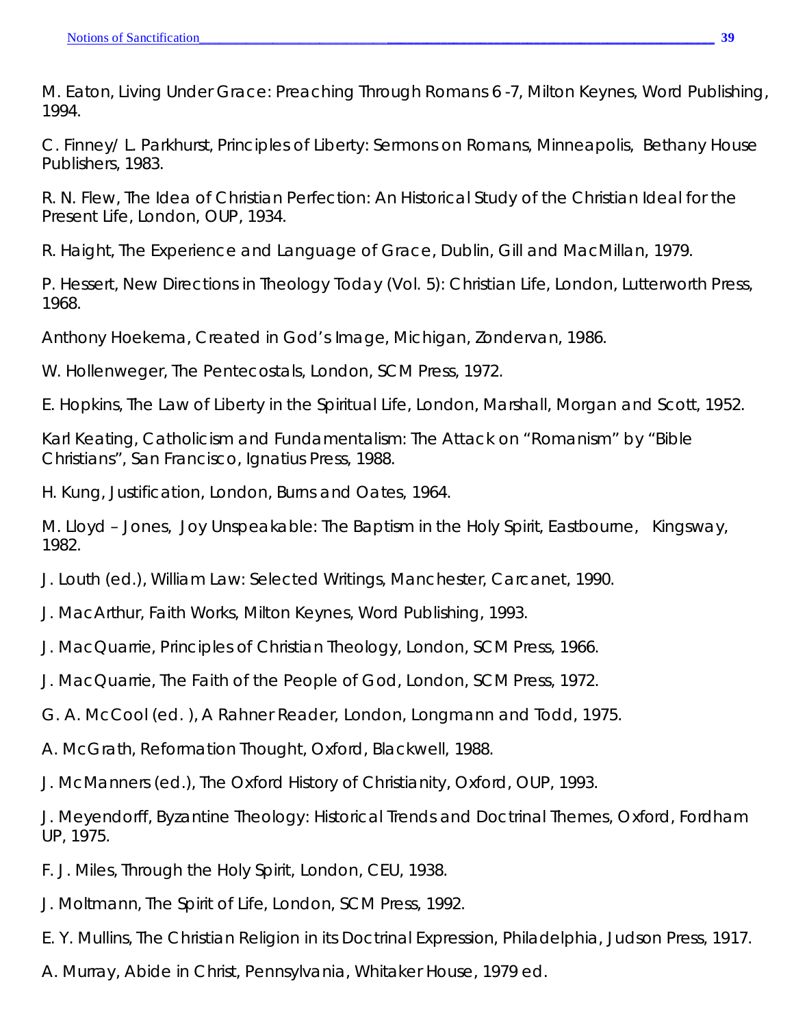M. Eaton, Living Under Grace: Preaching Through Romans 6 -7, Milton Keynes, Word Publishing, 1994.

C. Finney/ L. Parkhurst, Principles of Liberty: Sermons on Romans, Minneapolis, Bethany House Publishers, 1983.

R. N. Flew, The Idea of Christian Perfection: An Historical Study of the Christian Ideal for the Present Life, London, OUP, 1934.

R. Haight, The Experience and Language of Grace, Dublin, Gill and MacMillan, 1979.

P. Hessert, New Directions in Theology Today (Vol. 5): Christian Life, London, Lutterworth Press, 1968.

Anthony Hoekema, Created in God's Image, Michigan, Zondervan, 1986.

W. Hollenweger, The Pentecostals, London, SCM Press, 1972.

E. Hopkins, The Law of Liberty in the Spiritual Life, London, Marshall, Morgan and Scott, 1952.

Karl Keating, Catholicism and Fundamentalism: The Attack on "Romanism" by "Bible Christians", San Francisco, Ignatius Press, 1988.

H. Kung, Justification, London, Burns and Oates, 1964.

M. Lloyd – Jones, Joy Unspeakable: The Baptism in the Holy Spirit, Eastbourne, Kingsway, 1982.

J. Louth (ed.), William Law: Selected Writings, Manchester, Carcanet, 1990.

J. MacArthur, Faith Works, Milton Keynes, Word Publishing, 1993.

J. MacQuarrie, Principles of Christian Theology, London, SCM Press, 1966.

J. MacQuarrie, The Faith of the People of God, London, SCM Press, 1972.

G. A. McCool (ed. ), A Rahner Reader, London, Longmann and Todd, 1975.

A. McGrath, Reformation Thought, Oxford, Blackwell, 1988.

J. McManners (ed.), The Oxford History of Christianity, Oxford, OUP, 1993.

J. Meyendorff, Byzantine Theology: Historical Trends and Doctrinal Themes, Oxford, Fordham UP, 1975.

F. J. Miles, Through the Holy Spirit, London, CEU, 1938.

J. Moltmann, The Spirit of Life, London, SCM Press, 1992.

E. Y. Mullins, The Christian Religion in its Doctrinal Expression, Philadelphia, Judson Press, 1917.

A. Murray, Abide in Christ, Pennsylvania, Whitaker House, 1979 ed.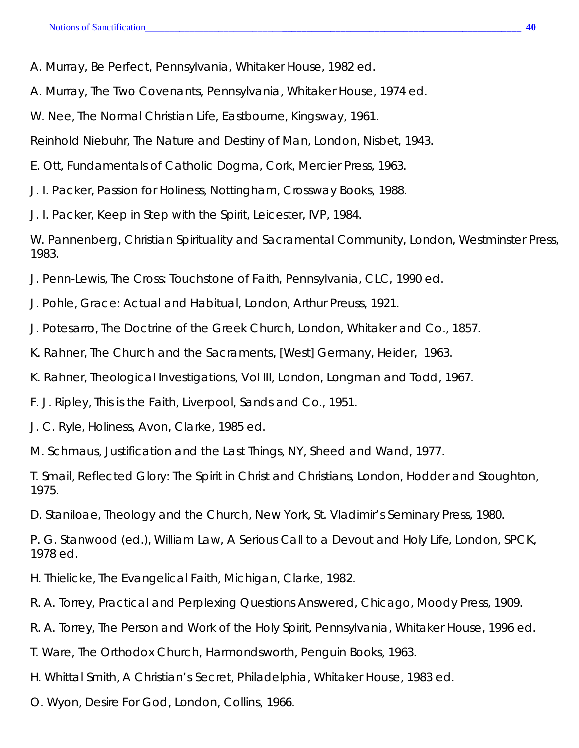A. Murray, Be Perfect, Pennsylvania, Whitaker House, 1982 ed.

A. Murray, The Two Covenants, Pennsylvania, Whitaker House, 1974 ed.

W. Nee, The Normal Christian Life, Eastbourne, Kingsway, 1961.

Reinhold Niebuhr, The Nature and Destiny of Man, London, Nisbet, 1943.

E. Ott, Fundamentals of Catholic Dogma, Cork, Mercier Press, 1963.

J. I. Packer, Passion for Holiness, Nottingham, Crossway Books, 1988.

J. I. Packer, Keep in Step with the Spirit, Leicester, IVP, 1984.

W. Pannenberg, Christian Spirituality and Sacramental Community, London, Westminster Press, 1983.

J. Penn-Lewis, The Cross: Touchstone of Faith, Pennsylvania, CLC, 1990 ed.

J. Pohle, Grace: Actual and Habitual, London, Arthur Preuss, 1921.

J. Potesarro, The Doctrine of the Greek Church, London, Whitaker and Co., 1857.

K. Rahner, The Church and the Sacraments, [West] Germany, Heider, 1963.

K. Rahner, Theological Investigations, Vol III, London, Longman and Todd, 1967.

F. J. Ripley, This is the Faith, Liverpool, Sands and Co., 1951.

J. C. Ryle, Holiness, Avon, Clarke, 1985 ed.

M. Schmaus, Justification and the Last Things, NY, Sheed and Wand, 1977.

T. Smail, Reflected Glory: The Spirit in Christ and Christians, London, Hodder and Stoughton, 1975.

D. Staniloae, Theology and the Church, New York, St. Vladimir's Seminary Press, 1980.

P. G. Stanwood (ed.), William Law, A Serious Call to a Devout and Holy Life, London, SPCK, 1978 ed.

H. Thielicke, The Evangelical Faith, Michigan, Clarke, 1982.

R. A. Torrey, Practical and Perplexing Questions Answered, Chicago, Moody Press, 1909.

R. A. Torrey, The Person and Work of the Holy Spirit, Pennsylvania, Whitaker House, 1996 ed.

T. Ware, The Orthodox Church, Harmondsworth, Penguin Books, 1963.

H. Whittal Smith, A Christian's Secret, Philadelphia, Whitaker House, 1983 ed.

O. Wyon, Desire For God, London, Collins, 1966.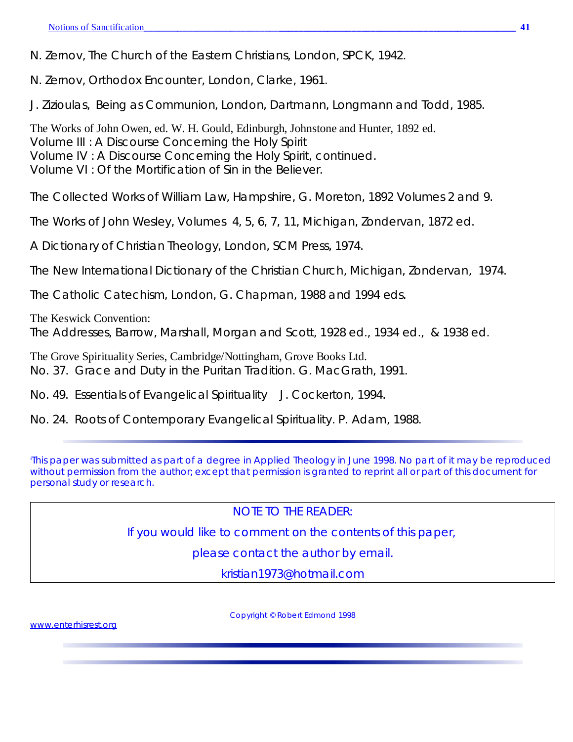N. Zernov, The Church of the Eastern Christians, London, SPCK, 1942.

N. Zernov, Orthodox Encounter, London, Clarke, 1961.

J. Zizioulas, Being as Communion, London, Dartmann, Longmann and Todd, 1985.

The Works of John Owen, ed. W. H. Gould, Edinburgh, Johnstone and Hunter, 1892 ed.
Volume III : A Discourse Concerning the Holy Spirit
Volume IV : A Discourse Concerning the Holy Spirit, continued.
Volume VI : Of the Mortification of Sin in the Believer.

The Collected Works of William Law, Hampshire, G. Moreton, 1892 Volumes 2 and 9.

The Works of John Wesley, Volumes 4, 5, 6, 7, 11, Michigan, Zondervan, 1872 ed.

A Dictionary of Christian Theology, London, SCM Press, 1974.

The New International Dictionary of the Christian Church, Michigan, Zondervan, 1974.

The Catholic Catechism, London, G. Chapman, 1988 and 1994 eds.

The Keswick Convention:
The Addresses, Barrow, Marshall, Morgan and Scott, 1928 ed., 1934 ed., & 1938 ed.

The Grove Spirituality Series, Cambridge/Nottingham, Grove Books Ltd.
No. 37. Grace and Duty in the Puritan Tradition. G. MacGrath, 1991.

No. 49. Essentials of Evangelical Spirituality J. Cockerton, 1994.

No. 24. Roots of Contemporary Evangelical Spirituality. P. Adam, 1988.

---

'This paper was submitted as part of a degree in Applied Theology in June 1998. No part of it may be reproduced without permission from the author; except that permission is granted to reprint all or part of this document for personal study or research.

NOTE TO THE READER:

If you would like to comment on the contents of this paper,

please contact the author by email.

kristian1973@hotmail.com

Copyright © Robert Edmond 1998

www.enterhisrest.org